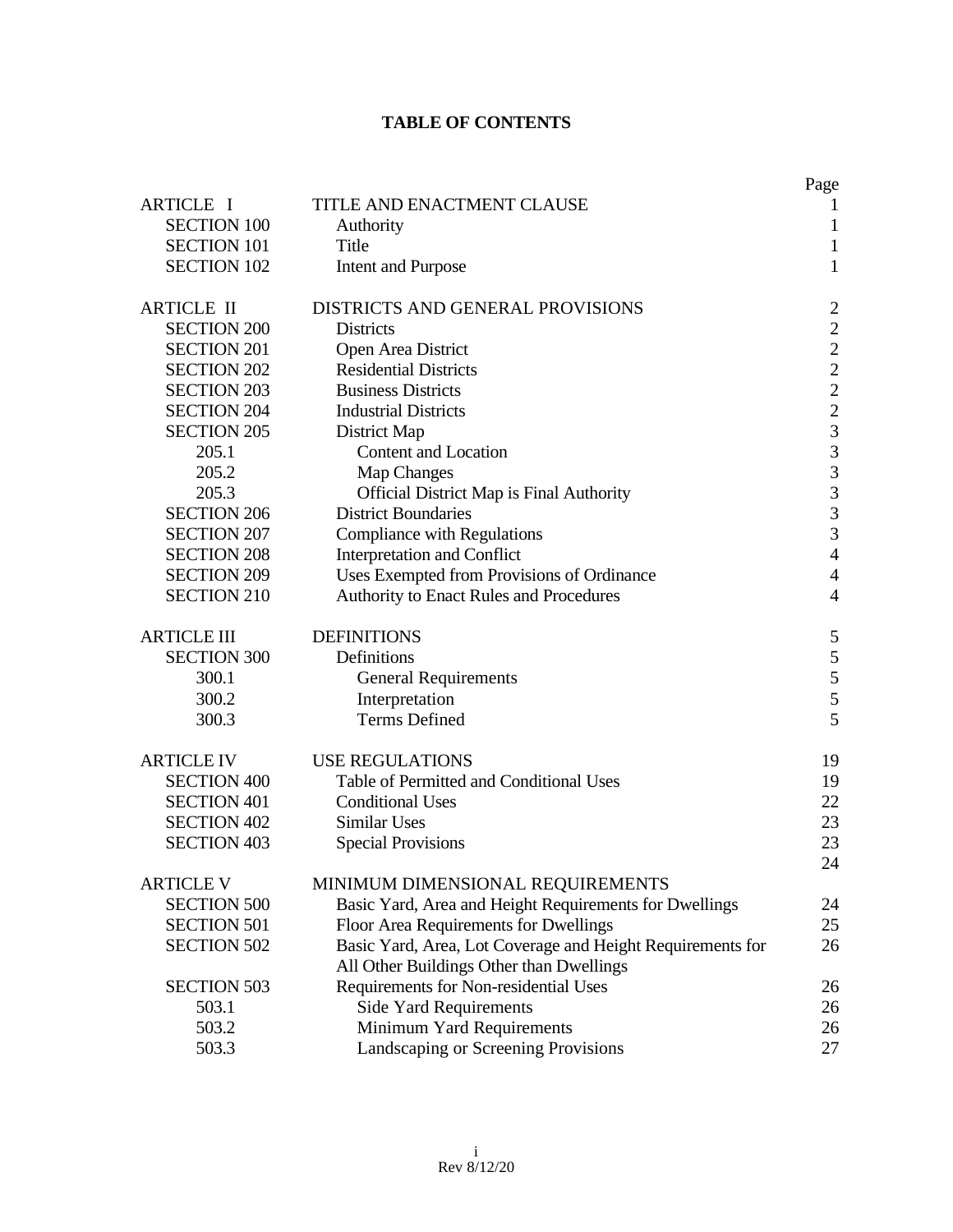# TABLE OF CONTENTS

| | | Page |
|---|---|---|
| ARTICLE I | TITLE AND ENACTMENT CLAUSE | 1 |
| SECTION 100 | Authority | 1 |
| SECTION 101 | Title | 1 |
| SECTION 102 | Intent and Purpose | 1 |
| | | |
| ARTICLE II | DISTRICTS AND GENERAL PROVISIONS | 2 |
| SECTION 200 | Districts | 2 |
| SECTION 201 | Open Area District | 2 |
| SECTION 202 | Residential Districts | 2 |
| SECTION 203 | Business Districts | 2 |
| SECTION 204 | Industrial Districts | 2 |
| SECTION 205 | District Map | 3 |
| 205.1 | Content and Location | 3 |
| 205.2 | Map Changes | 3 |
| 205.3 | Official District Map is Final Authority | 3 |
| SECTION 206 | District Boundaries | 3 |
| SECTION 207 | Compliance with Regulations | 3 |
| SECTION 208 | Interpretation and Conflict | 4 |
| SECTION 209 | Uses Exempted from Provisions of Ordinance | 4 |
| SECTION 210 | Authority to Enact Rules and Procedures | 4 |
| | | |
| ARTICLE III | DEFINITIONS | 5 |
| SECTION 300 | Definitions | 5 |
| 300.1 | General Requirements | 5 |
| 300.2 | Interpretation | 5 |
| 300.3 | Terms Defined | 5 |
| | | |
| ARTICLE IV | USE REGULATIONS | 19 |
| SECTION 400 | Table of Permitted and Conditional Uses | 19 |
| SECTION 401 | Conditional Uses | 22 |
| SECTION 402 | Similar Uses | 23 |
| SECTION 403 | Special Provisions | 23 |
| | | 24 |
| ARTICLE V | MINIMUM DIMENSIONAL REQUIREMENTS | |
| SECTION 500 | Basic Yard, Area and Height Requirements for Dwellings | 24 |
| SECTION 501 | Floor Area Requirements for Dwellings | 25 |
| SECTION 502 | Basic Yard, Area, Lot Coverage and Height Requirements for All Other Buildings Other than Dwellings | 26 |
| SECTION 503 | Requirements for Non-residential Uses | 26 |
| 503.1 | Side Yard Requirements | 26 |
| 503.2 | Minimum Yard Requirements | 26 |
| 503.3 | Landscaping or Screening Provisions | 27 |

Rev 8/12/20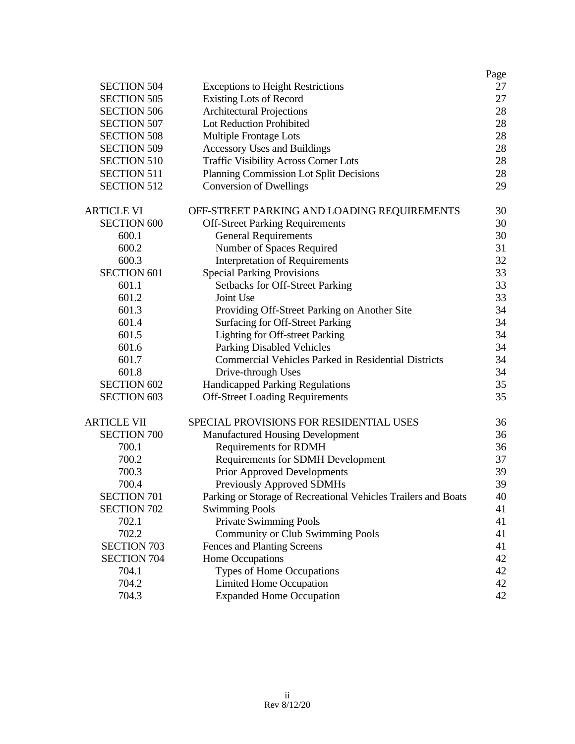| | | Page |
|---|---|---|
| SECTION 504 | Exceptions to Height Restrictions | 27 |
| SECTION 505 | Existing Lots of Record | 27 |
| SECTION 506 | Architectural Projections | 28 |
| SECTION 507 | Lot Reduction Prohibited | 28 |
| SECTION 508 | Multiple Frontage Lots | 28 |
| SECTION 509 | Accessory Uses and Buildings | 28 |
| SECTION 510 | Traffic Visibility Across Corner Lots | 28 |
| SECTION 511 | Planning Commission Lot Split Decisions | 28 |
| SECTION 512 | Conversion of Dwellings | 29 |
| | | |
| ARTICLE VI | OFF-STREET PARKING AND LOADING REQUIREMENTS | 30 |
| SECTION 600 | Off-Street Parking Requirements | 30 |
| 600.1 | General Requirements | 30 |
| 600.2 | Number of Spaces Required | 31 |
| 600.3 | Interpretation of Requirements | 32 |
| SECTION 601 | Special Parking Provisions | 33 |
| 601.1 | Setbacks for Off-Street Parking | 33 |
| 601.2 | Joint Use | 33 |
| 601.3 | Providing Off-Street Parking on Another Site | 34 |
| 601.4 | Surfacing for Off-Street Parking | 34 |
| 601.5 | Lighting for Off-street Parking | 34 |
| 601.6 | Parking Disabled Vehicles | 34 |
| 601.7 | Commercial Vehicles Parked in Residential Districts | 34 |
| 601.8 | Drive-through Uses | 34 |
| SECTION 602 | Handicapped Parking Regulations | 35 |
| SECTION 603 | Off-Street Loading Requirements | 35 |
| | | |
| ARTICLE VII | SPECIAL PROVISIONS FOR RESIDENTIAL USES | 36 |
| SECTION 700 | Manufactured Housing Development | 36 |
| 700.1 | Requirements for RDMH | 36 |
| 700.2 | Requirements for SDMH Development | 37 |
| 700.3 | Prior Approved Developments | 39 |
| 700.4 | Previously Approved SDMHs | 39 |
| SECTION 701 | Parking or Storage of Recreational Vehicles Trailers and Boats | 40 |
| SECTION 702 | Swimming Pools | 41 |
| 702.1 | Private Swimming Pools | 41 |
| 702.2 | Community or Club Swimming Pools | 41 |
| SECTION 703 | Fences and Planting Screens | 41 |
| SECTION 704 | Home Occupations | 42 |
| 704.1 | Types of Home Occupations | 42 |
| 704.2 | Limited Home Occupation | 42 |
| 704.3 | Expanded Home Occupation | 42 |

Rev 8/12/20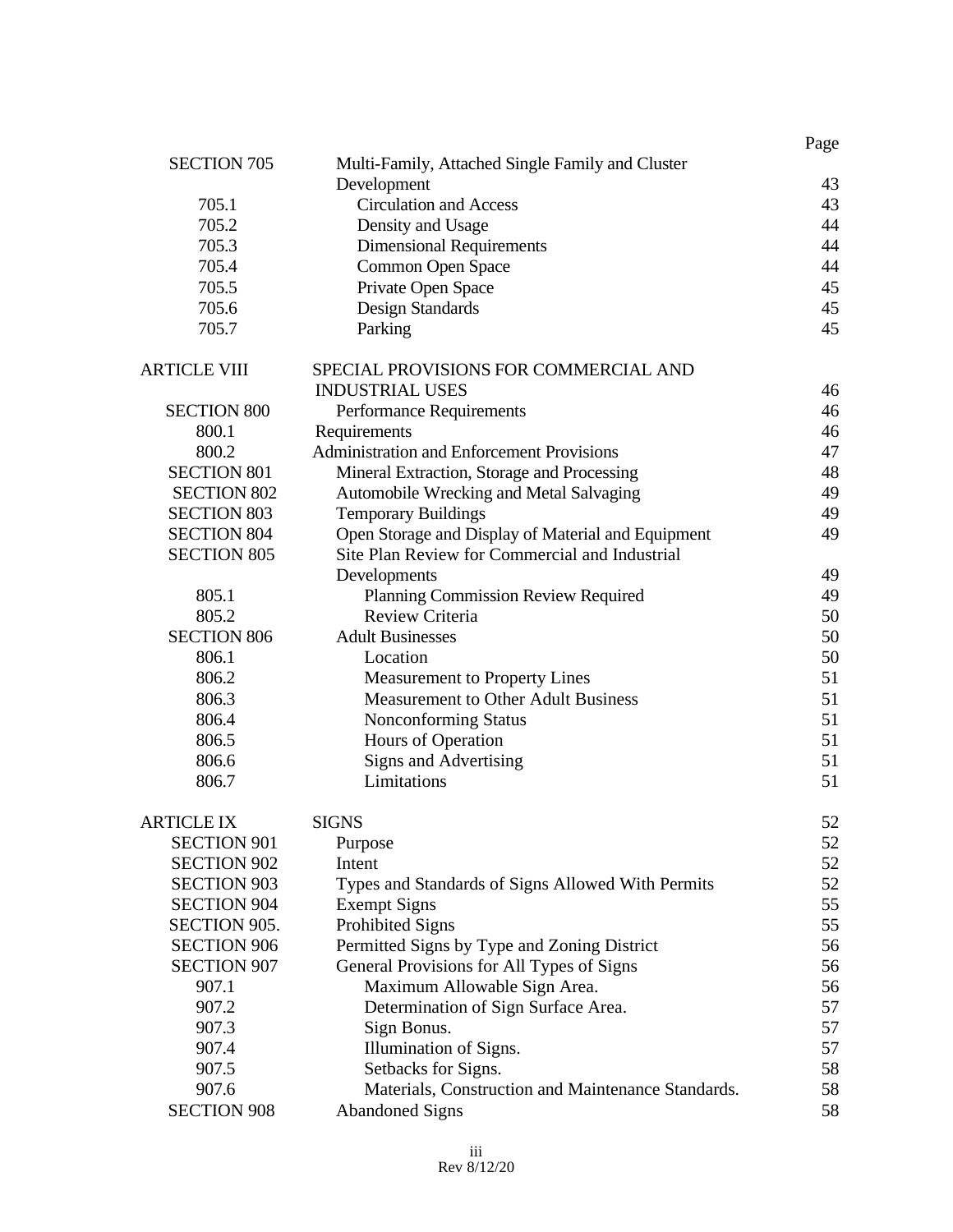| | | Page |
|---|---|---|
| SECTION 705 | Multi-Family, Attached Single Family and Cluster Development | 43 |
| 705.1 | Circulation and Access | 43 |
| 705.2 | Density and Usage | 44 |
| 705.3 | Dimensional Requirements | 44 |
| 705.4 | Common Open Space | 44 |
| 705.5 | Private Open Space | 45 |
| 705.6 | Design Standards | 45 |
| 705.7 | Parking | 45 |
| | | |
| ARTICLE VIII | SPECIAL PROVISIONS FOR COMMERCIAL AND INDUSTRIAL USES | 46 |
| SECTION 800 | Performance Requirements | 46 |
| 800.1 | Requirements | 46 |
| 800.2 | Administration and Enforcement Provisions | 47 |
| SECTION 801 | Mineral Extraction, Storage and Processing | 48 |
| SECTION 802 | Automobile Wrecking and Metal Salvaging | 49 |
| SECTION 803 | Temporary Buildings | 49 |
| SECTION 804 | Open Storage and Display of Material and Equipment | 49 |
| SECTION 805 | Site Plan Review for Commercial and Industrial Developments | 49 |
| 805.1 | Planning Commission Review Required | 49 |
| 805.2 | Review Criteria | 50 |
| SECTION 806 | Adult Businesses | 50 |
| 806.1 | Location | 50 |
| 806.2 | Measurement to Property Lines | 51 |
| 806.3 | Measurement to Other Adult Business | 51 |
| 806.4 | Nonconforming Status | 51 |
| 806.5 | Hours of Operation | 51 |
| 806.6 | Signs and Advertising | 51 |
| 806.7 | Limitations | 51 |
| | | |
| ARTICLE IX | SIGNS | 52 |
| SECTION 901 | Purpose | 52 |
| SECTION 902 | Intent | 52 |
| SECTION 903 | Types and Standards of Signs Allowed With Permits | 52 |
| SECTION 904 | Exempt Signs | 55 |
| SECTION 905. | Prohibited Signs | 55 |
| SECTION 906 | Permitted Signs by Type and Zoning District | 56 |
| SECTION 907 | General Provisions for All Types of Signs | 56 |
| 907.1 | Maximum Allowable Sign Area. | 56 |
| 907.2 | Determination of Sign Surface Area. | 57 |
| 907.3 | Sign Bonus. | 57 |
| 907.4 | Illumination of Signs. | 57 |
| 907.5 | Setbacks for Signs. | 58 |
| 907.6 | Materials, Construction and Maintenance Standards. | 58 |
| SECTION 908 | Abandoned Signs | 58 |

Rev 8/12/20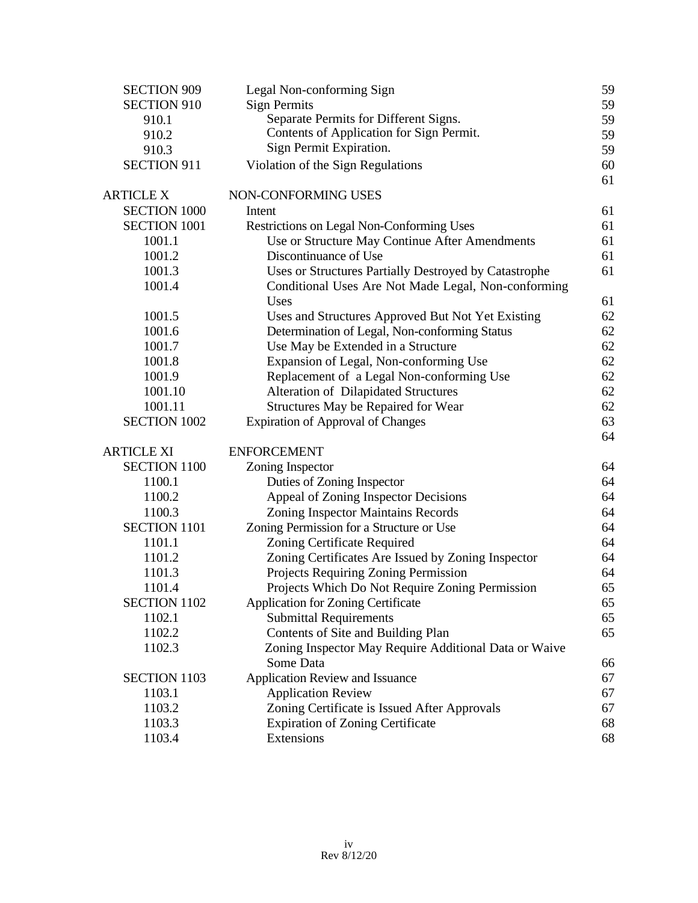| | | |
|---|---|---|
| SECTION 909 | Legal Non-conforming Sign | 59 |
| SECTION 910 | Sign Permits | 59 |
| 910.1 | Separate Permits for Different Signs. | 59 |
| 910.2 | Contents of Application for Sign Permit. | 59 |
| 910.3 | Sign Permit Expiration. | 59 |
| SECTION 911 | Violation of the Sign Regulations | 60 |
| | | 61 |
| ARTICLE X | NON-CONFORMING USES | |
| SECTION 1000 | Intent | 61 |
| SECTION 1001 | Restrictions on Legal Non-Conforming Uses | 61 |
| 1001.1 | Use or Structure May Continue After Amendments | 61 |
| 1001.2 | Discontinuance of Use | 61 |
| 1001.3 | Uses or Structures Partially Destroyed by Catastrophe | 61 |
| 1001.4 | Conditional Uses Are Not Made Legal, Non-conforming Uses | 61 |
| 1001.5 | Uses and Structures Approved But Not Yet Existing | 62 |
| 1001.6 | Determination of Legal, Non-conforming Status | 62 |
| 1001.7 | Use May be Extended in a Structure | 62 |
| 1001.8 | Expansion of Legal, Non-conforming Use | 62 |
| 1001.9 | Replacement of a Legal Non-conforming Use | 62 |
| 1001.10 | Alteration of Dilapidated Structures | 62 |
| 1001.11 | Structures May be Repaired for Wear | 62 |
| SECTION 1002 | Expiration of Approval of Changes | 63 |
| | | 64 |
| ARTICLE XI | ENFORCEMENT | |
| SECTION 1100 | Zoning Inspector | 64 |
| 1100.1 | Duties of Zoning Inspector | 64 |
| 1100.2 | Appeal of Zoning Inspector Decisions | 64 |
| 1100.3 | Zoning Inspector Maintains Records | 64 |
| SECTION 1101 | Zoning Permission for a Structure or Use | 64 |
| 1101.1 | Zoning Certificate Required | 64 |
| 1101.2 | Zoning Certificates Are Issued by Zoning Inspector | 64 |
| 1101.3 | Projects Requiring Zoning Permission | 64 |
| 1101.4 | Projects Which Do Not Require Zoning Permission | 65 |
| SECTION 1102 | Application for Zoning Certificate | 65 |
| 1102.1 | Submittal Requirements | 65 |
| 1102.2 | Contents of Site and Building Plan | 65 |
| 1102.3 | Zoning Inspector May Require Additional Data or Waive Some Data | 66 |
| SECTION 1103 | Application Review and Issuance | 67 |
| 1103.1 | Application Review | 67 |
| 1103.2 | Zoning Certificate is Issued After Approvals | 67 |
| 1103.3 | Expiration of Zoning Certificate | 68 |
| 1103.4 | Extensions | 68 |

Rev 8/12/20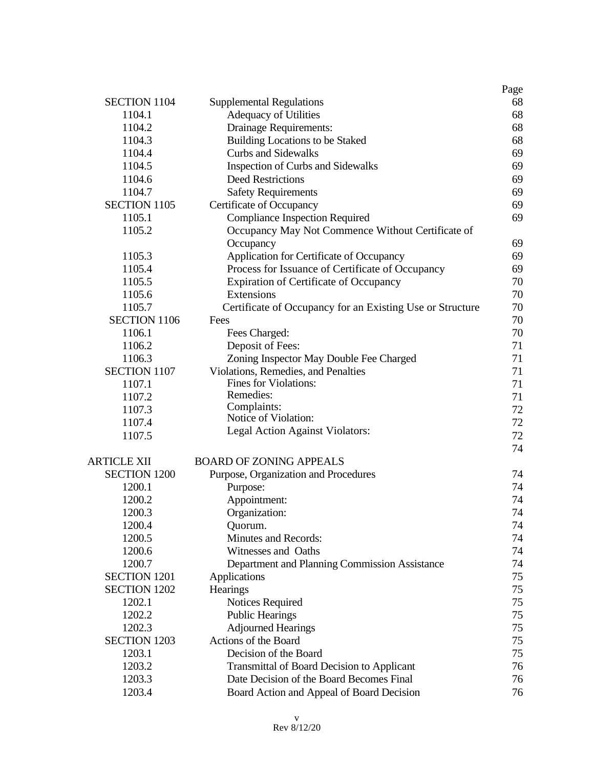| | | Page |
|---|---|---|
| SECTION 1104 | Supplemental Regulations | 68 |
| 1104.1 | Adequacy of Utilities | 68 |
| 1104.2 | Drainage Requirements: | 68 |
| 1104.3 | Building Locations to be Staked | 68 |
| 1104.4 | Curbs and Sidewalks | 69 |
| 1104.5 | Inspection of Curbs and Sidewalks | 69 |
| 1104.6 | Deed Restrictions | 69 |
| 1104.7 | Safety Requirements | 69 |
| SECTION 1105 | Certificate of Occupancy | 69 |
| 1105.1 | Compliance Inspection Required | 69 |
| 1105.2 | Occupancy May Not Commence Without Certificate of Occupancy | 69 |
| 1105.3 | Application for Certificate of Occupancy | 69 |
| 1105.4 | Process for Issuance of Certificate of Occupancy | 69 |
| 1105.5 | Expiration of Certificate of Occupancy | 70 |
| 1105.6 | Extensions | 70 |
| 1105.7 | Certificate of Occupancy for an Existing Use or Structure | 70 |
| SECTION 1106 | Fees | 70 |
| 1106.1 | Fees Charged: | 70 |
| 1106.2 | Deposit of Fees: | 71 |
| 1106.3 | Zoning Inspector May Double Fee Charged | 71 |
| SECTION 1107 | Violations, Remedies, and Penalties | 71 |
| 1107.1 | Fines for Violations: | 71 |
| 1107.2 | Remedies: | 71 |
| 1107.3 | Complaints: | 72 |
| 1107.4 | Notice of Violation: | 72 |
| 1107.5 | Legal Action Against Violators: | 72 |
| ARTICLE XII | BOARD OF ZONING APPEALS | 74 |
| SECTION 1200 | Purpose, Organization and Procedures | 74 |
| 1200.1 | Purpose: | 74 |
| 1200.2 | Appointment: | 74 |
| 1200.3 | Organization: | 74 |
| 1200.4 | Quorum. | 74 |
| 1200.5 | Minutes and Records: | 74 |
| 1200.6 | Witnesses and Oaths | 74 |
| 1200.7 | Department and Planning Commission Assistance | 74 |
| SECTION 1201 | Applications | 75 |
| SECTION 1202 | Hearings | 75 |
| 1202.1 | Notices Required | 75 |
| 1202.2 | Public Hearings | 75 |
| 1202.3 | Adjourned Hearings | 75 |
| SECTION 1203 | Actions of the Board | 75 |
| 1203.1 | Decision of the Board | 75 |
| 1203.2 | Transmittal of Board Decision to Applicant | 76 |
| 1203.3 | Date Decision of the Board Becomes Final | 76 |
| 1203.4 | Board Action and Appeal of Board Decision | 76 |

Rev 8/12/20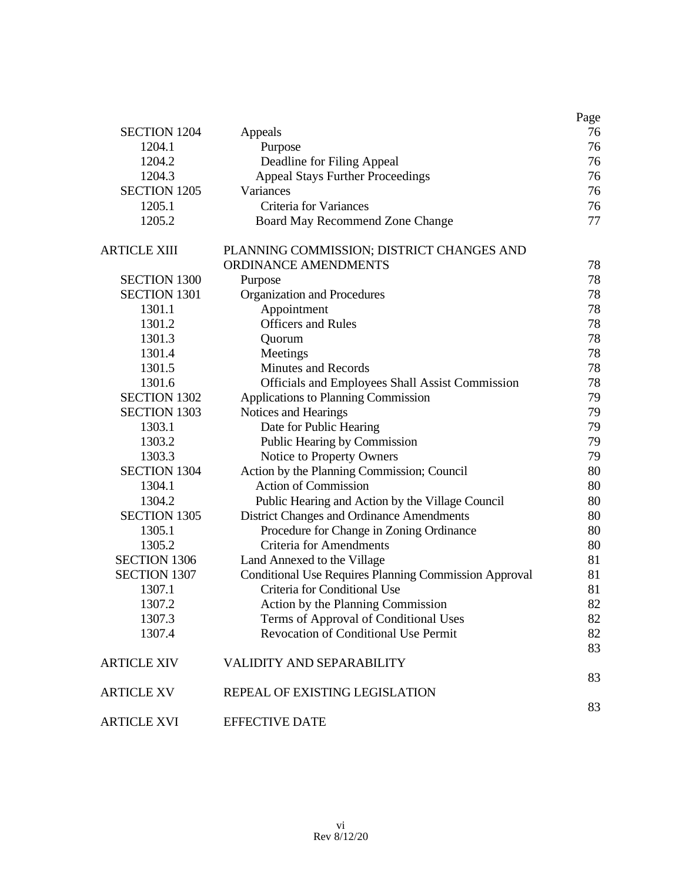| | | Page |
|---|---|---|
| SECTION 1204 | Appeals | 76 |
| 1204.1 | Purpose | 76 |
| 1204.2 | Deadline for Filing Appeal | 76 |
| 1204.3 | Appeal Stays Further Proceedings | 76 |
| SECTION 1205 | Variances | 76 |
| 1205.1 | Criteria for Variances | 76 |
| 1205.2 | Board May Recommend Zone Change | 77 |
| ARTICLE XIII | PLANNING COMMISSION; DISTRICT CHANGES AND ORDINANCE AMENDMENTS | 78 |
| SECTION 1300 | Purpose | 78 |
| SECTION 1301 | Organization and Procedures | 78 |
| 1301.1 | Appointment | 78 |
| 1301.2 | Officers and Rules | 78 |
| 1301.3 | Quorum | 78 |
| 1301.4 | Meetings | 78 |
| 1301.5 | Minutes and Records | 78 |
| 1301.6 | Officials and Employees Shall Assist Commission | 78 |
| SECTION 1302 | Applications to Planning Commission | 79 |
| SECTION 1303 | Notices and Hearings | 79 |
| 1303.1 | Date for Public Hearing | 79 |
| 1303.2 | Public Hearing by Commission | 79 |
| 1303.3 | Notice to Property Owners | 79 |
| SECTION 1304 | Action by the Planning Commission; Council | 80 |
| 1304.1 | Action of Commission | 80 |
| 1304.2 | Public Hearing and Action by the Village Council | 80 |
| SECTION 1305 | District Changes and Ordinance Amendments | 80 |
| 1305.1 | Procedure for Change in Zoning Ordinance | 80 |
| 1305.2 | Criteria for Amendments | 80 |
| SECTION 1306 | Land Annexed to the Village | 81 |
| SECTION 1307 | Conditional Use Requires Planning Commission Approval | 81 |
| 1307.1 | Criteria for Conditional Use | 81 |
| 1307.2 | Action by the Planning Commission | 82 |
| 1307.3 | Terms of Approval of Conditional Uses | 82 |
| 1307.4 | Revocation of Conditional Use Permit | 82 |
| ARTICLE XIV | VALIDITY AND SEPARABILITY | 83 |
| ARTICLE XV | REPEAL OF EXISTING LEGISLATION | 83 |
| ARTICLE XVI | EFFECTIVE DATE | 83 |

Rev 8/12/20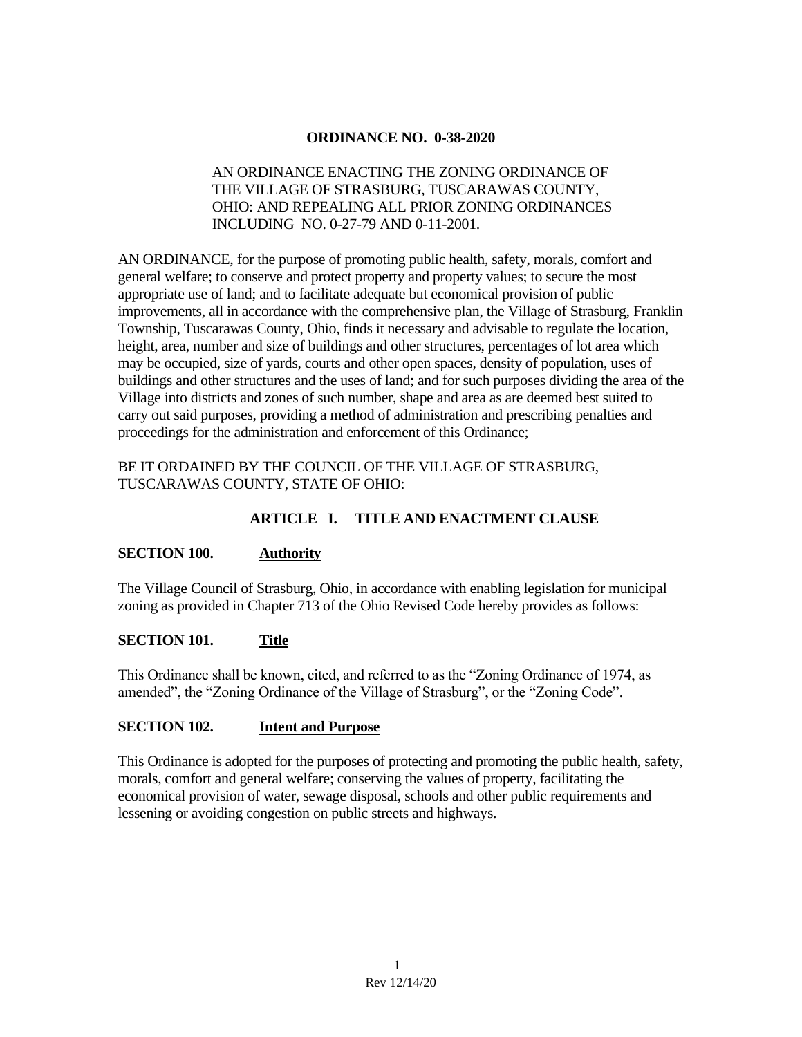**ORDINANCE NO. 0-38-2020**

AN ORDINANCE ENACTING THE ZONING ORDINANCE OF THE VILLAGE OF STRASBURG, TUSCARAWAS COUNTY, OHIO: AND REPEALING ALL PRIOR ZONING ORDINANCES INCLUDING NO. 0-27-79 AND 0-11-2001.

AN ORDINANCE, for the purpose of promoting public health, safety, morals, comfort and general welfare; to conserve and protect property and property values; to secure the most appropriate use of land; and to facilitate adequate but economical provision of public improvements, all in accordance with the comprehensive plan, the Village of Strasburg, Franklin Township, Tuscarawas County, Ohio, finds it necessary and advisable to regulate the location, height, area, number and size of buildings and other structures, percentages of lot area which may be occupied, size of yards, courts and other open spaces, density of population, uses of buildings and other structures and the uses of land; and for such purposes dividing the area of the Village into districts and zones of such number, shape and area as are deemed best suited to carry out said purposes, providing a method of administration and prescribing penalties and proceedings for the administration and enforcement of this Ordinance;

BE IT ORDAINED BY THE COUNCIL OF THE VILLAGE OF STRASBURG, TUSCARAWAS COUNTY, STATE OF OHIO:

## ARTICLE I. TITLE AND ENACTMENT CLAUSE

### SECTION 100. Authority

The Village Council of Strasburg, Ohio, in accordance with enabling legislation for municipal zoning as provided in Chapter 713 of the Ohio Revised Code hereby provides as follows:

### SECTION 101. Title

This Ordinance shall be known, cited, and referred to as the "Zoning Ordinance of 1974, as amended", the "Zoning Ordinance of the Village of Strasburg", or the "Zoning Code".

### SECTION 102. Intent and Purpose

This Ordinance is adopted for the purposes of protecting and promoting the public health, safety, morals, comfort and general welfare; conserving the values of property, facilitating the economical provision of water, sewage disposal, schools and other public requirements and lessening or avoiding congestion on public streets and highways.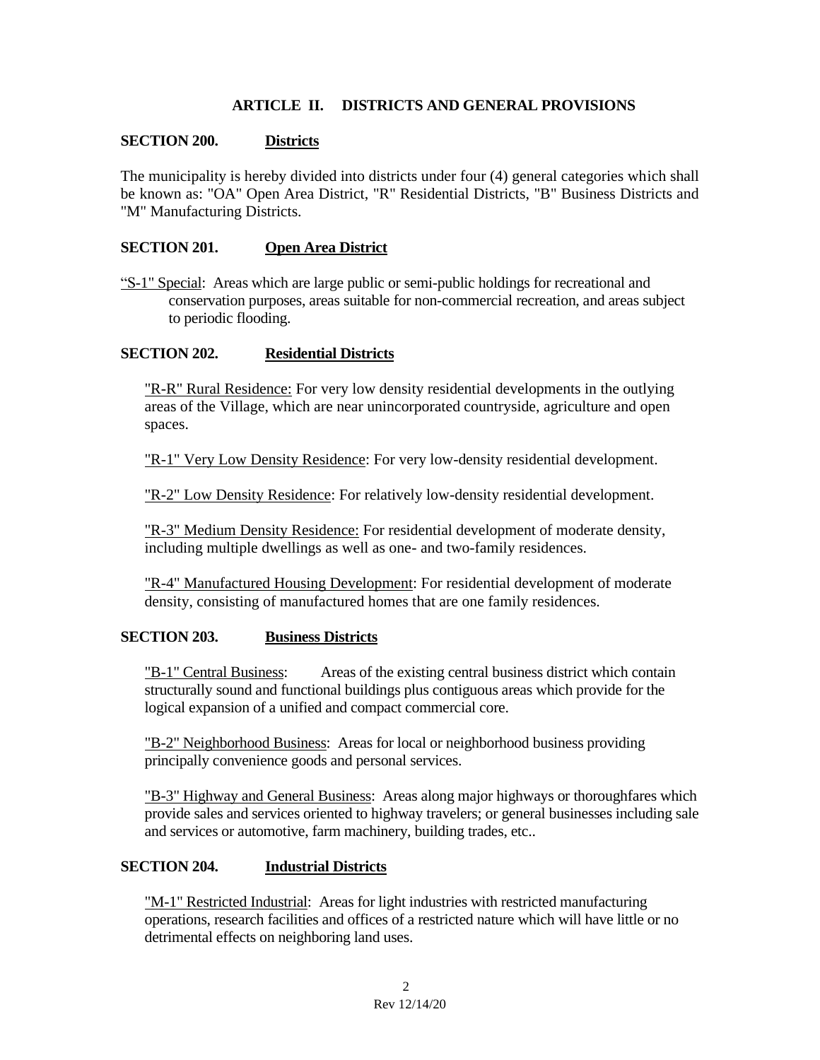## ARTICLE II. DISTRICTS AND GENERAL PROVISIONS

### SECTION 200. Districts

The municipality is hereby divided into districts under four (4) general categories which shall be known as: "OA" Open Area District, "R" Residential Districts, "B" Business Districts and "M" Manufacturing Districts.

### SECTION 201. Open Area District

"S-1" Special: Areas which are large public or semi-public holdings for recreational and conservation purposes, areas suitable for non-commercial recreation, and areas subject to periodic flooding.

### SECTION 202. Residential Districts

"R-R" Rural Residence: For very low density residential developments in the outlying areas of the Village, which are near unincorporated countryside, agriculture and open spaces.

"R-1" Very Low Density Residence: For very low-density residential development.

"R-2" Low Density Residence: For relatively low-density residential development.

"R-3" Medium Density Residence: For residential development of moderate density, including multiple dwellings as well as one- and two-family residences.

"R-4" Manufactured Housing Development: For residential development of moderate density, consisting of manufactured homes that are one family residences.

### SECTION 203. Business Districts

"B-1" Central Business: Areas of the existing central business district which contain structurally sound and functional buildings plus contiguous areas which provide for the logical expansion of a unified and compact commercial core.

"B-2" Neighborhood Business: Areas for local or neighborhood business providing principally convenience goods and personal services.

"B-3" Highway and General Business: Areas along major highways or thoroughfares which provide sales and services oriented to highway travelers; or general businesses including sale and services or automotive, farm machinery, building trades, etc..

### SECTION 204. Industrial Districts

"M-1" Restricted Industrial: Areas for light industries with restricted manufacturing operations, research facilities and offices of a restricted nature which will have little or no detrimental effects on neighboring land uses.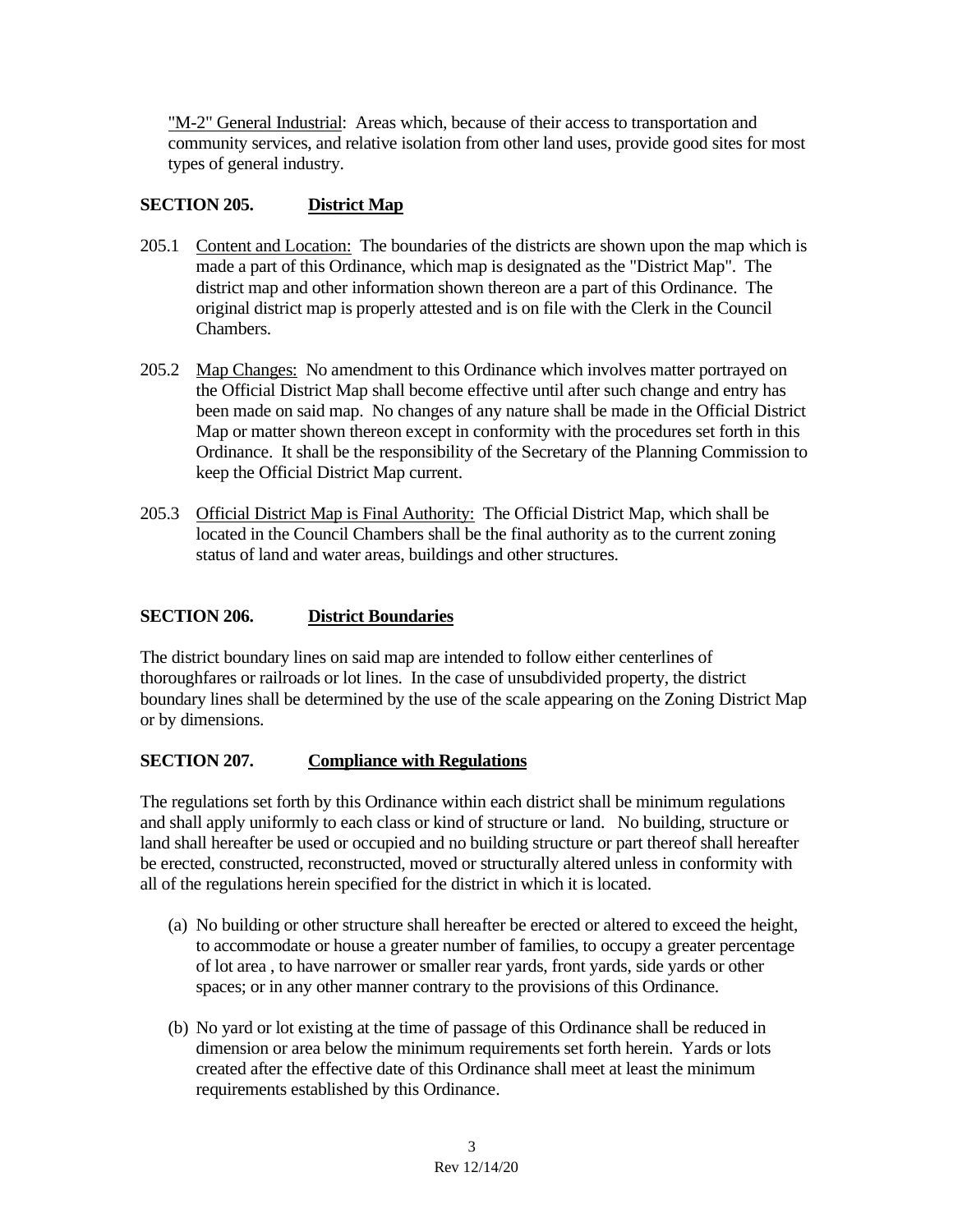"M-2" General Industrial: Areas which, because of their access to transportation and community services, and relative isolation from other land uses, provide good sites for most types of general industry.

## SECTION 205. District Map

205.1 Content and Location: The boundaries of the districts are shown upon the map which is made a part of this Ordinance, which map is designated as the "District Map". The district map and other information shown thereon are a part of this Ordinance. The original district map is properly attested and is on file with the Clerk in the Council Chambers.

205.2 Map Changes: No amendment to this Ordinance which involves matter portrayed on the Official District Map shall become effective until after such change and entry has been made on said map. No changes of any nature shall be made in the Official District Map or matter shown thereon except in conformity with the procedures set forth in this Ordinance. It shall be the responsibility of the Secretary of the Planning Commission to keep the Official District Map current.

205.3 Official District Map is Final Authority: The Official District Map, which shall be located in the Council Chambers shall be the final authority as to the current zoning status of land and water areas, buildings and other structures.

## SECTION 206. District Boundaries

The district boundary lines on said map are intended to follow either centerlines of thoroughfares or railroads or lot lines. In the case of unsubdivided property, the district boundary lines shall be determined by the use of the scale appearing on the Zoning District Map or by dimensions.

## SECTION 207. Compliance with Regulations

The regulations set forth by this Ordinance within each district shall be minimum regulations and shall apply uniformly to each class or kind of structure or land. No building, structure or land shall hereafter be used or occupied and no building structure or part thereof shall hereafter be erected, constructed, reconstructed, moved or structurally altered unless in conformity with all of the regulations herein specified for the district in which it is located.

(a) No building or other structure shall hereafter be erected or altered to exceed the height, to accommodate or house a greater number of families, to occupy a greater percentage of lot area , to have narrower or smaller rear yards, front yards, side yards or other spaces; or in any other manner contrary to the provisions of this Ordinance.

(b) No yard or lot existing at the time of passage of this Ordinance shall be reduced in dimension or area below the minimum requirements set forth herein. Yards or lots created after the effective date of this Ordinance shall meet at least the minimum requirements established by this Ordinance.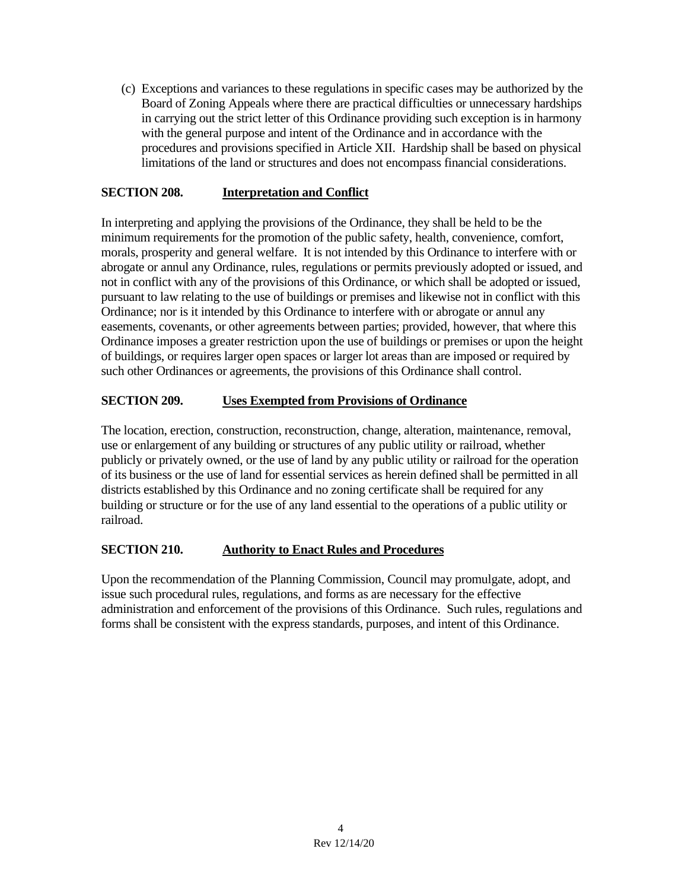(c) Exceptions and variances to these regulations in specific cases may be authorized by the Board of Zoning Appeals where there are practical difficulties or unnecessary hardships in carrying out the strict letter of this Ordinance providing such exception is in harmony with the general purpose and intent of the Ordinance and in accordance with the procedures and provisions specified in Article XII. Hardship shall be based on physical limitations of the land or structures and does not encompass financial considerations.

## SECTION 208. Interpretation and Conflict

In interpreting and applying the provisions of the Ordinance, they shall be held to be the minimum requirements for the promotion of the public safety, health, convenience, comfort, morals, prosperity and general welfare. It is not intended by this Ordinance to interfere with or abrogate or annul any Ordinance, rules, regulations or permits previously adopted or issued, and not in conflict with any of the provisions of this Ordinance, or which shall be adopted or issued, pursuant to law relating to the use of buildings or premises and likewise not in conflict with this Ordinance; nor is it intended by this Ordinance to interfere with or abrogate or annul any easements, covenants, or other agreements between parties; provided, however, that where this Ordinance imposes a greater restriction upon the use of buildings or premises or upon the height of buildings, or requires larger open spaces or larger lot areas than are imposed or required by such other Ordinances or agreements, the provisions of this Ordinance shall control.

## SECTION 209. Uses Exempted from Provisions of Ordinance

The location, erection, construction, reconstruction, change, alteration, maintenance, removal, use or enlargement of any building or structures of any public utility or railroad, whether publicly or privately owned, or the use of land by any public utility or railroad for the operation of its business or the use of land for essential services as herein defined shall be permitted in all districts established by this Ordinance and no zoning certificate shall be required for any building or structure or for the use of any land essential to the operations of a public utility or railroad.

## SECTION 210. Authority to Enact Rules and Procedures

Upon the recommendation of the Planning Commission, Council may promulgate, adopt, and issue such procedural rules, regulations, and forms as are necessary for the effective administration and enforcement of the provisions of this Ordinance. Such rules, regulations and forms shall be consistent with the express standards, purposes, and intent of this Ordinance.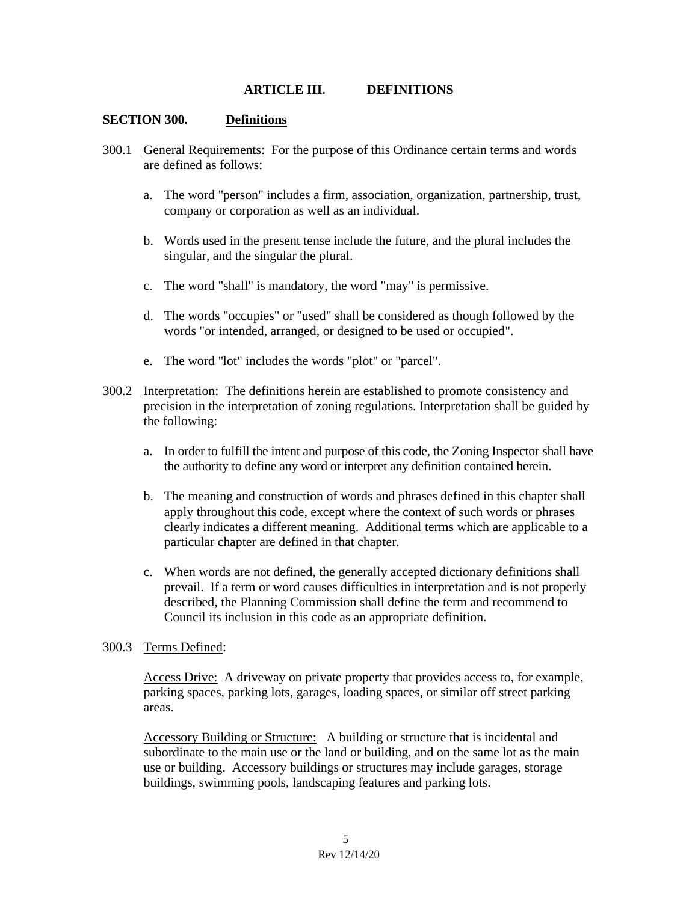# ARTICLE III. DEFINITIONS

## SECTION 300. Definitions

300.1 General Requirements: For the purpose of this Ordinance certain terms and words are defined as follows:

a. The word "person" includes a firm, association, organization, partnership, trust, company or corporation as well as an individual.

b. Words used in the present tense include the future, and the plural includes the singular, and the singular the plural.

c. The word "shall" is mandatory, the word "may" is permissive.

d. The words "occupies" or "used" shall be considered as though followed by the words "or intended, arranged, or designed to be used or occupied".

e. The word "lot" includes the words "plot" or "parcel".

300.2 Interpretation: The definitions herein are established to promote consistency and precision in the interpretation of zoning regulations. Interpretation shall be guided by the following:

a. In order to fulfill the intent and purpose of this code, the Zoning Inspector shall have the authority to define any word or interpret any definition contained herein.

b. The meaning and construction of words and phrases defined in this chapter shall apply throughout this code, except where the context of such words or phrases clearly indicates a different meaning. Additional terms which are applicable to a particular chapter are defined in that chapter.

c. When words are not defined, the generally accepted dictionary definitions shall prevail. If a term or word causes difficulties in interpretation and is not properly described, the Planning Commission shall define the term and recommend to Council its inclusion in this code as an appropriate definition.

300.3 Terms Defined:

Access Drive: A driveway on private property that provides access to, for example, parking spaces, parking lots, garages, loading spaces, or similar off street parking areas.

Accessory Building or Structure: A building or structure that is incidental and subordinate to the main use or the land or building, and on the same lot as the main use or building. Accessory buildings or structures may include garages, storage buildings, swimming pools, landscaping features and parking lots.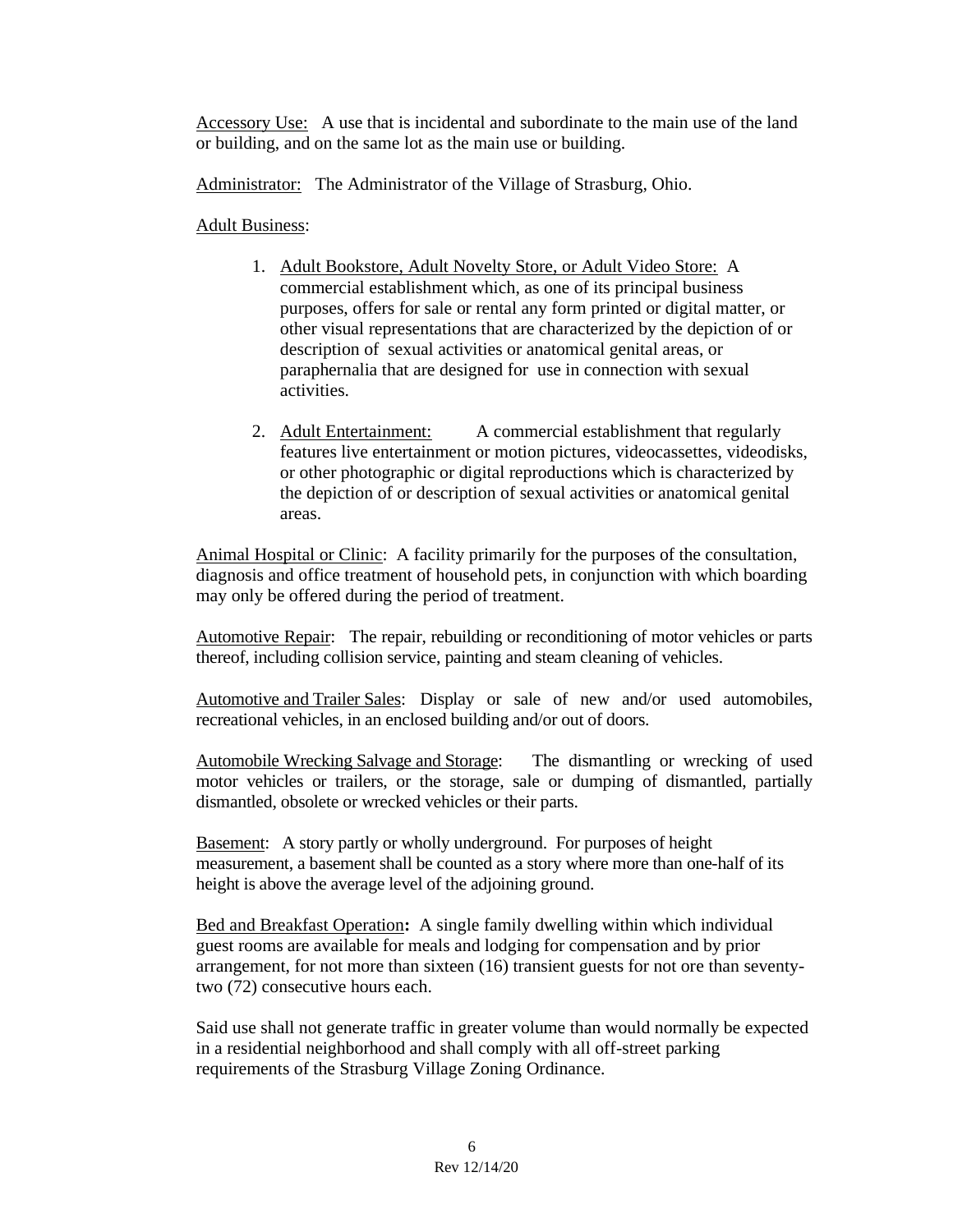Accessory Use: A use that is incidental and subordinate to the main use of the land or building, and on the same lot as the main use or building.

Administrator: The Administrator of the Village of Strasburg, Ohio.

Adult Business:

1. Adult Bookstore, Adult Novelty Store, or Adult Video Store: A commercial establishment which, as one of its principal business purposes, offers for sale or rental any form printed or digital matter, or other visual representations that are characterized by the depiction of or description of sexual activities or anatomical genital areas, or paraphernalia that are designed for use in connection with sexual activities.

2. Adult Entertainment: A commercial establishment that regularly features live entertainment or motion pictures, videocassettes, videodisks, or other photographic or digital reproductions which is characterized by the depiction of or description of sexual activities or anatomical genital areas.

Animal Hospital or Clinic: A facility primarily for the purposes of the consultation, diagnosis and office treatment of household pets, in conjunction with which boarding may only be offered during the period of treatment.

Automotive Repair: The repair, rebuilding or reconditioning of motor vehicles or parts thereof, including collision service, painting and steam cleaning of vehicles.

Automotive and Trailer Sales: Display or sale of new and/or used automobiles, recreational vehicles, in an enclosed building and/or out of doors.

Automobile Wrecking Salvage and Storage: The dismantling or wrecking of used motor vehicles or trailers, or the storage, sale or dumping of dismantled, partially dismantled, obsolete or wrecked vehicles or their parts.

Basement: A story partly or wholly underground. For purposes of height measurement, a basement shall be counted as a story where more than one-half of its height is above the average level of the adjoining ground.

Bed and Breakfast Operation**:** A single family dwelling within which individual guest rooms are available for meals and lodging for compensation and by prior arrangement, for not more than sixteen (16) transient guests for not ore than seventy-two (72) consecutive hours each.

Said use shall not generate traffic in greater volume than would normally be expected in a residential neighborhood and shall comply with all off-street parking requirements of the Strasburg Village Zoning Ordinance.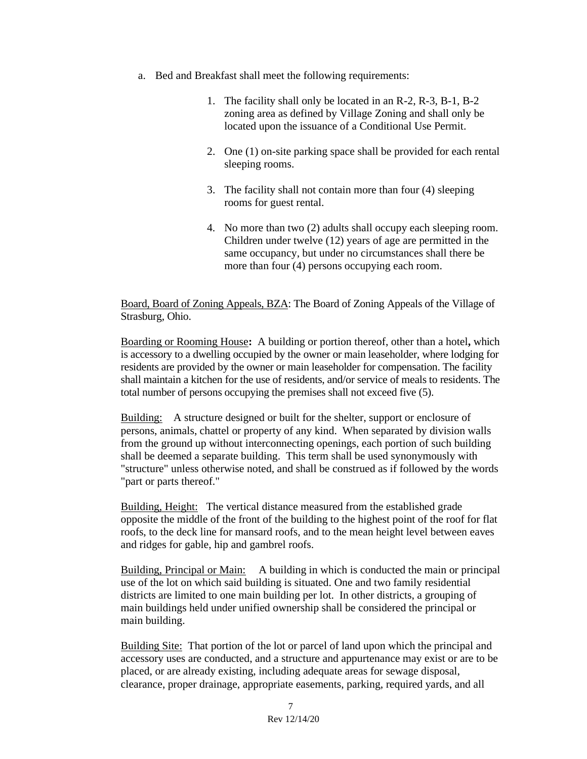a. Bed and Breakfast shall meet the following requirements:

   1. The facility shall only be located in an R-2, R-3, B-1, B-2 zoning area as defined by Village Zoning and shall only be located upon the issuance of a Conditional Use Permit.

   2. One (1) on-site parking space shall be provided for each rental sleeping rooms.

   3. The facility shall not contain more than four (4) sleeping rooms for guest rental.

   4. No more than two (2) adults shall occupy each sleeping room. Children under twelve (12) years of age are permitted in the same occupancy, but under no circumstances shall there be more than four (4) persons occupying each room.

<u>Board, Board of Zoning Appeals, BZA</u>: The Board of Zoning Appeals of the Village of Strasburg, Ohio.

<u>Boarding or Rooming House</u>**:** A building or portion thereof, other than a hotel**,** which is accessory to a dwelling occupied by the owner or main leaseholder, where lodging for residents are provided by the owner or main leaseholder for compensation. The facility shall maintain a kitchen for the use of residents, and/or service of meals to residents. The total number of persons occupying the premises shall not exceed five (5).

<u>Building:</u> A structure designed or built for the shelter, support or enclosure of persons, animals, chattel or property of any kind. When separated by division walls from the ground up without interconnecting openings, each portion of such building shall be deemed a separate building. This term shall be used synonymously with "structure" unless otherwise noted, and shall be construed as if followed by the words "part or parts thereof."

<u>Building, Height:</u> The vertical distance measured from the established grade opposite the middle of the front of the building to the highest point of the roof for flat roofs, to the deck line for mansard roofs, and to the mean height level between eaves and ridges for gable, hip and gambrel roofs.

<u>Building, Principal or Main:</u> A building in which is conducted the main or principal use of the lot on which said building is situated. One and two family residential districts are limited to one main building per lot. In other districts, a grouping of main buildings held under unified ownership shall be considered the principal or main building.

<u>Building Site:</u> That portion of the lot or parcel of land upon which the principal and accessory uses are conducted, and a structure and appurtenance may exist or are to be placed, or are already existing, including adequate areas for sewage disposal, clearance, proper drainage, appropriate easements, parking, required yards, and all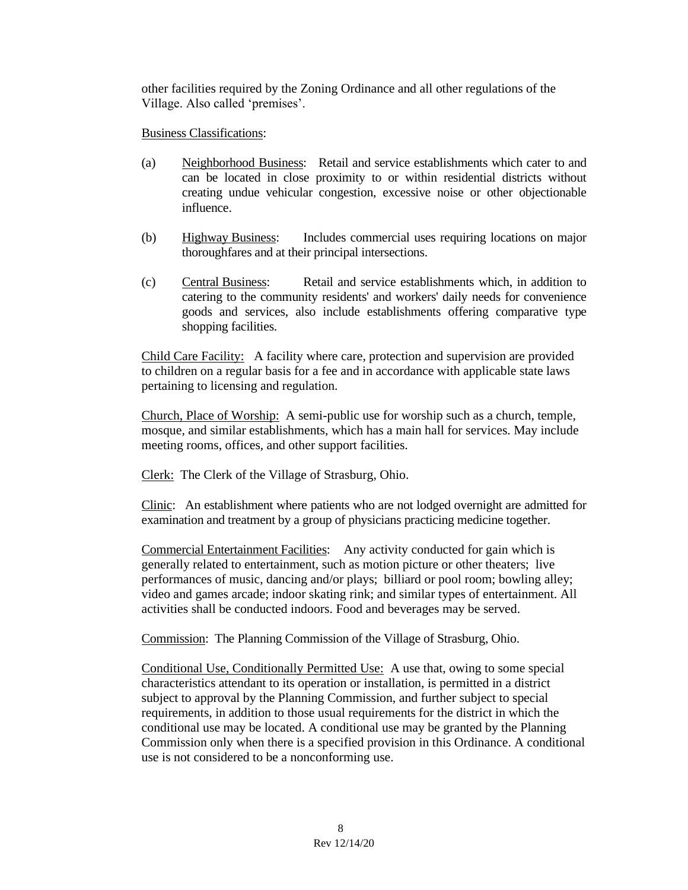other facilities required by the Zoning Ordinance and all other regulations of the Village. Also called 'premises'.

Business Classifications:

(a) Neighborhood Business: Retail and service establishments which cater to and can be located in close proximity to or within residential districts without creating undue vehicular congestion, excessive noise or other objectionable influence.

(b) Highway Business: Includes commercial uses requiring locations on major thoroughfares and at their principal intersections.

(c) Central Business: Retail and service establishments which, in addition to catering to the community residents' and workers' daily needs for convenience goods and services, also include establishments offering comparative type shopping facilities.

Child Care Facility: A facility where care, protection and supervision are provided to children on a regular basis for a fee and in accordance with applicable state laws pertaining to licensing and regulation.

Church, Place of Worship: A semi-public use for worship such as a church, temple, mosque, and similar establishments, which has a main hall for services. May include meeting rooms, offices, and other support facilities.

Clerk: The Clerk of the Village of Strasburg, Ohio.

Clinic: An establishment where patients who are not lodged overnight are admitted for examination and treatment by a group of physicians practicing medicine together.

Commercial Entertainment Facilities: Any activity conducted for gain which is generally related to entertainment, such as motion picture or other theaters; live performances of music, dancing and/or plays; billiard or pool room; bowling alley; video and games arcade; indoor skating rink; and similar types of entertainment. All activities shall be conducted indoors. Food and beverages may be served.

Commission: The Planning Commission of the Village of Strasburg, Ohio.

Conditional Use, Conditionally Permitted Use: A use that, owing to some special characteristics attendant to its operation or installation, is permitted in a district subject to approval by the Planning Commission, and further subject to special requirements, in addition to those usual requirements for the district in which the conditional use may be located. A conditional use may be granted by the Planning Commission only when there is a specified provision in this Ordinance. A conditional use is not considered to be a nonconforming use.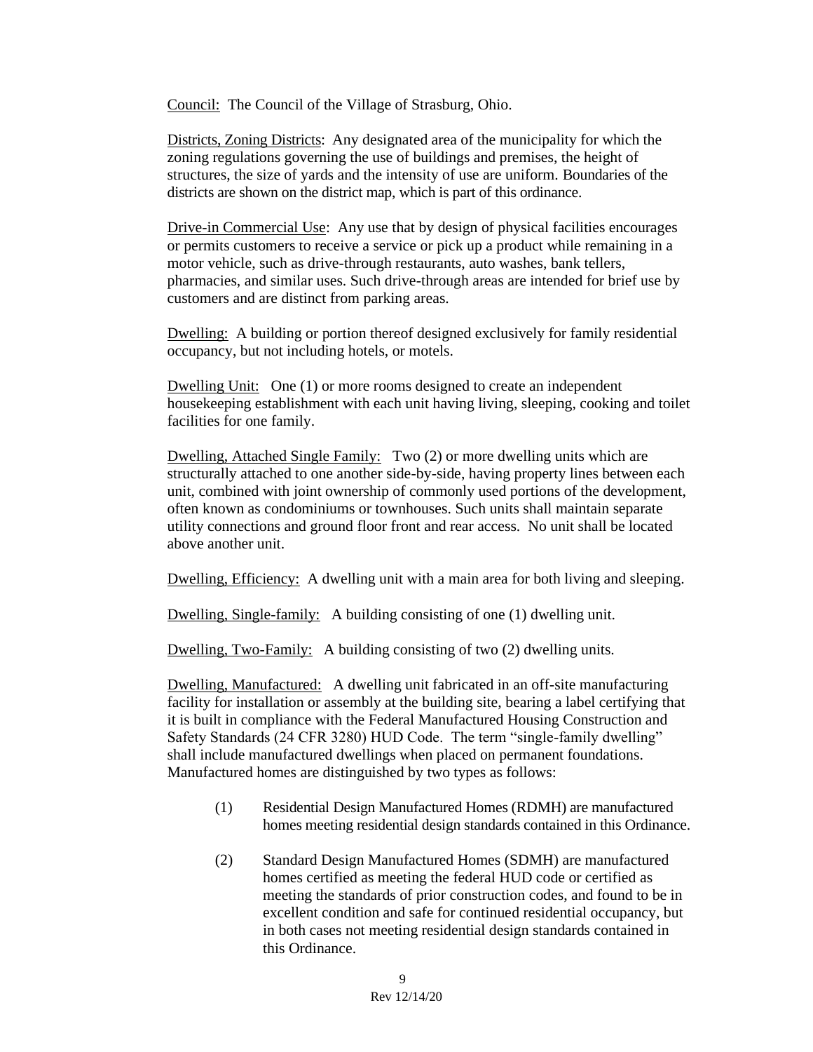Council: The Council of the Village of Strasburg, Ohio.

Districts, Zoning Districts: Any designated area of the municipality for which the zoning regulations governing the use of buildings and premises, the height of structures, the size of yards and the intensity of use are uniform. Boundaries of the districts are shown on the district map, which is part of this ordinance.

Drive-in Commercial Use: Any use that by design of physical facilities encourages or permits customers to receive a service or pick up a product while remaining in a motor vehicle, such as drive-through restaurants, auto washes, bank tellers, pharmacies, and similar uses. Such drive-through areas are intended for brief use by customers and are distinct from parking areas.

Dwelling: A building or portion thereof designed exclusively for family residential occupancy, but not including hotels, or motels.

Dwelling Unit: One (1) or more rooms designed to create an independent housekeeping establishment with each unit having living, sleeping, cooking and toilet facilities for one family.

Dwelling, Attached Single Family: Two (2) or more dwelling units which are structurally attached to one another side-by-side, having property lines between each unit, combined with joint ownership of commonly used portions of the development, often known as condominiums or townhouses. Such units shall maintain separate utility connections and ground floor front and rear access. No unit shall be located above another unit.

Dwelling, Efficiency: A dwelling unit with a main area for both living and sleeping.

Dwelling, Single-family: A building consisting of one (1) dwelling unit.

Dwelling, Two-Family: A building consisting of two (2) dwelling units.

Dwelling, Manufactured: A dwelling unit fabricated in an off-site manufacturing facility for installation or assembly at the building site, bearing a label certifying that it is built in compliance with the Federal Manufactured Housing Construction and Safety Standards (24 CFR 3280) HUD Code. The term "single-family dwelling" shall include manufactured dwellings when placed on permanent foundations. Manufactured homes are distinguished by two types as follows:

(1) Residential Design Manufactured Homes (RDMH) are manufactured homes meeting residential design standards contained in this Ordinance.

(2) Standard Design Manufactured Homes (SDMH) are manufactured homes certified as meeting the federal HUD code or certified as meeting the standards of prior construction codes, and found to be in excellent condition and safe for continued residential occupancy, but in both cases not meeting residential design standards contained in this Ordinance.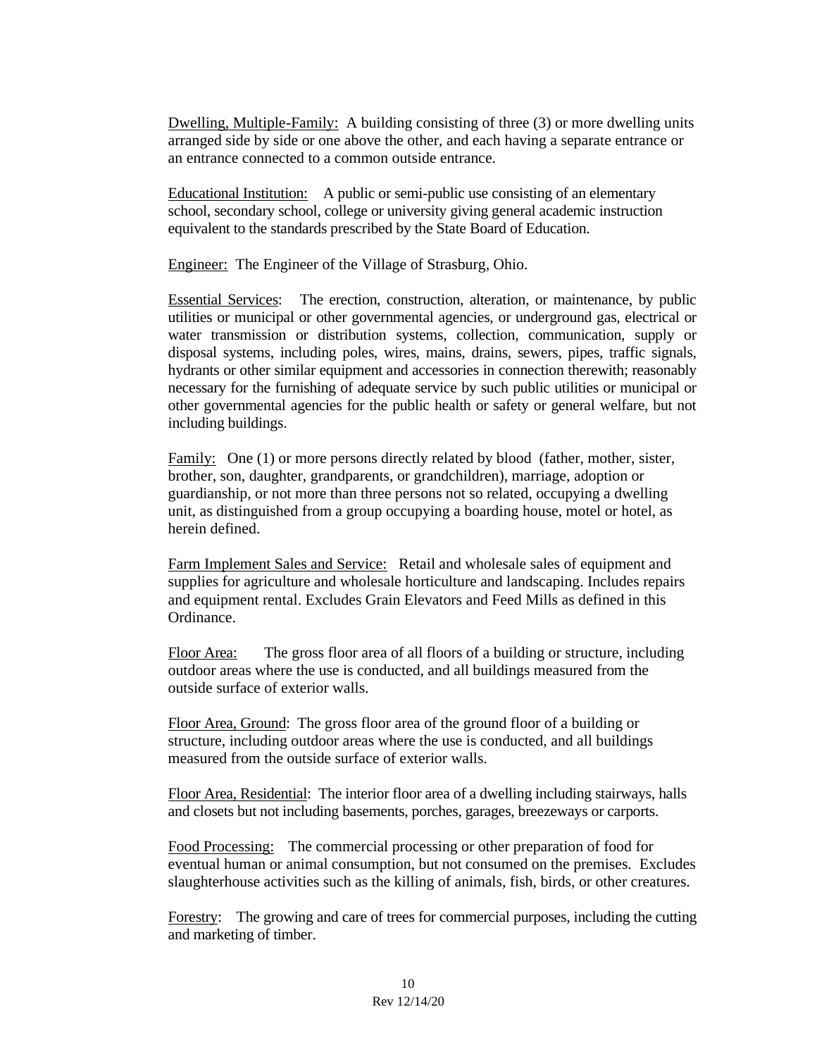Dwelling, Multiple-Family: A building consisting of three (3) or more dwelling units arranged side by side or one above the other, and each having a separate entrance or an entrance connected to a common outside entrance.

Educational Institution: A public or semi-public use consisting of an elementary school, secondary school, college or university giving general academic instruction equivalent to the standards prescribed by the State Board of Education.

Engineer: The Engineer of the Village of Strasburg, Ohio.

Essential Services: The erection, construction, alteration, or maintenance, by public utilities or municipal or other governmental agencies, or underground gas, electrical or water transmission or distribution systems, collection, communication, supply or disposal systems, including poles, wires, mains, drains, sewers, pipes, traffic signals, hydrants or other similar equipment and accessories in connection therewith; reasonably necessary for the furnishing of adequate service by such public utilities or municipal or other governmental agencies for the public health or safety or general welfare, but not including buildings.

Family: One (1) or more persons directly related by blood (father, mother, sister, brother, son, daughter, grandparents, or grandchildren), marriage, adoption or guardianship, or not more than three persons not so related, occupying a dwelling unit, as distinguished from a group occupying a boarding house, motel or hotel, as herein defined.

Farm Implement Sales and Service: Retail and wholesale sales of equipment and supplies for agriculture and wholesale horticulture and landscaping. Includes repairs and equipment rental. Excludes Grain Elevators and Feed Mills as defined in this Ordinance.

Floor Area: The gross floor area of all floors of a building or structure, including outdoor areas where the use is conducted, and all buildings measured from the outside surface of exterior walls.

Floor Area, Ground: The gross floor area of the ground floor of a building or structure, including outdoor areas where the use is conducted, and all buildings measured from the outside surface of exterior walls.

Floor Area, Residential: The interior floor area of a dwelling including stairways, halls and closets but not including basements, porches, garages, breezeways or carports.

Food Processing: The commercial processing or other preparation of food for eventual human or animal consumption, but not consumed on the premises. Excludes slaughterhouse activities such as the killing of animals, fish, birds, or other creatures.

Forestry: The growing and care of trees for commercial purposes, including the cutting and marketing of timber.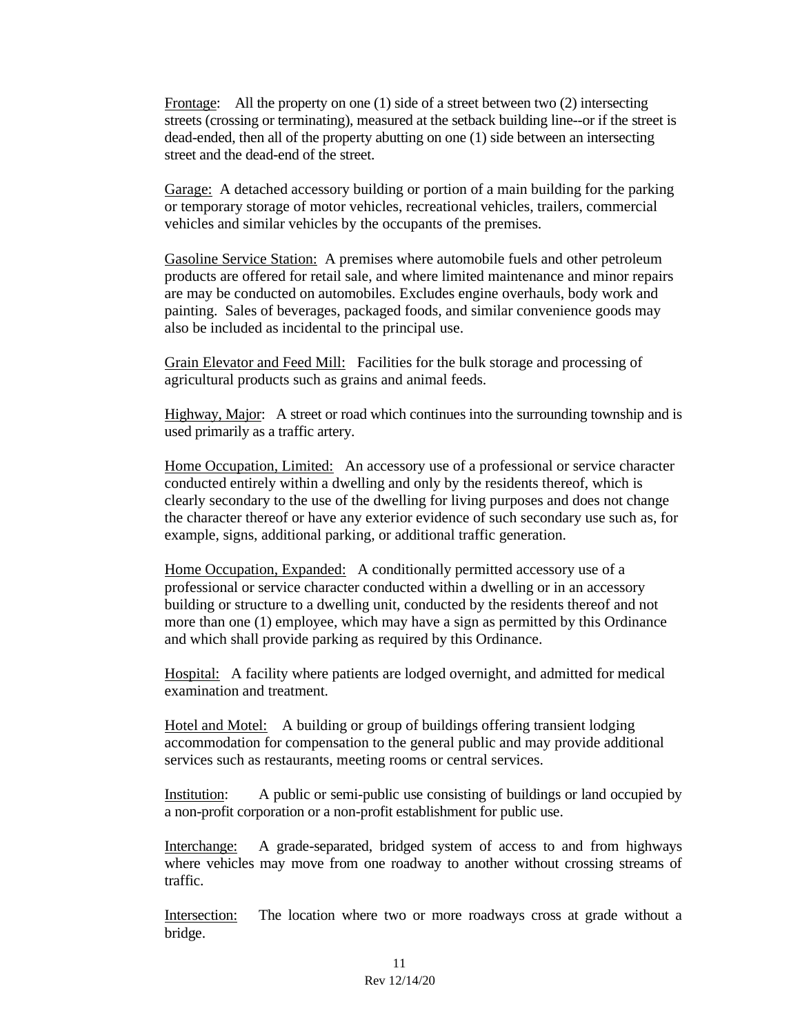Frontage: All the property on one (1) side of a street between two (2) intersecting streets (crossing or terminating), measured at the setback building line--or if the street is dead-ended, then all of the property abutting on one (1) side between an intersecting street and the dead-end of the street.

Garage: A detached accessory building or portion of a main building for the parking or temporary storage of motor vehicles, recreational vehicles, trailers, commercial vehicles and similar vehicles by the occupants of the premises.

Gasoline Service Station: A premises where automobile fuels and other petroleum products are offered for retail sale, and where limited maintenance and minor repairs are may be conducted on automobiles. Excludes engine overhauls, body work and painting. Sales of beverages, packaged foods, and similar convenience goods may also be included as incidental to the principal use.

Grain Elevator and Feed Mill: Facilities for the bulk storage and processing of agricultural products such as grains and animal feeds.

Highway, Major: A street or road which continues into the surrounding township and is used primarily as a traffic artery.

Home Occupation, Limited: An accessory use of a professional or service character conducted entirely within a dwelling and only by the residents thereof, which is clearly secondary to the use of the dwelling for living purposes and does not change the character thereof or have any exterior evidence of such secondary use such as, for example, signs, additional parking, or additional traffic generation.

Home Occupation, Expanded: A conditionally permitted accessory use of a professional or service character conducted within a dwelling or in an accessory building or structure to a dwelling unit, conducted by the residents thereof and not more than one (1) employee, which may have a sign as permitted by this Ordinance and which shall provide parking as required by this Ordinance.

Hospital: A facility where patients are lodged overnight, and admitted for medical examination and treatment.

Hotel and Motel: A building or group of buildings offering transient lodging accommodation for compensation to the general public and may provide additional services such as restaurants, meeting rooms or central services.

Institution: A public or semi-public use consisting of buildings or land occupied by a non-profit corporation or a non-profit establishment for public use.

Interchange: A grade-separated, bridged system of access to and from highways where vehicles may move from one roadway to another without crossing streams of traffic.

Intersection: The location where two or more roadways cross at grade without a bridge.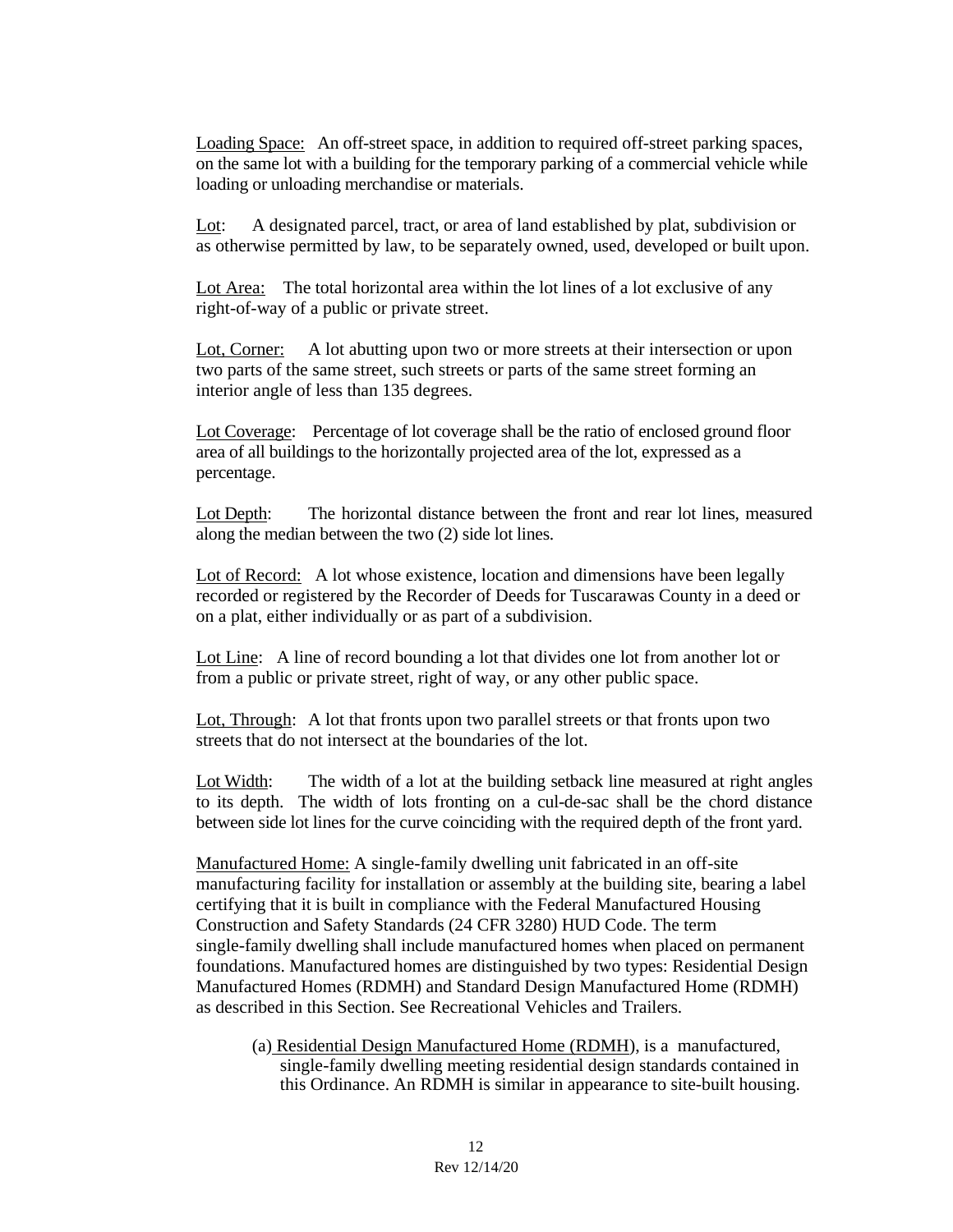<u>Loading Space:</u> An off-street space, in addition to required off-street parking spaces, on the same lot with a building for the temporary parking of a commercial vehicle while loading or unloading merchandise or materials.

<u>Lot</u>: A designated parcel, tract, or area of land established by plat, subdivision or as otherwise permitted by law, to be separately owned, used, developed or built upon.

<u>Lot Area:</u> The total horizontal area within the lot lines of a lot exclusive of any right-of-way of a public or private street.

<u>Lot, Corner:</u> A lot abutting upon two or more streets at their intersection or upon two parts of the same street, such streets or parts of the same street forming an interior angle of less than 135 degrees.

<u>Lot Coverage</u>: Percentage of lot coverage shall be the ratio of enclosed ground floor area of all buildings to the horizontally projected area of the lot, expressed as a percentage.

<u>Lot Depth</u>: The horizontal distance between the front and rear lot lines, measured along the median between the two (2) side lot lines.

<u>Lot of Record:</u> A lot whose existence, location and dimensions have been legally recorded or registered by the Recorder of Deeds for Tuscarawas County in a deed or on a plat, either individually or as part of a subdivision.

<u>Lot Line</u>: A line of record bounding a lot that divides one lot from another lot or from a public or private street, right of way, or any other public space.

<u>Lot, Through</u>: A lot that fronts upon two parallel streets or that fronts upon two streets that do not intersect at the boundaries of the lot.

<u>Lot Width</u>: The width of a lot at the building setback line measured at right angles to its depth. The width of lots fronting on a cul-de-sac shall be the chord distance between side lot lines for the curve coinciding with the required depth of the front yard.

<u>Manufactured Home:</u> A single-family dwelling unit fabricated in an off-site manufacturing facility for installation or assembly at the building site, bearing a label certifying that it is built in compliance with the Federal Manufactured Housing Construction and Safety Standards (24 CFR 3280) HUD Code. The term single-family dwelling shall include manufactured homes when placed on permanent foundations. Manufactured homes are distinguished by two types: Residential Design Manufactured Homes (RDMH) and Standard Design Manufactured Home (RDMH) as described in this Section. See Recreational Vehicles and Trailers.

(a) <u>Residential Design Manufactured Home (RDMH)</u>, is a manufactured, single-family dwelling meeting residential design standards contained in this Ordinance. An RDMH is similar in appearance to site-built housing.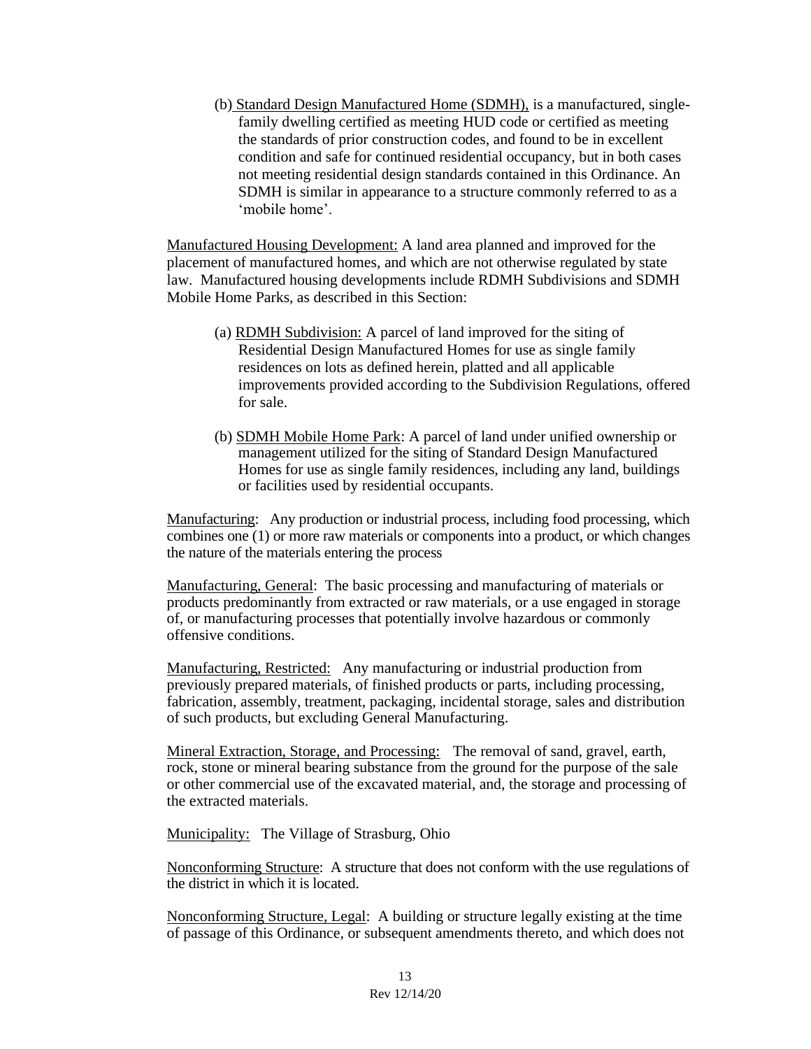(b) <u>Standard Design Manufactured Home (SDMH),</u> is a manufactured, single-family dwelling certified as meeting HUD code or certified as meeting the standards of prior construction codes, and found to be in excellent condition and safe for continued residential occupancy, but in both cases not meeting residential design standards contained in this Ordinance. An SDMH is similar in appearance to a structure commonly referred to as a 'mobile home'.

<u>Manufactured Housing Development:</u> A land area planned and improved for the placement of manufactured homes, and which are not otherwise regulated by state law. Manufactured housing developments include RDMH Subdivisions and SDMH Mobile Home Parks, as described in this Section:

(a) <u>RDMH Subdivision:</u> A parcel of land improved for the siting of Residential Design Manufactured Homes for use as single family residences on lots as defined herein, platted and all applicable improvements provided according to the Subdivision Regulations, offered for sale.

(b) <u>SDMH Mobile Home Park</u>: A parcel of land under unified ownership or management utilized for the siting of Standard Design Manufactured Homes for use as single family residences, including any land, buildings or facilities used by residential occupants.

<u>Manufacturing</u>: Any production or industrial process, including food processing, which combines one (1) or more raw materials or components into a product, or which changes the nature of the materials entering the process

<u>Manufacturing, General</u>: The basic processing and manufacturing of materials or products predominantly from extracted or raw materials, or a use engaged in storage of, or manufacturing processes that potentially involve hazardous or commonly offensive conditions.

<u>Manufacturing, Restricted:</u> Any manufacturing or industrial production from previously prepared materials, of finished products or parts, including processing, fabrication, assembly, treatment, packaging, incidental storage, sales and distribution of such products, but excluding General Manufacturing.

<u>Mineral Extraction, Storage, and Processing:</u> The removal of sand, gravel, earth, rock, stone or mineral bearing substance from the ground for the purpose of the sale or other commercial use of the excavated material, and, the storage and processing of the extracted materials.

<u>Municipality:</u> The Village of Strasburg, Ohio

<u>Nonconforming Structure</u>: A structure that does not conform with the use regulations of the district in which it is located.

<u>Nonconforming Structure, Legal</u>: A building or structure legally existing at the time of passage of this Ordinance, or subsequent amendments thereto, and which does not

Rev 12/14/20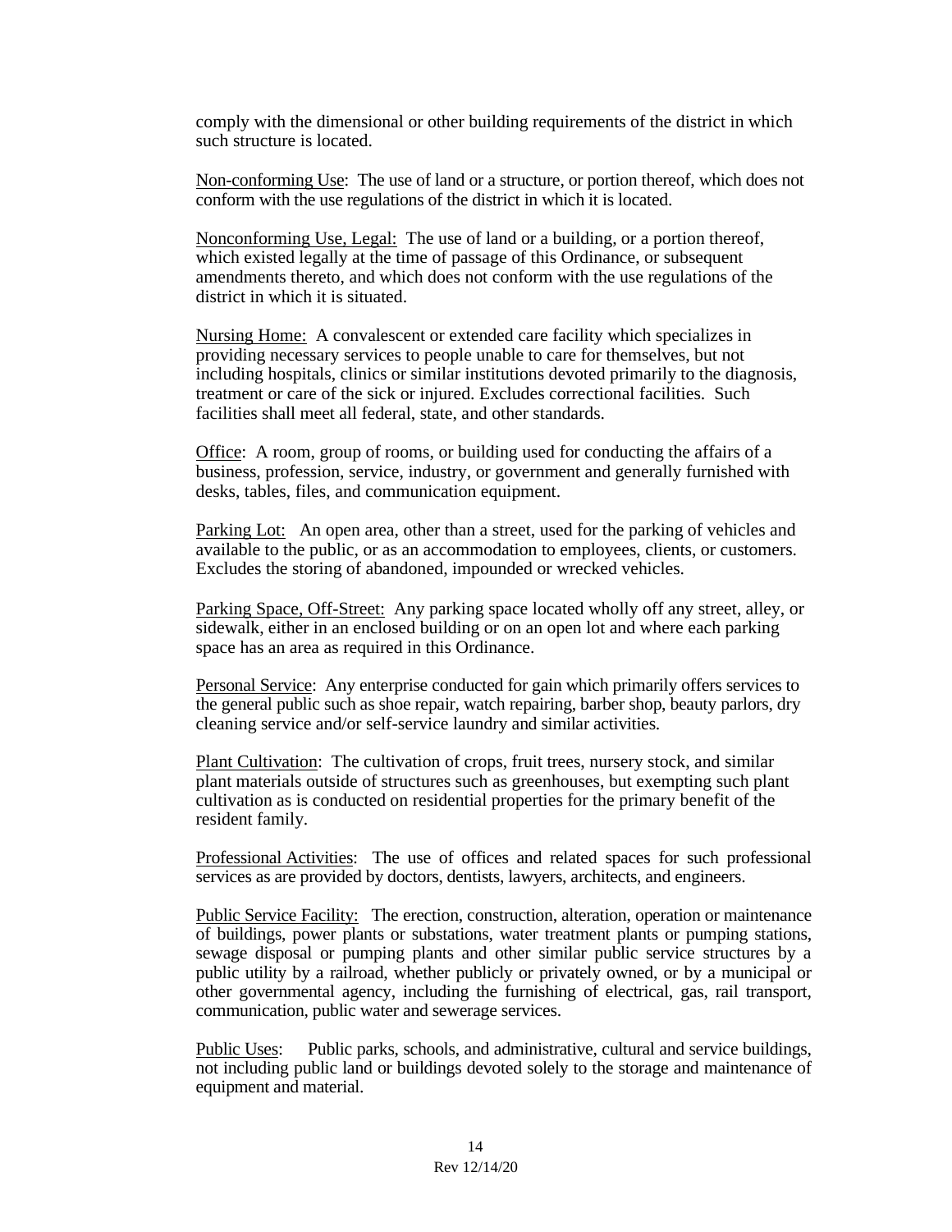comply with the dimensional or other building requirements of the district in which such structure is located.

Non-conforming Use: The use of land or a structure, or portion thereof, which does not conform with the use regulations of the district in which it is located.

Nonconforming Use, Legal: The use of land or a building, or a portion thereof, which existed legally at the time of passage of this Ordinance, or subsequent amendments thereto, and which does not conform with the use regulations of the district in which it is situated.

Nursing Home: A convalescent or extended care facility which specializes in providing necessary services to people unable to care for themselves, but not including hospitals, clinics or similar institutions devoted primarily to the diagnosis, treatment or care of the sick or injured. Excludes correctional facilities. Such facilities shall meet all federal, state, and other standards.

Office: A room, group of rooms, or building used for conducting the affairs of a business, profession, service, industry, or government and generally furnished with desks, tables, files, and communication equipment.

Parking Lot: An open area, other than a street, used for the parking of vehicles and available to the public, or as an accommodation to employees, clients, or customers. Excludes the storing of abandoned, impounded or wrecked vehicles.

Parking Space, Off-Street: Any parking space located wholly off any street, alley, or sidewalk, either in an enclosed building or on an open lot and where each parking space has an area as required in this Ordinance.

Personal Service: Any enterprise conducted for gain which primarily offers services to the general public such as shoe repair, watch repairing, barber shop, beauty parlors, dry cleaning service and/or self-service laundry and similar activities.

Plant Cultivation: The cultivation of crops, fruit trees, nursery stock, and similar plant materials outside of structures such as greenhouses, but exempting such plant cultivation as is conducted on residential properties for the primary benefit of the resident family.

Professional Activities: The use of offices and related spaces for such professional services as are provided by doctors, dentists, lawyers, architects, and engineers.

Public Service Facility: The erection, construction, alteration, operation or maintenance of buildings, power plants or substations, water treatment plants or pumping stations, sewage disposal or pumping plants and other similar public service structures by a public utility by a railroad, whether publicly or privately owned, or by a municipal or other governmental agency, including the furnishing of electrical, gas, rail transport, communication, public water and sewerage services.

Public Uses: Public parks, schools, and administrative, cultural and service buildings, not including public land or buildings devoted solely to the storage and maintenance of equipment and material.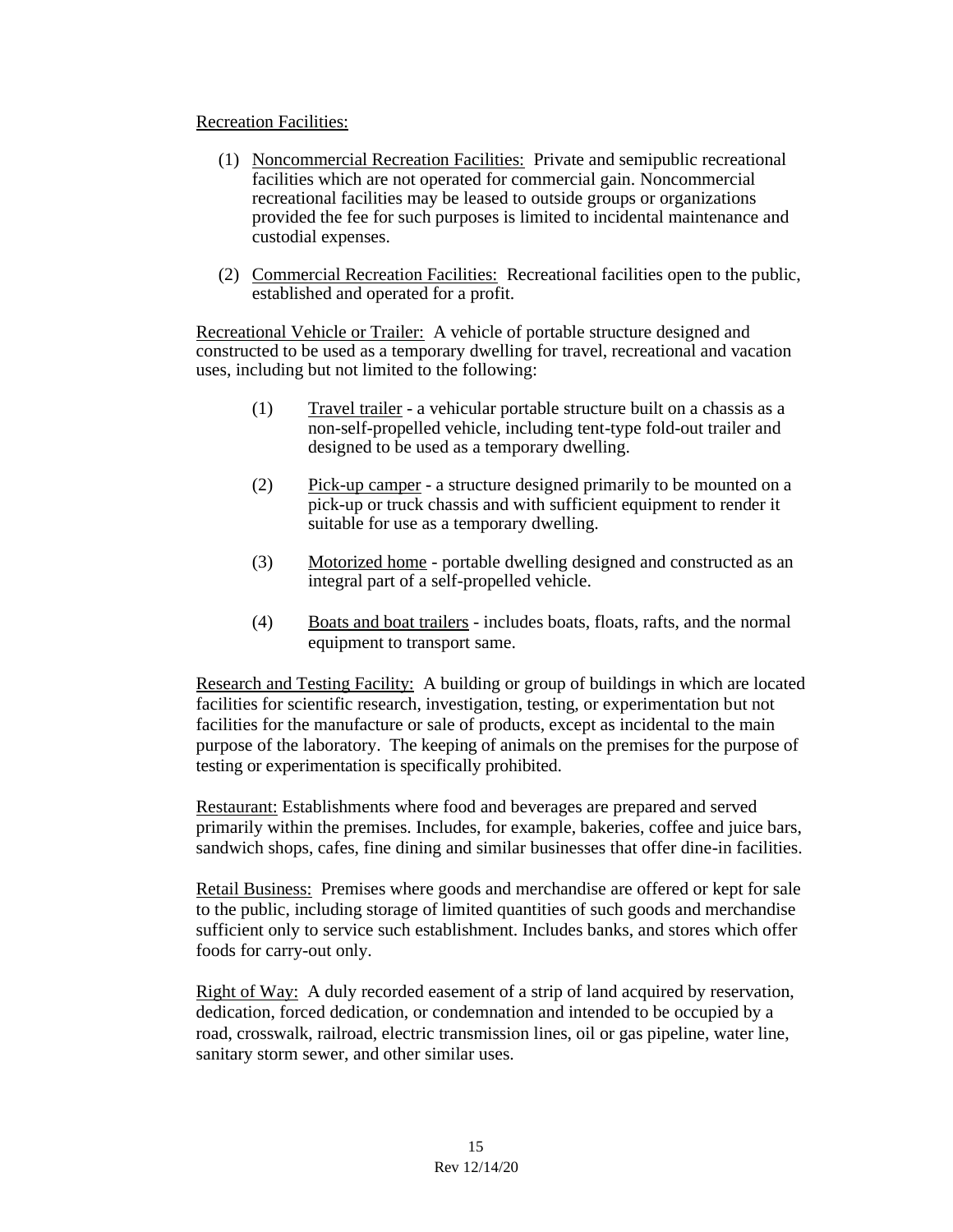Recreation Facilities:

(1) Noncommercial Recreation Facilities: Private and semipublic recreational facilities which are not operated for commercial gain. Noncommercial recreational facilities may be leased to outside groups or organizations provided the fee for such purposes is limited to incidental maintenance and custodial expenses.

(2) Commercial Recreation Facilities: Recreational facilities open to the public, established and operated for a profit.

Recreational Vehicle or Trailer: A vehicle of portable structure designed and constructed to be used as a temporary dwelling for travel, recreational and vacation uses, including but not limited to the following:

(1) Travel trailer - a vehicular portable structure built on a chassis as a non-self-propelled vehicle, including tent-type fold-out trailer and designed to be used as a temporary dwelling.

(2) Pick-up camper - a structure designed primarily to be mounted on a pick-up or truck chassis and with sufficient equipment to render it suitable for use as a temporary dwelling.

(3) Motorized home - portable dwelling designed and constructed as an integral part of a self-propelled vehicle.

(4) Boats and boat trailers - includes boats, floats, rafts, and the normal equipment to transport same.

Research and Testing Facility: A building or group of buildings in which are located facilities for scientific research, investigation, testing, or experimentation but not facilities for the manufacture or sale of products, except as incidental to the main purpose of the laboratory. The keeping of animals on the premises for the purpose of testing or experimentation is specifically prohibited.

Restaurant: Establishments where food and beverages are prepared and served primarily within the premises. Includes, for example, bakeries, coffee and juice bars, sandwich shops, cafes, fine dining and similar businesses that offer dine-in facilities.

Retail Business: Premises where goods and merchandise are offered or kept for sale to the public, including storage of limited quantities of such goods and merchandise sufficient only to service such establishment. Includes banks, and stores which offer foods for carry-out only.

Right of Way: A duly recorded easement of a strip of land acquired by reservation, dedication, forced dedication, or condemnation and intended to be occupied by a road, crosswalk, railroad, electric transmission lines, oil or gas pipeline, water line, sanitary storm sewer, and other similar uses.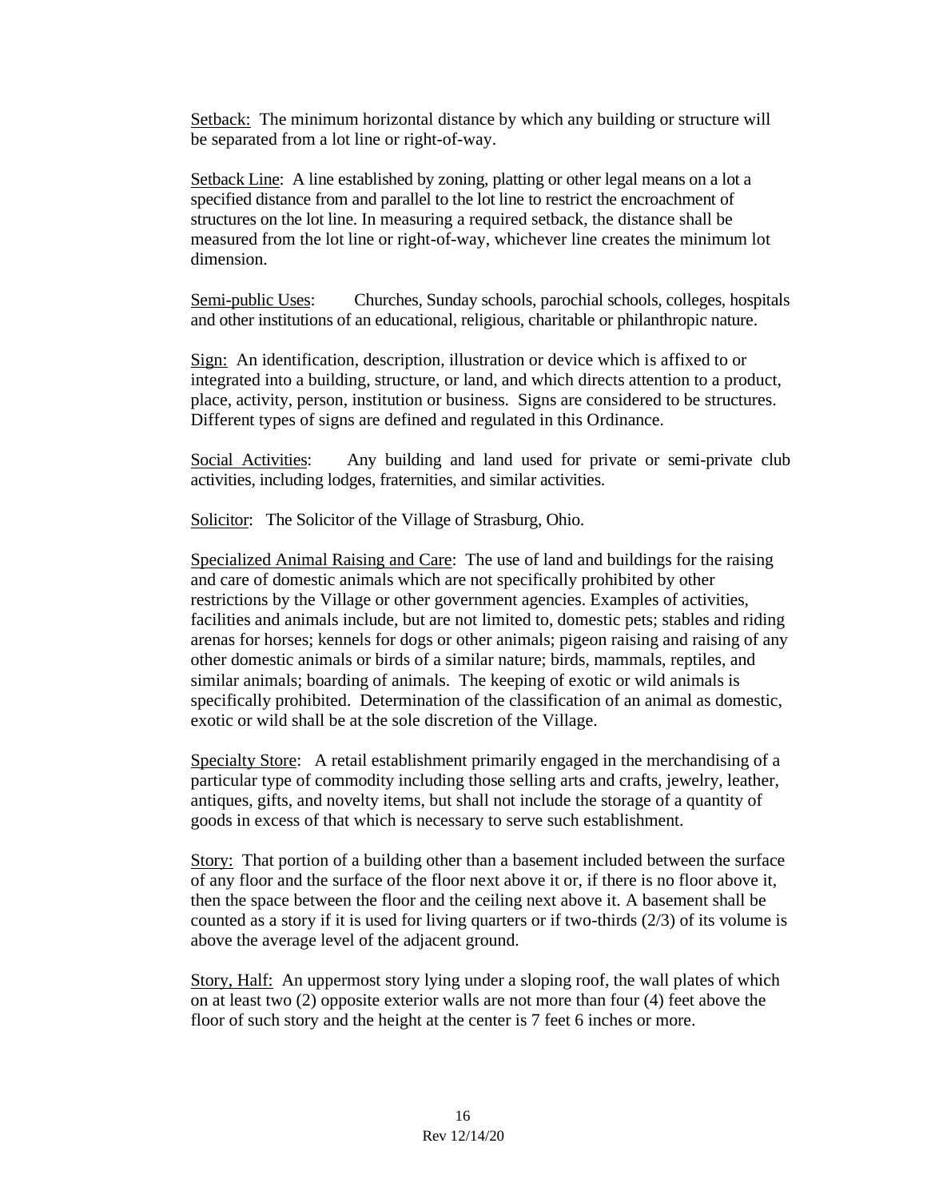Setback: The minimum horizontal distance by which any building or structure will be separated from a lot line or right-of-way.

Setback Line: A line established by zoning, platting or other legal means on a lot a specified distance from and parallel to the lot line to restrict the encroachment of structures on the lot line. In measuring a required setback, the distance shall be measured from the lot line or right-of-way, whichever line creates the minimum lot dimension.

Semi-public Uses: Churches, Sunday schools, parochial schools, colleges, hospitals and other institutions of an educational, religious, charitable or philanthropic nature.

Sign: An identification, description, illustration or device which is affixed to or integrated into a building, structure, or land, and which directs attention to a product, place, activity, person, institution or business. Signs are considered to be structures. Different types of signs are defined and regulated in this Ordinance.

Social Activities: Any building and land used for private or semi-private club activities, including lodges, fraternities, and similar activities.

Solicitor: The Solicitor of the Village of Strasburg, Ohio.

Specialized Animal Raising and Care: The use of land and buildings for the raising and care of domestic animals which are not specifically prohibited by other restrictions by the Village or other government agencies. Examples of activities, facilities and animals include, but are not limited to, domestic pets; stables and riding arenas for horses; kennels for dogs or other animals; pigeon raising and raising of any other domestic animals or birds of a similar nature; birds, mammals, reptiles, and similar animals; boarding of animals. The keeping of exotic or wild animals is specifically prohibited. Determination of the classification of an animal as domestic, exotic or wild shall be at the sole discretion of the Village.

Specialty Store: A retail establishment primarily engaged in the merchandising of a particular type of commodity including those selling arts and crafts, jewelry, leather, antiques, gifts, and novelty items, but shall not include the storage of a quantity of goods in excess of that which is necessary to serve such establishment.

Story: That portion of a building other than a basement included between the surface of any floor and the surface of the floor next above it or, if there is no floor above it, then the space between the floor and the ceiling next above it. A basement shall be counted as a story if it is used for living quarters or if two-thirds (2/3) of its volume is above the average level of the adjacent ground.

Story, Half: An uppermost story lying under a sloping roof, the wall plates of which on at least two (2) opposite exterior walls are not more than four (4) feet above the floor of such story and the height at the center is 7 feet 6 inches or more.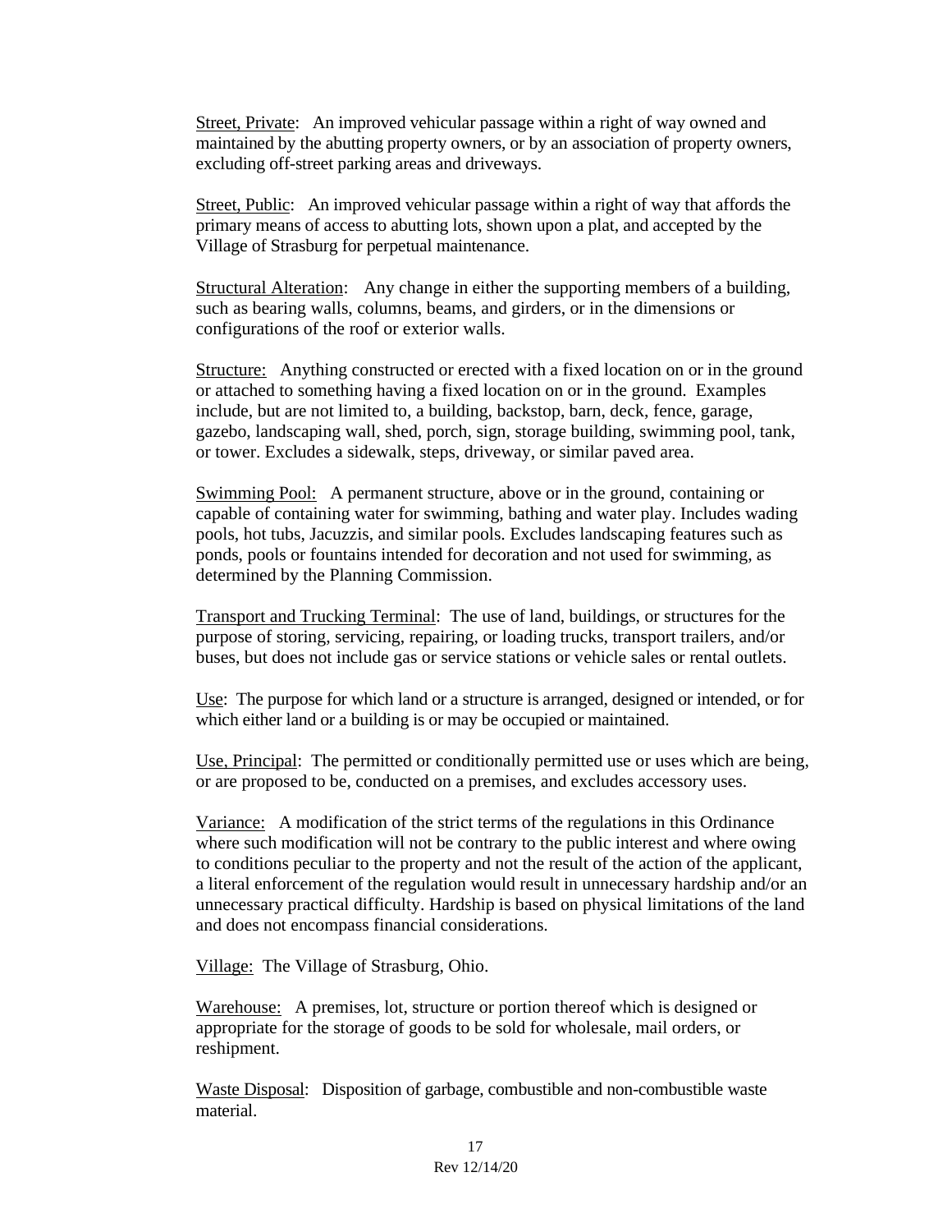Street, Private: An improved vehicular passage within a right of way owned and maintained by the abutting property owners, or by an association of property owners, excluding off-street parking areas and driveways.

Street, Public: An improved vehicular passage within a right of way that affords the primary means of access to abutting lots, shown upon a plat, and accepted by the Village of Strasburg for perpetual maintenance.

Structural Alteration: Any change in either the supporting members of a building, such as bearing walls, columns, beams, and girders, or in the dimensions or configurations of the roof or exterior walls.

Structure: Anything constructed or erected with a fixed location on or in the ground or attached to something having a fixed location on or in the ground. Examples include, but are not limited to, a building, backstop, barn, deck, fence, garage, gazebo, landscaping wall, shed, porch, sign, storage building, swimming pool, tank, or tower. Excludes a sidewalk, steps, driveway, or similar paved area.

Swimming Pool: A permanent structure, above or in the ground, containing or capable of containing water for swimming, bathing and water play. Includes wading pools, hot tubs, Jacuzzis, and similar pools. Excludes landscaping features such as ponds, pools or fountains intended for decoration and not used for swimming, as determined by the Planning Commission.

Transport and Trucking Terminal: The use of land, buildings, or structures for the purpose of storing, servicing, repairing, or loading trucks, transport trailers, and/or buses, but does not include gas or service stations or vehicle sales or rental outlets.

Use: The purpose for which land or a structure is arranged, designed or intended, or for which either land or a building is or may be occupied or maintained.

Use, Principal: The permitted or conditionally permitted use or uses which are being, or are proposed to be, conducted on a premises, and excludes accessory uses.

Variance: A modification of the strict terms of the regulations in this Ordinance where such modification will not be contrary to the public interest and where owing to conditions peculiar to the property and not the result of the action of the applicant, a literal enforcement of the regulation would result in unnecessary hardship and/or an unnecessary practical difficulty. Hardship is based on physical limitations of the land and does not encompass financial considerations.

Village: The Village of Strasburg, Ohio.

Warehouse: A premises, lot, structure or portion thereof which is designed or appropriate for the storage of goods to be sold for wholesale, mail orders, or reshipment.

Waste Disposal: Disposition of garbage, combustible and non-combustible waste material.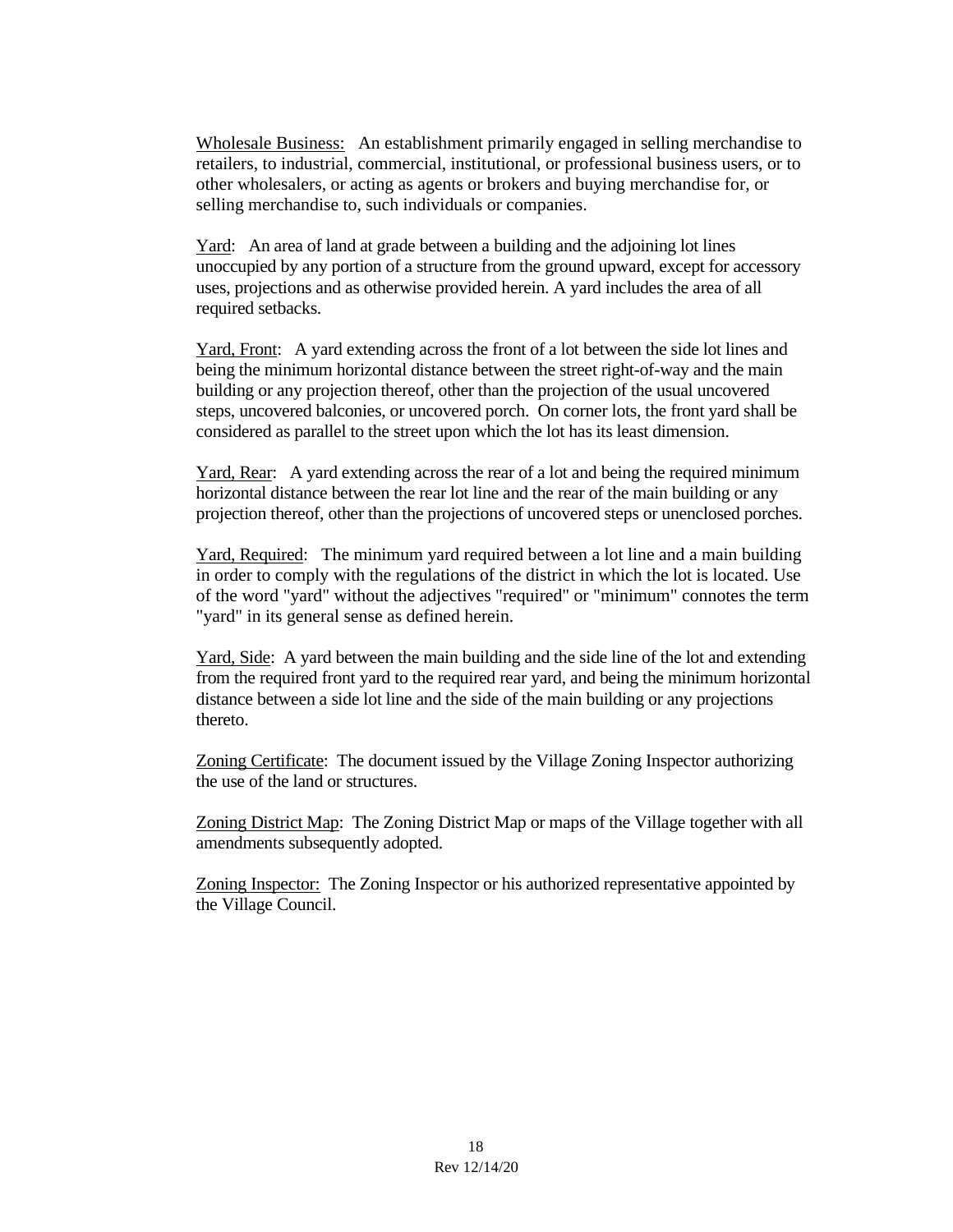Wholesale Business: An establishment primarily engaged in selling merchandise to retailers, to industrial, commercial, institutional, or professional business users, or to other wholesalers, or acting as agents or brokers and buying merchandise for, or selling merchandise to, such individuals or companies.

Yard: An area of land at grade between a building and the adjoining lot lines unoccupied by any portion of a structure from the ground upward, except for accessory uses, projections and as otherwise provided herein. A yard includes the area of all required setbacks.

Yard, Front: A yard extending across the front of a lot between the side lot lines and being the minimum horizontal distance between the street right-of-way and the main building or any projection thereof, other than the projection of the usual uncovered steps, uncovered balconies, or uncovered porch. On corner lots, the front yard shall be considered as parallel to the street upon which the lot has its least dimension.

Yard, Rear: A yard extending across the rear of a lot and being the required minimum horizontal distance between the rear lot line and the rear of the main building or any projection thereof, other than the projections of uncovered steps or unenclosed porches.

Yard, Required: The minimum yard required between a lot line and a main building in order to comply with the regulations of the district in which the lot is located. Use of the word "yard" without the adjectives "required" or "minimum" connotes the term "yard" in its general sense as defined herein.

Yard, Side: A yard between the main building and the side line of the lot and extending from the required front yard to the required rear yard, and being the minimum horizontal distance between a side lot line and the side of the main building or any projections thereto.

Zoning Certificate: The document issued by the Village Zoning Inspector authorizing the use of the land or structures.

Zoning District Map: The Zoning District Map or maps of the Village together with all amendments subsequently adopted.

Zoning Inspector: The Zoning Inspector or his authorized representative appointed by the Village Council.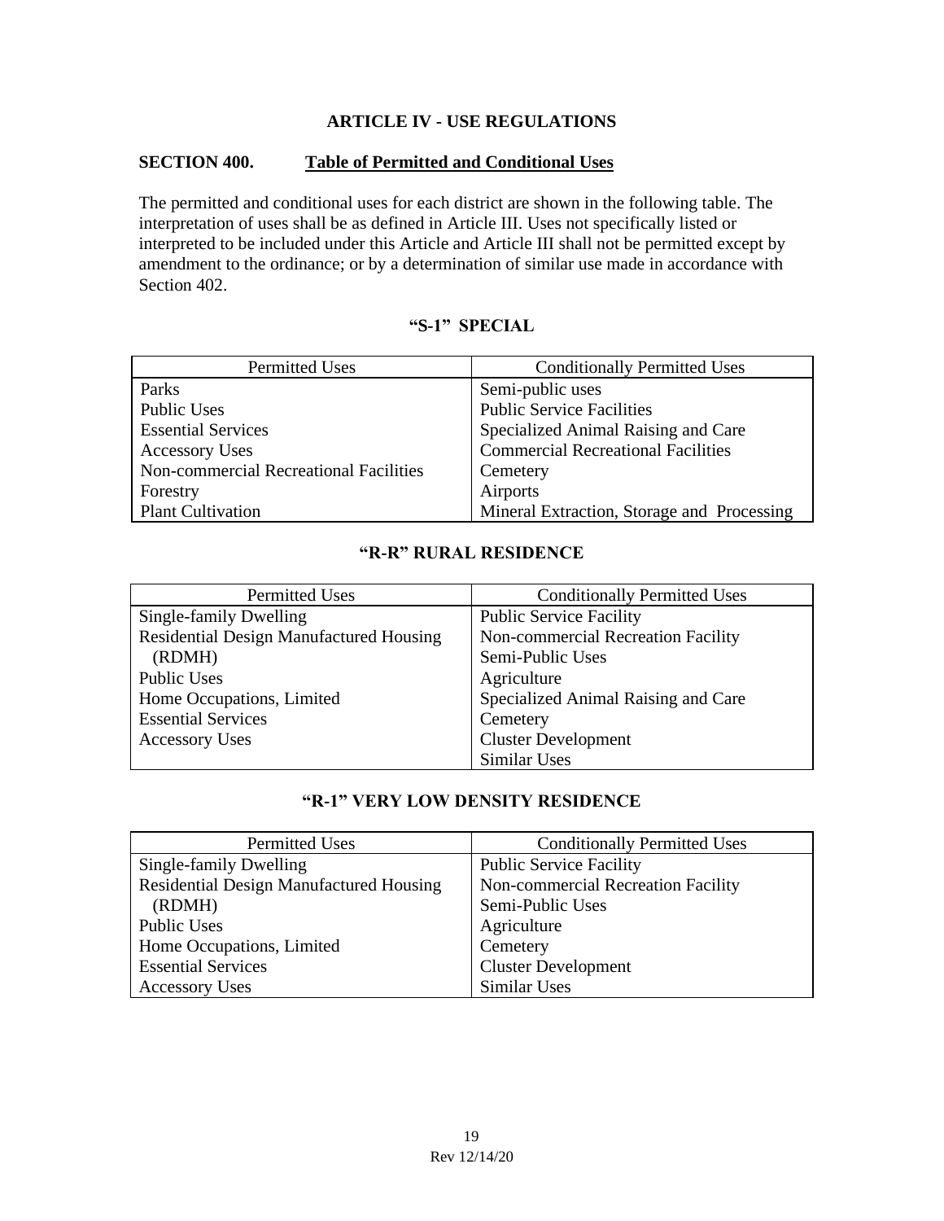# ARTICLE IV - USE REGULATIONS

## SECTION 400. Table of Permitted and Conditional Uses

The permitted and conditional uses for each district are shown in the following table. The interpretation of uses shall be as defined in Article III. Uses not specifically listed or interpreted to be included under this Article and Article III shall not be permitted except by amendment to the ordinance; or by a determination of similar use made in accordance with Section 402.

### "S-1" SPECIAL

| Permitted Uses | Conditionally Permitted Uses |
|---|---|
| Parks | Semi-public uses |
| Public Uses | Public Service Facilities |
| Essential Services | Specialized Animal Raising and Care |
| Accessory Uses | Commercial Recreational Facilities |
| Non-commercial Recreational Facilities | Cemetery |
| Forestry | Airports |
| Plant Cultivation | Mineral Extraction, Storage and Processing |

### "R-R" RURAL RESIDENCE

| Permitted Uses | Conditionally Permitted Uses |
|---|---|
| Single-family Dwelling | Public Service Facility |
| Residential Design Manufactured Housing (RDMH) | Non-commercial Recreation Facility |
| | Semi-Public Uses |
| Public Uses | Agriculture |
| Home Occupations, Limited | Specialized Animal Raising and Care |
| Essential Services | Cemetery |
| Accessory Uses | Cluster Development |
| | Similar Uses |

### "R-1" VERY LOW DENSITY RESIDENCE

| Permitted Uses | Conditionally Permitted Uses |
|---|---|
| Single-family Dwelling | Public Service Facility |
| Residential Design Manufactured Housing (RDMH) | Non-commercial Recreation Facility |
| | Semi-Public Uses |
| Public Uses | Agriculture |
| Home Occupations, Limited | Cemetery |
| Essential Services | Cluster Development |
| Accessory Uses | Similar Uses |

Rev 12/14/20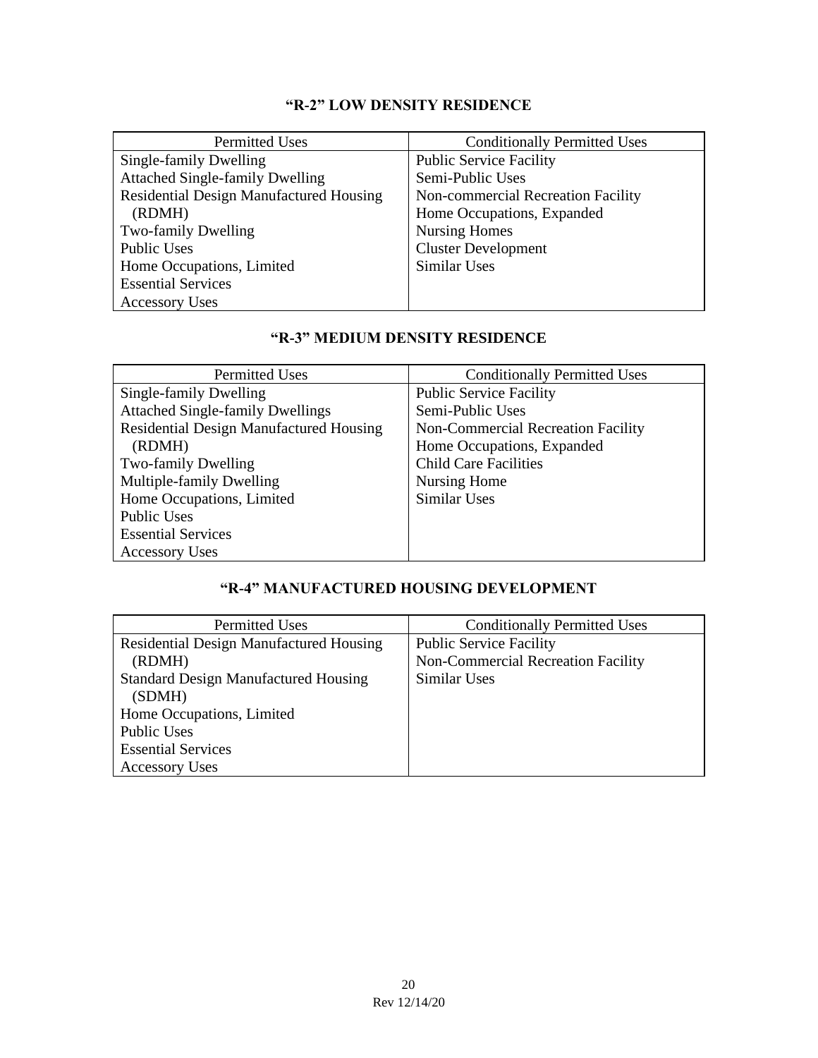## "R-2" LOW DENSITY RESIDENCE

| Permitted Uses | Conditionally Permitted Uses |
|---|---|
| Single-family Dwelling | Public Service Facility |
| Attached Single-family Dwelling | Semi-Public Uses |
| Residential Design Manufactured Housing (RDMH) | Non-commercial Recreation Facility |
| Two-family Dwelling | Home Occupations, Expanded |
| Public Uses | Nursing Homes |
| Home Occupations, Limited | Cluster Development |
| Essential Services | Similar Uses |
| Accessory Uses | |

## "R-3" MEDIUM DENSITY RESIDENCE

| Permitted Uses | Conditionally Permitted Uses |
|---|---|
| Single-family Dwelling | Public Service Facility |
| Attached Single-family Dwellings | Semi-Public Uses |
| Residential Design Manufactured Housing (RDMH) | Non-Commercial Recreation Facility |
| Two-family Dwelling | Home Occupations, Expanded |
| Multiple-family Dwelling | Child Care Facilities |
| Home Occupations, Limited | Nursing Home |
| Public Uses | Similar Uses |
| Essential Services | |
| Accessory Uses | |

## "R-4" MANUFACTURED HOUSING DEVELOPMENT

| Permitted Uses | Conditionally Permitted Uses |
|---|---|
| Residential Design Manufactured Housing (RDMH) | Public Service Facility |
| Standard Design Manufactured Housing (SDMH) | Non-Commercial Recreation Facility |
| Home Occupations, Limited | Similar Uses |
| Public Uses | |
| Essential Services | |
| Accessory Uses | |

Rev 12/14/20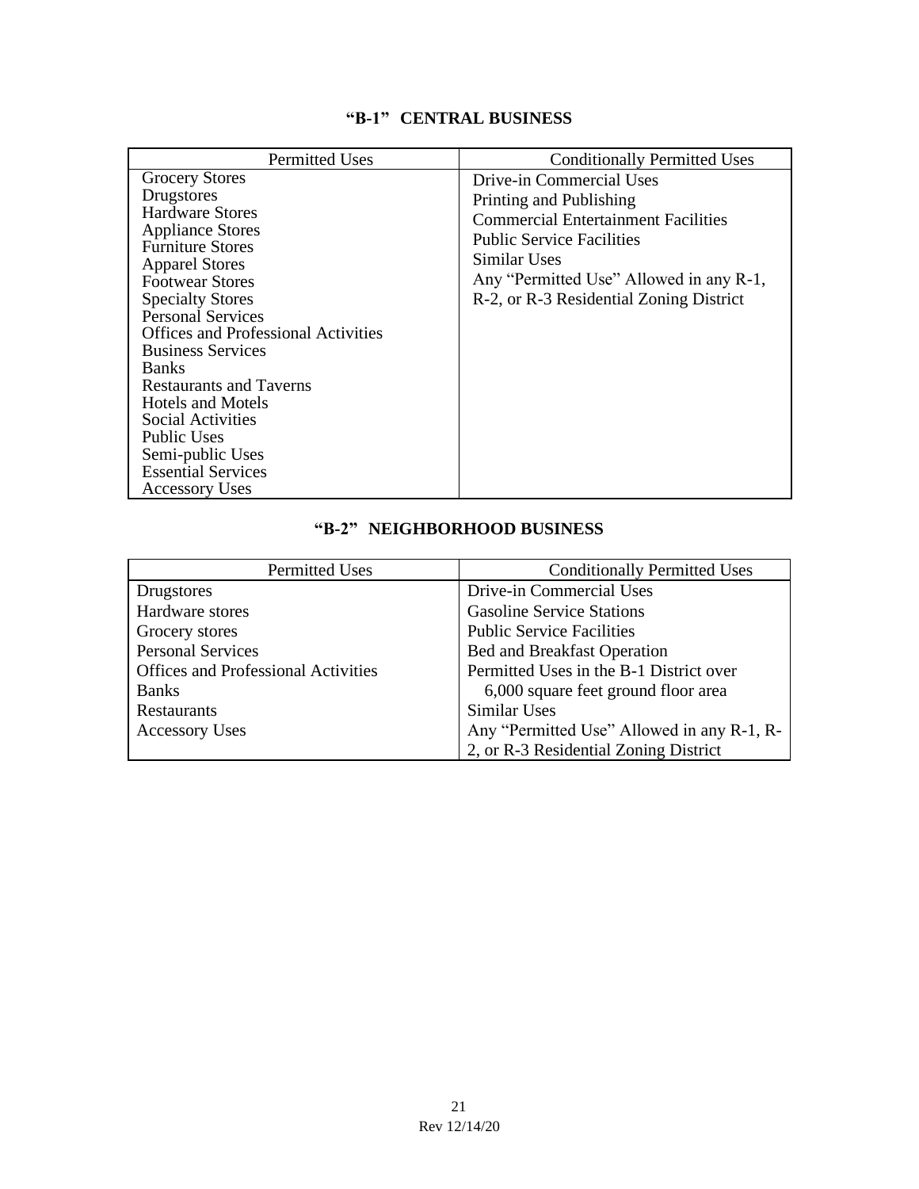## "B-1" CENTRAL BUSINESS

| Permitted Uses | Conditionally Permitted Uses |
| --- | --- |
| Grocery Stores | Drive-in Commercial Uses |
| Drugstores | Printing and Publishing |
| Hardware Stores | Commercial Entertainment Facilities |
| Appliance Stores | Public Service Facilities |
| Furniture Stores | Similar Uses |
| Apparel Stores | Any "Permitted Use" Allowed in any R-1, R-2, or R-3 Residential Zoning District |
| Footwear Stores | |
| Specialty Stores | |
| Personal Services | |
| Offices and Professional Activities | |
| Business Services | |
| Banks | |
| Restaurants and Taverns | |
| Hotels and Motels | |
| Social Activities | |
| Public Uses | |
| Semi-public Uses | |
| Essential Services | |
| Accessory Uses | |

## "B-2" NEIGHBORHOOD BUSINESS

| Permitted Uses | Conditionally Permitted Uses |
| --- | --- |
| Drugstores | Drive-in Commercial Uses |
| Hardware stores | Gasoline Service Stations |
| Grocery stores | Public Service Facilities |
| Personal Services | Bed and Breakfast Operation |
| Offices and Professional Activities | Permitted Uses in the B-1 District over 6,000 square feet ground floor area |
| Banks | Similar Uses |
| Restaurants | Any "Permitted Use" Allowed in any R-1, R-2, or R-3 Residential Zoning District |
| Accessory Uses | |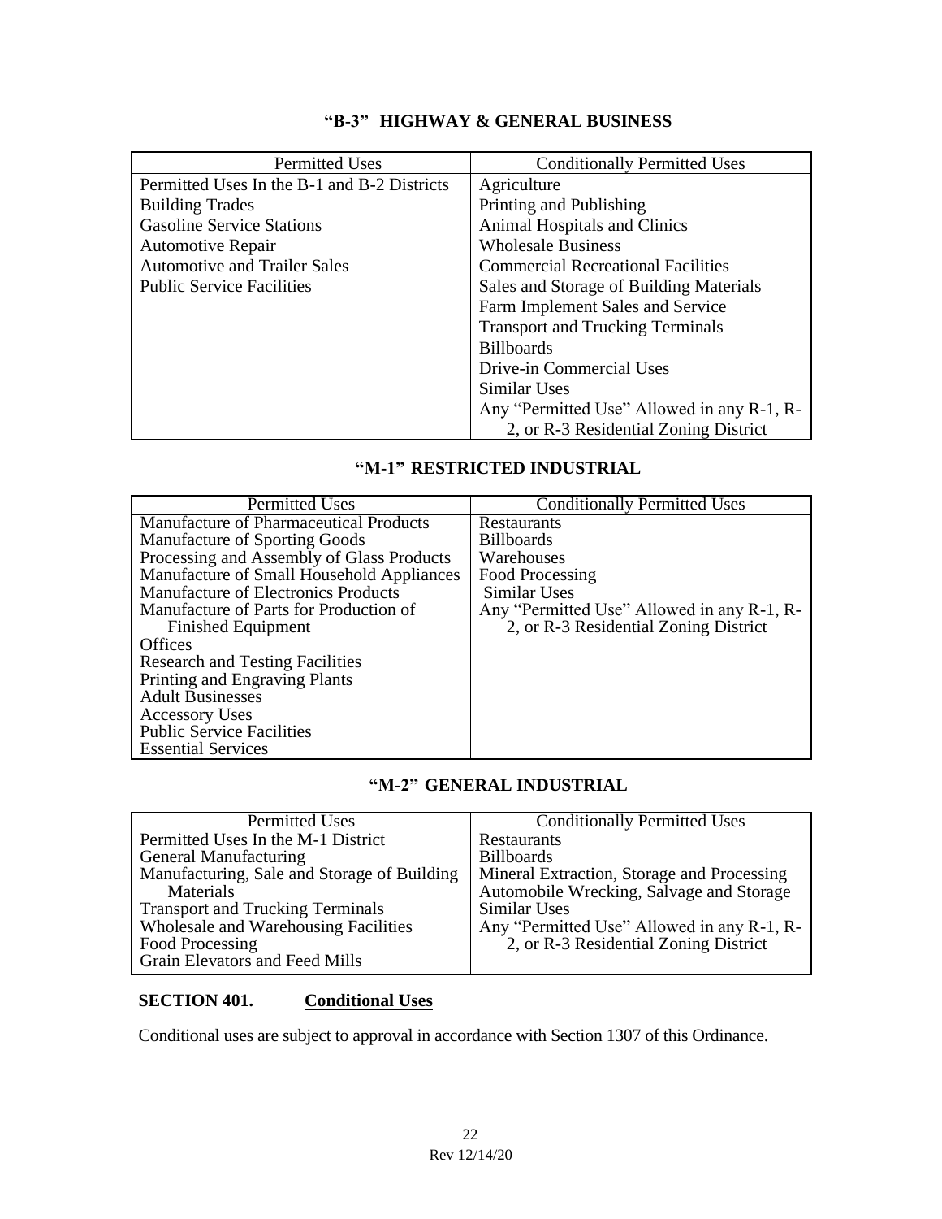## "B-3" HIGHWAY & GENERAL BUSINESS

| Permitted Uses | Conditionally Permitted Uses |
|---|---|
| Permitted Uses In the B-1 and B-2 Districts | Agriculture |
| Building Trades | Printing and Publishing |
| Gasoline Service Stations | Animal Hospitals and Clinics |
| Automotive Repair | Wholesale Business |
| Automotive and Trailer Sales | Commercial Recreational Facilities |
| Public Service Facilities | Sales and Storage of Building Materials |
| | Farm Implement Sales and Service |
| | Transport and Trucking Terminals |
| | Billboards |
| | Drive-in Commercial Uses |
| | Similar Uses |
| | Any "Permitted Use" Allowed in any R-1, R-2, or R-3 Residential Zoning District |

## "M-1" RESTRICTED INDUSTRIAL

| Permitted Uses | Conditionally Permitted Uses |
|---|---|
| Manufacture of Pharmaceutical Products | Restaurants |
| Manufacture of Sporting Goods | Billboards |
| Processing and Assembly of Glass Products | Warehouses |
| Manufacture of Small Household Appliances | Food Processing |
| Manufacture of Electronics Products | Similar Uses |
| Manufacture of Parts for Production of Finished Equipment | Any "Permitted Use" Allowed in any R-1, R-2, or R-3 Residential Zoning District |
| Offices | |
| Research and Testing Facilities | |
| Printing and Engraving Plants | |
| Adult Businesses | |
| Accessory Uses | |
| Public Service Facilities | |
| Essential Services | |

## "M-2" GENERAL INDUSTRIAL

| Permitted Uses | Conditionally Permitted Uses |
|---|---|
| Permitted Uses In the M-1 District | Restaurants |
| General Manufacturing | Billboards |
| Manufacturing, Sale and Storage of Building Materials | Mineral Extraction, Storage and Processing |
| Transport and Trucking Terminals | Automobile Wrecking, Salvage and Storage |
| Wholesale and Warehousing Facilities | Similar Uses |
| Food Processing | Any "Permitted Use" Allowed in any R-1, R-2, or R-3 Residential Zoning District |
| Grain Elevators and Feed Mills | |

## SECTION 401. Conditional Uses

Conditional uses are subject to approval in accordance with Section 1307 of this Ordinance.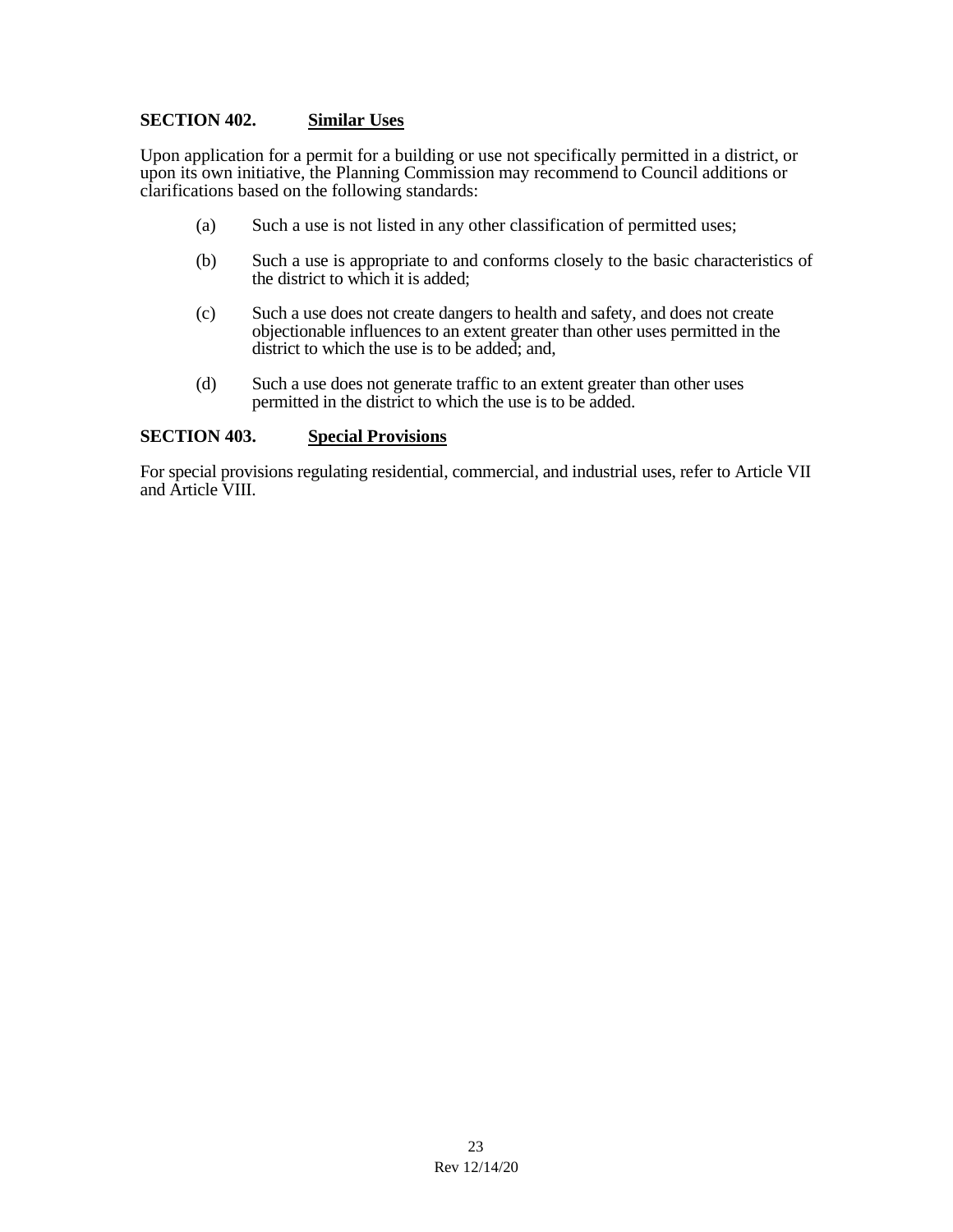## SECTION 402. Similar Uses

Upon application for a permit for a building or use not specifically permitted in a district, or upon its own initiative, the Planning Commission may recommend to Council additions or clarifications based on the following standards:

(a) Such a use is not listed in any other classification of permitted uses;

(b) Such a use is appropriate to and conforms closely to the basic characteristics of the district to which it is added;

(c) Such a use does not create dangers to health and safety, and does not create objectionable influences to an extent greater than other uses permitted in the district to which the use is to be added; and,

(d) Such a use does not generate traffic to an extent greater than other uses permitted in the district to which the use is to be added.

## SECTION 403. Special Provisions

For special provisions regulating residential, commercial, and industrial uses, refer to Article VII and Article VIII.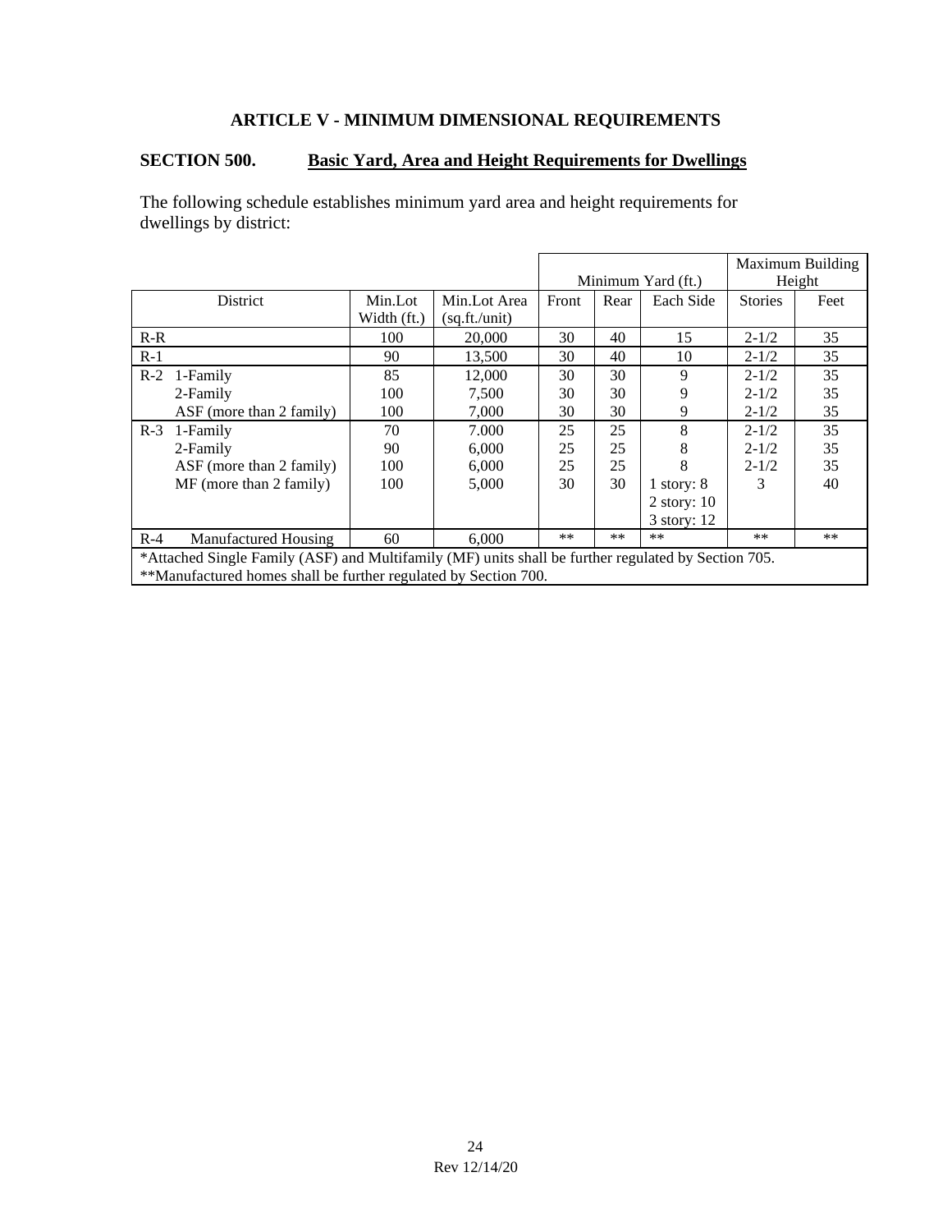# ARTICLE V - MINIMUM DIMENSIONAL REQUIREMENTS

## SECTION 500. Basic Yard, Area and Height Requirements for Dwellings

The following schedule establishes minimum yard area and height requirements for dwellings by district:

| | | | Minimum Yard (ft.) | | | Maximum Building Height | |
|---|---|---|---|---|---|---|---|
| District | Min.Lot Width (ft.) | Min.Lot Area (sq.ft./unit) | Front | Rear | Each Side | Stories | Feet |
| R-R | 100 | 20,000 | 30 | 40 | 15 | 2-1/2 | 35 |
| R-1 | 90 | 13,500 | 30 | 40 | 10 | 2-1/2 | 35 |
| R-2 1-Family | 85 | 12,000 | 30 | 30 | 9 | 2-1/2 | 35 |
| 2-Family | 100 | 7,500 | 30 | 30 | 9 | 2-1/2 | 35 |
| ASF (more than 2 family) | 100 | 7,000 | 30 | 30 | 9 | 2-1/2 | 35 |
| R-3 1-Family | 70 | 7.000 | 25 | 25 | 8 | 2-1/2 | 35 |
| 2-Family | 90 | 6,000 | 25 | 25 | 8 | 2-1/2 | 35 |
| ASF (more than 2 family) | 100 | 6,000 | 25 | 25 | 8 | 2-1/2 | 35 |
| MF (more than 2 family) | 100 | 5,000 | 30 | 30 | 1 story: 8<br>2 story: 10<br>3 story: 12 | 3 | 40 |
| R-4 Manufactured Housing | 60 | 6,000 | ** | ** | ** | ** | ** |

*Attached Single Family (ASF) and Multifamily (MF) units shall be further regulated by Section 705.
**Manufactured homes shall be further regulated by Section 700.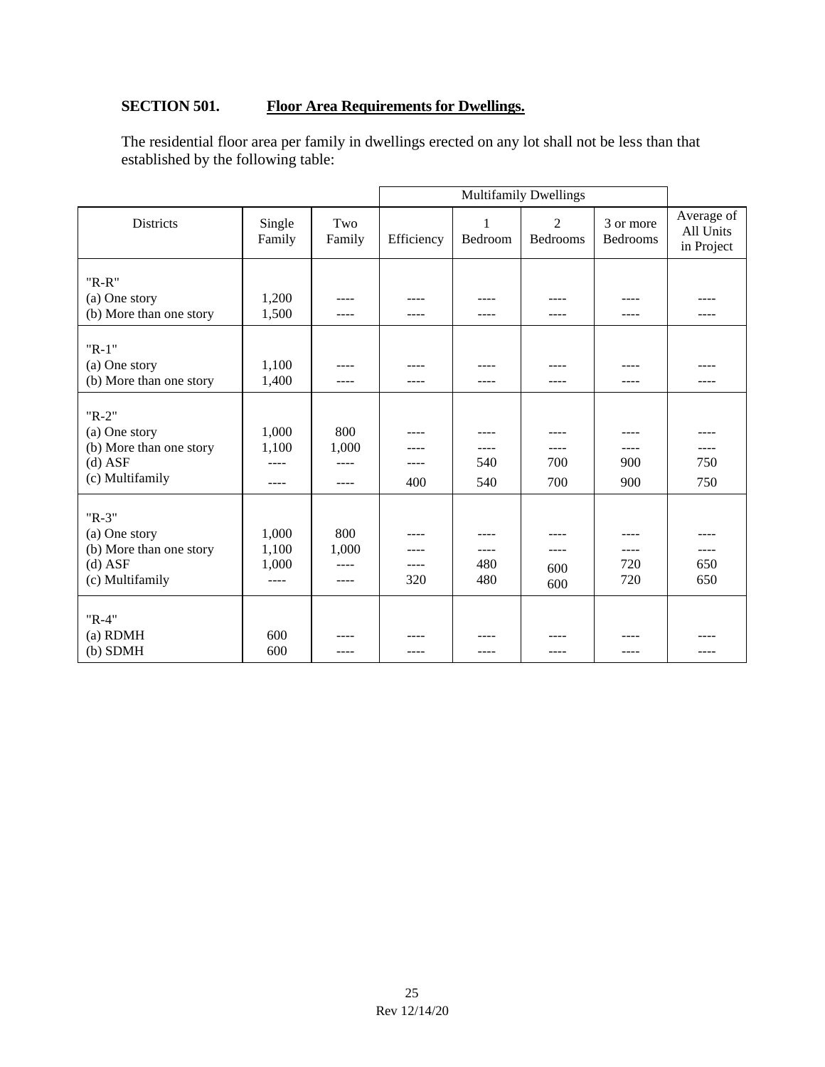## SECTION 501. Floor Area Requirements for Dwellings.

The residential floor area per family in dwellings erected on any lot shall not be less than that established by the following table:

| | | | Multifamily Dwellings | | | | |
|---|---|---|---|---|---|---|---|
| Districts | Single Family | Two Family | Efficiency | 1 Bedroom | 2 Bedrooms | 3 or more Bedrooms | Average of All Units in Project |
| "R-R" | | | | | | | |
| (a) One story | 1,200 | ---- | ---- | ---- | ---- | ---- | ---- |
| (b) More than one story | 1,500 | ---- | ---- | ---- | ---- | ---- | ---- |
| "R-1" | | | | | | | |
| (a) One story | 1,100 | ---- | ---- | ---- | ---- | ---- | ---- |
| (b) More than one story | 1,400 | ---- | ---- | ---- | ---- | ---- | ---- |
| "R-2" | | | | | | | |
| (a) One story | 1,000 | 800 | ---- | ---- | ---- | ---- | ---- |
| (b) More than one story | 1,100 | 1,000 | ---- | ---- | ---- | ---- | ---- |
| (d) ASF | ---- | ---- | ---- | 540 | 700 | 900 | 750 |
| (c) Multifamily | ---- | ---- | 400 | 540 | 700 | 900 | 750 |
| "R-3" | | | | | | | |
| (a) One story | 1,000 | 800 | ---- | ---- | ---- | ---- | ---- |
| (b) More than one story | 1,100 | 1,000 | ---- | ---- | ---- | ---- | ---- |
| (d) ASF | 1,000 | ---- | ---- | 480 | 600 | 720 | 650 |
| (c) Multifamily | ---- | ---- | 320 | 480 | 600 | 720 | 650 |
| "R-4" | | | | | | | |
| (a) RDMH | 600 | ---- | ---- | ---- | ---- | ---- | ---- |
| (b) SDMH | 600 | ---- | ---- | ---- | ---- | ---- | ---- |

Rev 12/14/20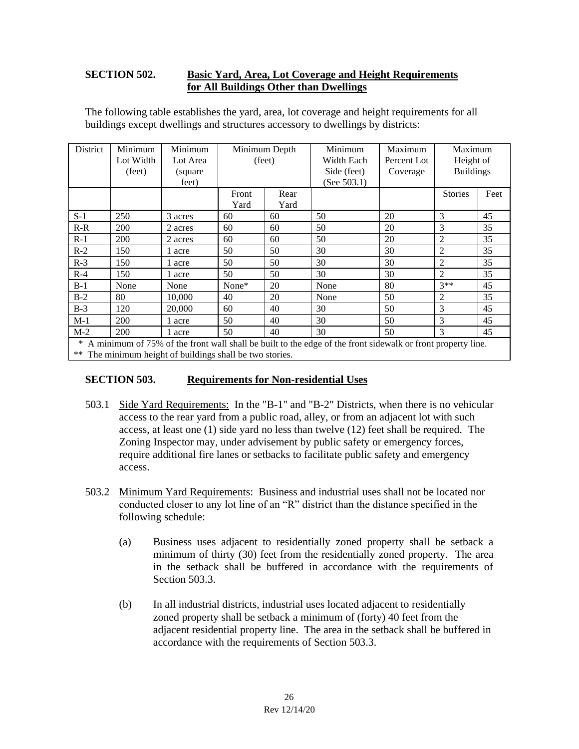**SECTION 502.** **Basic Yard, Area, Lot Coverage and Height Requirements for All Buildings Other than Dwellings**

The following table establishes the yard, area, lot coverage and height requirements for all buildings except dwellings and structures accessory to dwellings by districts:

| District | Minimum Lot Width (feet) | Minimum Lot Area (square feet) | Minimum Depth (feet) | | Minimum Width Each Side (feet) (See 503.1) | Maximum Percent Lot Coverage | Maximum Height of Buildings | |
|---|---|---|---|---|---|---|---|---|
| | | | Front Yard | Rear Yard | | | Stories | Feet |
| S-1 | 250 | 3 acres | 60 | 60 | 50 | 20 | 3 | 45 |
| R-R | 200 | 2 acres | 60 | 60 | 50 | 20 | 3 | 35 |
| R-1 | 200 | 2 acres | 60 | 60 | 50 | 20 | 2 | 35 |
| R-2 | 150 | 1 acre | 50 | 50 | 30 | 30 | 2 | 35 |
| R-3 | 150 | 1 acre | 50 | 50 | 30 | 30 | 2 | 35 |
| R-4 | 150 | 1 acre | 50 | 50 | 30 | 30 | 2 | 35 |
| B-1 | None | None | None* | 20 | None | 80 | 3** | 45 |
| B-2 | 80 | 10,000 | 40 | 20 | None | 50 | 2 | 35 |
| B-3 | 120 | 20,000 | 60 | 40 | 30 | 50 | 3 | 45 |
| M-1 | 200 | 1 acre | 50 | 40 | 30 | 50 | 3 | 45 |
| M-2 | 200 | 1 acre | 50 | 40 | 30 | 50 | 3 | 45 |

\* A minimum of 75% of the front wall shall be built to the edge of the front sidewalk or front property line.
\*\* The minimum height of buildings shall be two stories.

**SECTION 503.** **Requirements for Non-residential Uses**

503.1 Side Yard Requirements: In the "B-1" and "B-2" Districts, when there is no vehicular access to the rear yard from a public road, alley, or from an adjacent lot with such access, at least one (1) side yard no less than twelve (12) feet shall be required. The Zoning Inspector may, under advisement by public safety or emergency forces, require additional fire lanes or setbacks to facilitate public safety and emergency access.

503.2 Minimum Yard Requirements: Business and industrial uses shall not be located nor conducted closer to any lot line of an "R" district than the distance specified in the following schedule:

(a) Business uses adjacent to residentially zoned property shall be setback a minimum of thirty (30) feet from the residentially zoned property. The area in the setback shall be buffered in accordance with the requirements of Section 503.3.

(b) In all industrial districts, industrial uses located adjacent to residentially zoned property shall be setback a minimum of (forty) 40 feet from the adjacent residential property line. The area in the setback shall be buffered in accordance with the requirements of Section 503.3.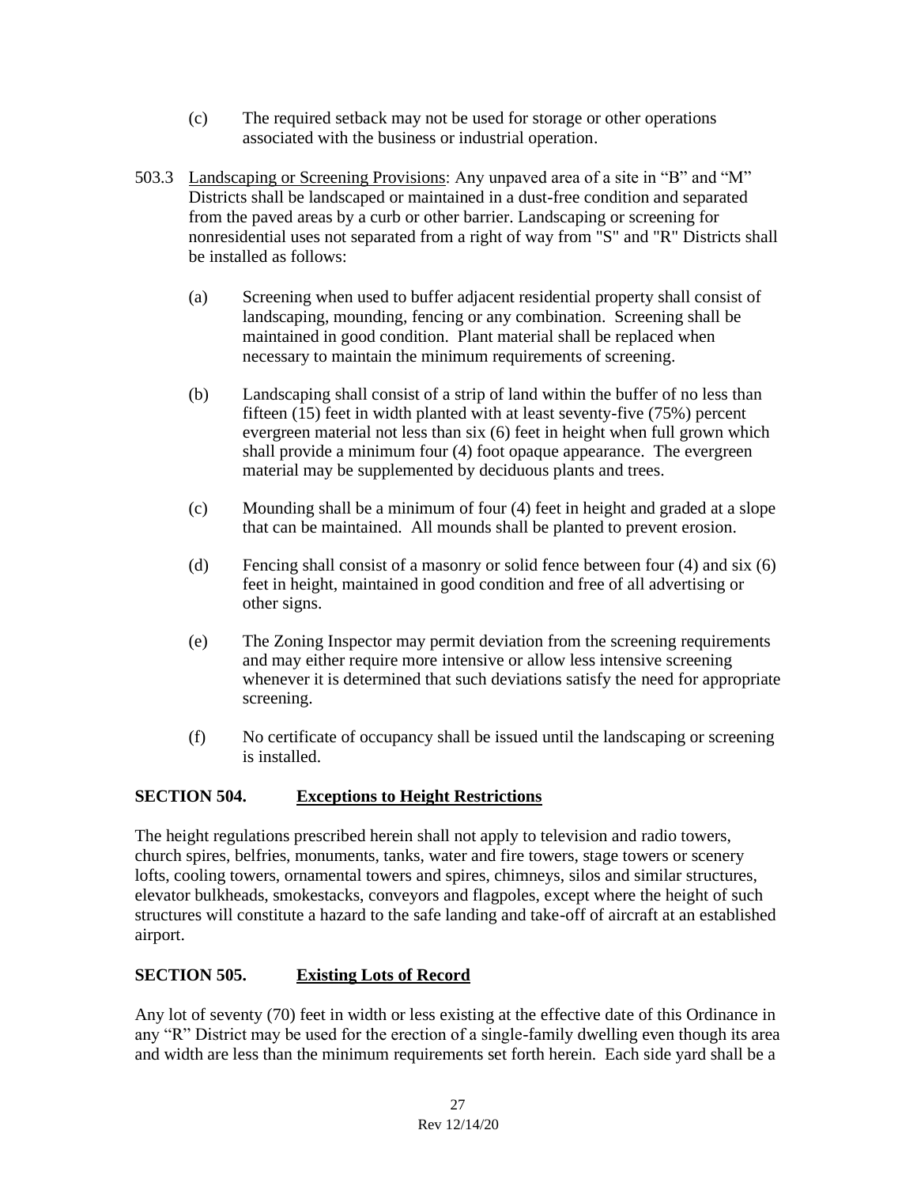(c) The required setback may not be used for storage or other operations associated with the business or industrial operation.

503.3 Landscaping or Screening Provisions: Any unpaved area of a site in "B" and "M" Districts shall be landscaped or maintained in a dust-free condition and separated from the paved areas by a curb or other barrier. Landscaping or screening for nonresidential uses not separated from a right of way from "S" and "R" Districts shall be installed as follows:

(a) Screening when used to buffer adjacent residential property shall consist of landscaping, mounding, fencing or any combination. Screening shall be maintained in good condition. Plant material shall be replaced when necessary to maintain the minimum requirements of screening.

(b) Landscaping shall consist of a strip of land within the buffer of no less than fifteen (15) feet in width planted with at least seventy-five (75%) percent evergreen material not less than six (6) feet in height when full grown which shall provide a minimum four (4) foot opaque appearance. The evergreen material may be supplemented by deciduous plants and trees.

(c) Mounding shall be a minimum of four (4) feet in height and graded at a slope that can be maintained. All mounds shall be planted to prevent erosion.

(d) Fencing shall consist of a masonry or solid fence between four (4) and six (6) feet in height, maintained in good condition and free of all advertising or other signs.

(e) The Zoning Inspector may permit deviation from the screening requirements and may either require more intensive or allow less intensive screening whenever it is determined that such deviations satisfy the need for appropriate screening.

(f) No certificate of occupancy shall be issued until the landscaping or screening is installed.

## SECTION 504. Exceptions to Height Restrictions

The height regulations prescribed herein shall not apply to television and radio towers, church spires, belfries, monuments, tanks, water and fire towers, stage towers or scenery lofts, cooling towers, ornamental towers and spires, chimneys, silos and similar structures, elevator bulkheads, smokestacks, conveyors and flagpoles, except where the height of such structures will constitute a hazard to the safe landing and take-off of aircraft at an established airport.

## SECTION 505. Existing Lots of Record

Any lot of seventy (70) feet in width or less existing at the effective date of this Ordinance in any "R" District may be used for the erection of a single-family dwelling even though its area and width are less than the minimum requirements set forth herein. Each side yard shall be a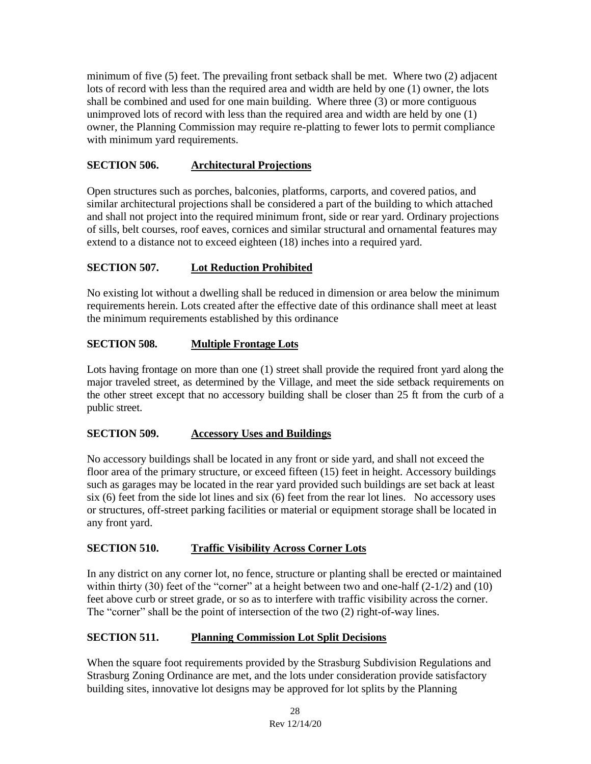minimum of five (5) feet. The prevailing front setback shall be met. Where two (2) adjacent lots of record with less than the required area and width are held by one (1) owner, the lots shall be combined and used for one main building. Where three (3) or more contiguous unimproved lots of record with less than the required area and width are held by one (1) owner, the Planning Commission may require re-platting to fewer lots to permit compliance with minimum yard requirements.

## SECTION 506. Architectural Projections

Open structures such as porches, balconies, platforms, carports, and covered patios, and similar architectural projections shall be considered a part of the building to which attached and shall not project into the required minimum front, side or rear yard. Ordinary projections of sills, belt courses, roof eaves, cornices and similar structural and ornamental features may extend to a distance not to exceed eighteen (18) inches into a required yard.

## SECTION 507. Lot Reduction Prohibited

No existing lot without a dwelling shall be reduced in dimension or area below the minimum requirements herein. Lots created after the effective date of this ordinance shall meet at least the minimum requirements established by this ordinance

## SECTION 508. Multiple Frontage Lots

Lots having frontage on more than one (1) street shall provide the required front yard along the major traveled street, as determined by the Village, and meet the side setback requirements on the other street except that no accessory building shall be closer than 25 ft from the curb of a public street.

## SECTION 509. Accessory Uses and Buildings

No accessory buildings shall be located in any front or side yard, and shall not exceed the floor area of the primary structure, or exceed fifteen (15) feet in height. Accessory buildings such as garages may be located in the rear yard provided such buildings are set back at least six (6) feet from the side lot lines and six (6) feet from the rear lot lines. No accessory uses or structures, off-street parking facilities or material or equipment storage shall be located in any front yard.

## SECTION 510. Traffic Visibility Across Corner Lots

In any district on any corner lot, no fence, structure or planting shall be erected or maintained within thirty (30) feet of the "corner" at a height between two and one-half (2-1/2) and (10) feet above curb or street grade, or so as to interfere with traffic visibility across the corner. The "corner" shall be the point of intersection of the two (2) right-of-way lines.

## SECTION 511. Planning Commission Lot Split Decisions

When the square foot requirements provided by the Strasburg Subdivision Regulations and Strasburg Zoning Ordinance are met, and the lots under consideration provide satisfactory building sites, innovative lot designs may be approved for lot splits by the Planning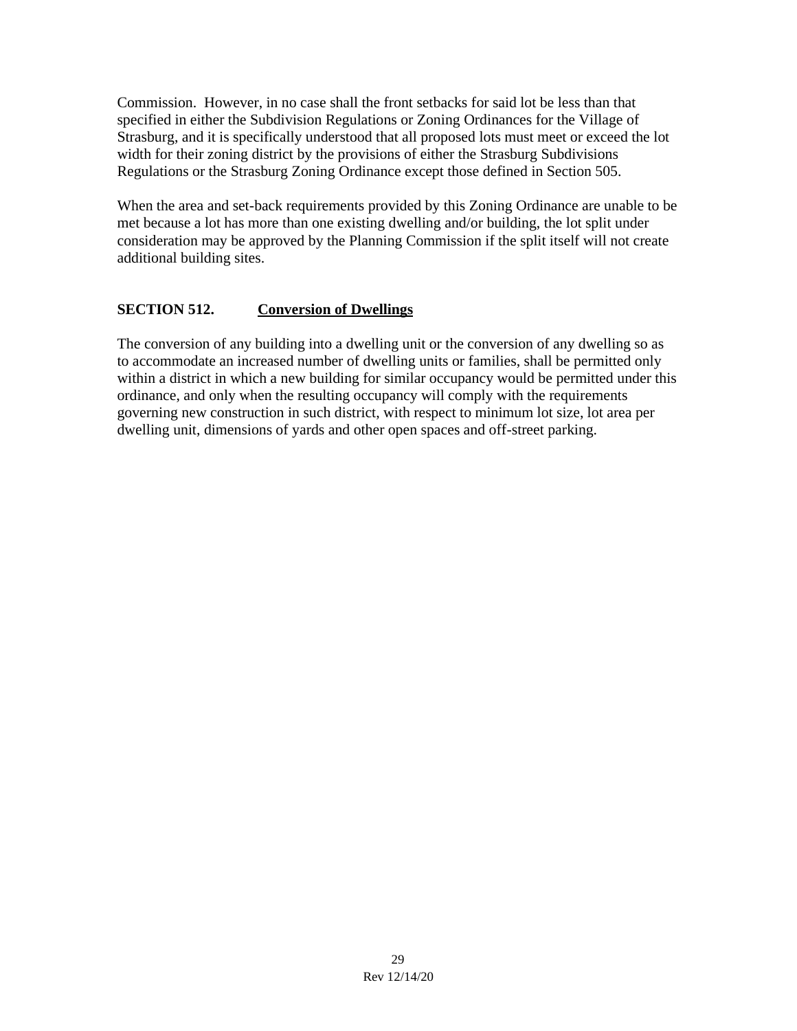Commission. However, in no case shall the front setbacks for said lot be less than that specified in either the Subdivision Regulations or Zoning Ordinances for the Village of Strasburg, and it is specifically understood that all proposed lots must meet or exceed the lot width for their zoning district by the provisions of either the Strasburg Subdivisions Regulations or the Strasburg Zoning Ordinance except those defined in Section 505.

When the area and set-back requirements provided by this Zoning Ordinance are unable to be met because a lot has more than one existing dwelling and/or building, the lot split under consideration may be approved by the Planning Commission if the split itself will not create additional building sites.

## SECTION 512. Conversion of Dwellings

The conversion of any building into a dwelling unit or the conversion of any dwelling so as to accommodate an increased number of dwelling units or families, shall be permitted only within a district in which a new building for similar occupancy would be permitted under this ordinance, and only when the resulting occupancy will comply with the requirements governing new construction in such district, with respect to minimum lot size, lot area per dwelling unit, dimensions of yards and other open spaces and off-street parking.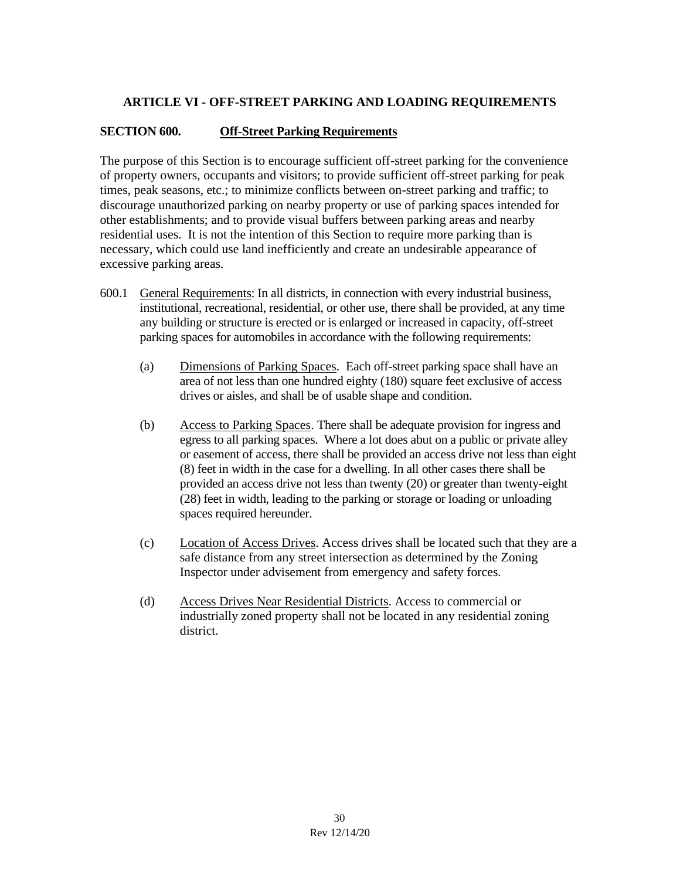## ARTICLE VI - OFF-STREET PARKING AND LOADING REQUIREMENTS

### SECTION 600. Off-Street Parking Requirements

The purpose of this Section is to encourage sufficient off-street parking for the convenience of property owners, occupants and visitors; to provide sufficient off-street parking for peak times, peak seasons, etc.; to minimize conflicts between on-street parking and traffic; to discourage unauthorized parking on nearby property or use of parking spaces intended for other establishments; and to provide visual buffers between parking areas and nearby residential uses. It is not the intention of this Section to require more parking than is necessary, which could use land inefficiently and create an undesirable appearance of excessive parking areas.

600.1 General Requirements: In all districts, in connection with every industrial business, institutional, recreational, residential, or other use, there shall be provided, at any time any building or structure is erected or is enlarged or increased in capacity, off-street parking spaces for automobiles in accordance with the following requirements:

(a) Dimensions of Parking Spaces. Each off-street parking space shall have an area of not less than one hundred eighty (180) square feet exclusive of access drives or aisles, and shall be of usable shape and condition.

(b) Access to Parking Spaces. There shall be adequate provision for ingress and egress to all parking spaces. Where a lot does abut on a public or private alley or easement of access, there shall be provided an access drive not less than eight (8) feet in width in the case for a dwelling. In all other cases there shall be provided an access drive not less than twenty (20) or greater than twenty-eight (28) feet in width, leading to the parking or storage or loading or unloading spaces required hereunder.

(c) Location of Access Drives. Access drives shall be located such that they are a safe distance from any street intersection as determined by the Zoning Inspector under advisement from emergency and safety forces.

(d) Access Drives Near Residential Districts. Access to commercial or industrially zoned property shall not be located in any residential zoning district.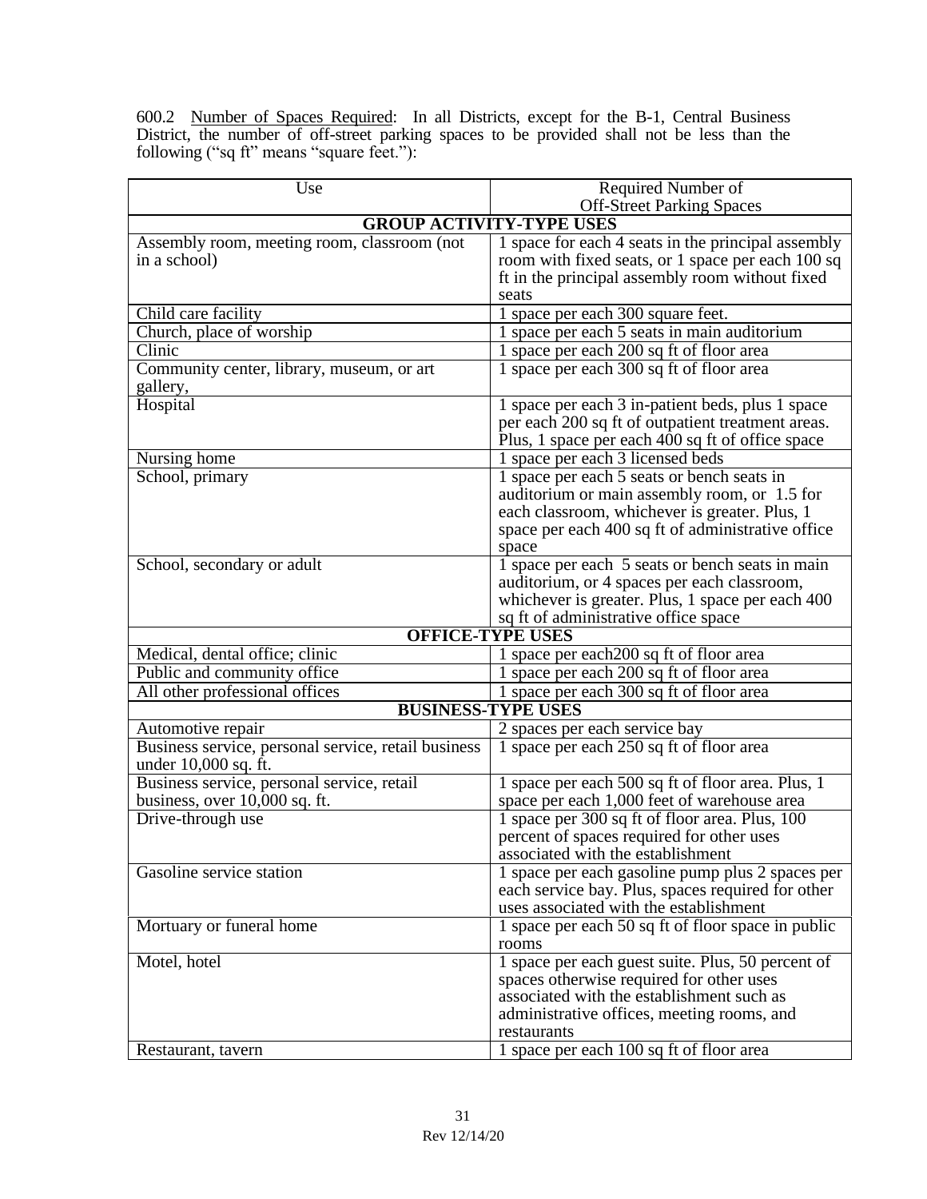600.2 Number of Spaces Required: In all Districts, except for the B-1, Central Business District, the number of off-street parking spaces to be provided shall not be less than the following ("sq ft" means "square feet."):

| Use | Required Number of Off-Street Parking Spaces |
|---|---|
| **GROUP ACTIVITY-TYPE USES** | |
| Assembly room, meeting room, classroom (not in a school) | 1 space for each 4 seats in the principal assembly room with fixed seats, or 1 space per each 100 sq ft in the principal assembly room without fixed seats |
| Child care facility | 1 space per each 300 square feet. |
| Church, place of worship | 1 space per each 5 seats in main auditorium |
| Clinic | 1 space per each 200 sq ft of floor area |
| Community center, library, museum, or art gallery, | 1 space per each 300 sq ft of floor area |
| Hospital | 1 space per each 3 in-patient beds, plus 1 space per each 200 sq ft of outpatient treatment areas. Plus, 1 space per each 400 sq ft of office space |
| Nursing home | 1 space per each 3 licensed beds |
| School, primary | 1 space per each 5 seats or bench seats in auditorium or main assembly room, or 1.5 for each classroom, whichever is greater. Plus, 1 space per each 400 sq ft of administrative office space |
| School, secondary or adult | 1 space per each 5 seats or bench seats in main auditorium, or 4 spaces per each classroom, whichever is greater. Plus, 1 space per each 400 sq ft of administrative office space |
| **OFFICE-TYPE USES** | |
| Medical, dental office; clinic | 1 space per each200 sq ft of floor area |
| Public and community office | 1 space per each 200 sq ft of floor area |
| All other professional offices | 1 space per each 300 sq ft of floor area |
| **BUSINESS-TYPE USES** | |
| Automotive repair | 2 spaces per each service bay |
| Business service, personal service, retail business under 10,000 sq. ft. | 1 space per each 250 sq ft of floor area |
| Business service, personal service, retail business, over 10,000 sq. ft. | 1 space per each 500 sq ft of floor area. Plus, 1 space per each 1,000 feet of warehouse area |
| Drive-through use | 1 space per 300 sq ft of floor area. Plus, 100 percent of spaces required for other uses associated with the establishment |
| Gasoline service station | 1 space per each gasoline pump plus 2 spaces per each service bay. Plus, spaces required for other uses associated with the establishment |
| Mortuary or funeral home | 1 space per each 50 sq ft of floor space in public rooms |
| Motel, hotel | 1 space per each guest suite. Plus, 50 percent of spaces otherwise required for other uses associated with the establishment such as administrative offices, meeting rooms, and restaurants |
| Restaurant, tavern | 1 space per each 100 sq ft of floor area |

Rev 12/14/20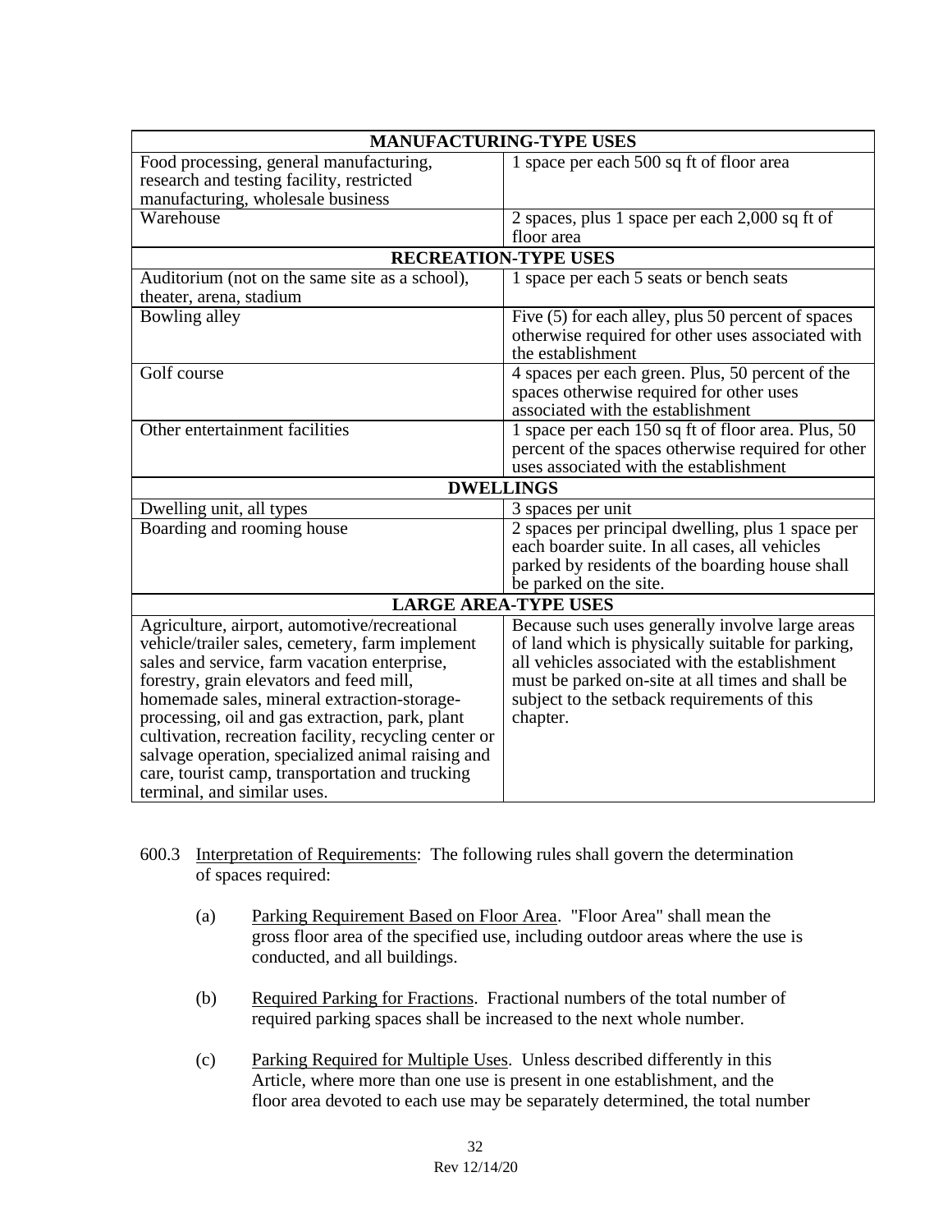| MANUFACTURING-TYPE USES | |
|---|---|
| Food processing, general manufacturing, research and testing facility, restricted manufacturing, wholesale business | 1 space per each 500 sq ft of floor area |
| Warehouse | 2 spaces, plus 1 space per each 2,000 sq ft of floor area |
| **RECREATION-TYPE USES** | |
| Auditorium (not on the same site as a school), theater, arena, stadium | 1 space per each 5 seats or bench seats |
| Bowling alley | Five (5) for each alley, plus 50 percent of spaces otherwise required for other uses associated with the establishment |
| Golf course | 4 spaces per each green. Plus, 50 percent of the spaces otherwise required for other uses associated with the establishment |
| Other entertainment facilities | 1 space per each 150 sq ft of floor area. Plus, 50 percent of the spaces otherwise required for other uses associated with the establishment |
| **DWELLINGS** | |
| Dwelling unit, all types | 3 spaces per unit |
| Boarding and rooming house | 2 spaces per principal dwelling, plus 1 space per each boarder suite. In all cases, all vehicles parked by residents of the boarding house shall be parked on the site. |
| **LARGE AREA-TYPE USES** | |
| Agriculture, airport, automotive/recreational vehicle/trailer sales, cemetery, farm implement sales and service, farm vacation enterprise, forestry, grain elevators and feed mill, homemade sales, mineral extraction-storage-processing, oil and gas extraction, park, plant cultivation, recreation facility, recycling center or salvage operation, specialized animal raising and care, tourist camp, transportation and trucking terminal, and similar uses. | Because such uses generally involve large areas of land which is physically suitable for parking, all vehicles associated with the establishment must be parked on-site at all times and shall be subject to the setback requirements of this chapter. |

600.3 Interpretation of Requirements: The following rules shall govern the determination of spaces required:

(a) Parking Requirement Based on Floor Area. "Floor Area" shall mean the gross floor area of the specified use, including outdoor areas where the use is conducted, and all buildings.

(b) Required Parking for Fractions. Fractional numbers of the total number of required parking spaces shall be increased to the next whole number.

(c) Parking Required for Multiple Uses. Unless described differently in this Article, where more than one use is present in one establishment, and the floor area devoted to each use may be separately determined, the total number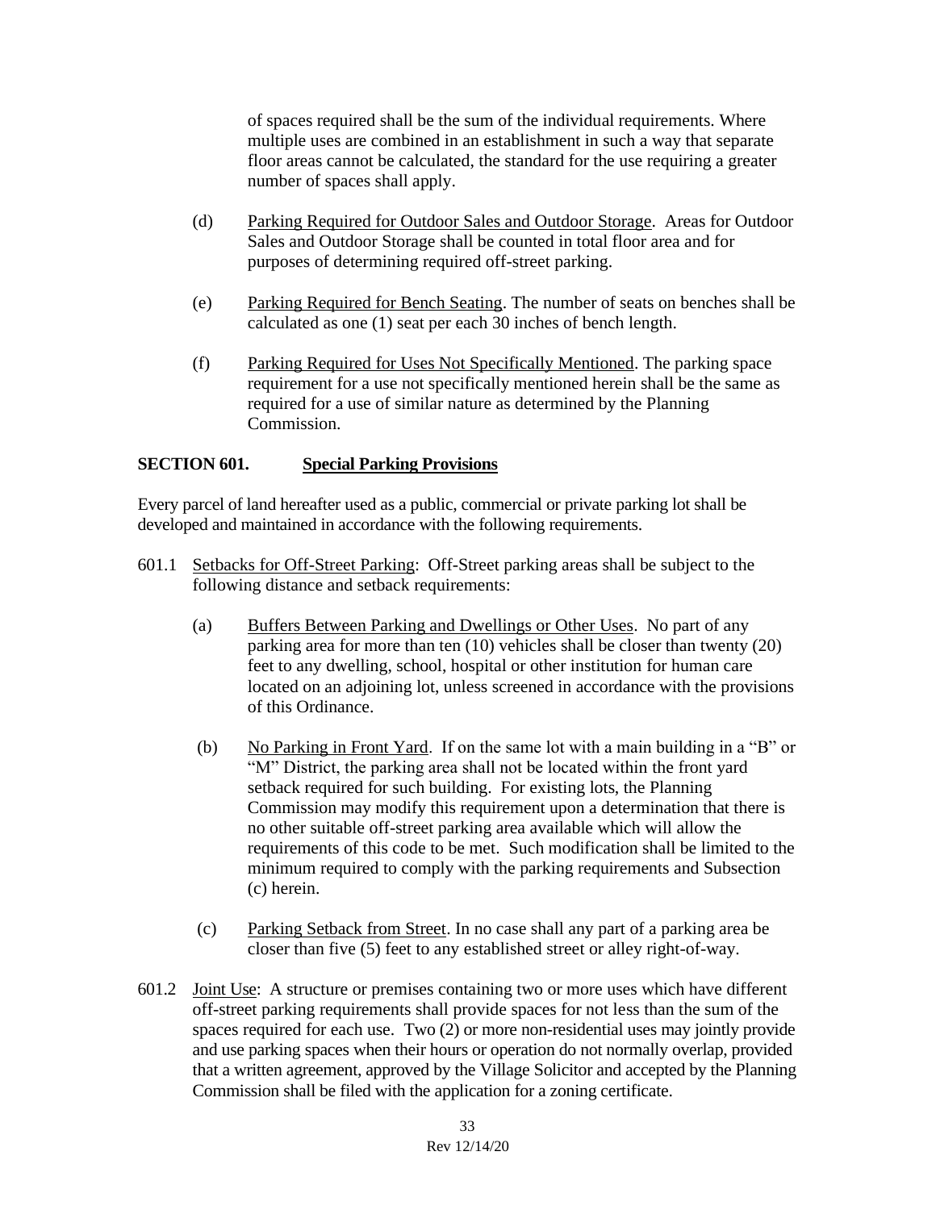of spaces required shall be the sum of the individual requirements. Where multiple uses are combined in an establishment in such a way that separate floor areas cannot be calculated, the standard for the use requiring a greater number of spaces shall apply.

(d) Parking Required for Outdoor Sales and Outdoor Storage. Areas for Outdoor Sales and Outdoor Storage shall be counted in total floor area and for purposes of determining required off-street parking.

(e) Parking Required for Bench Seating. The number of seats on benches shall be calculated as one (1) seat per each 30 inches of bench length.

(f) Parking Required for Uses Not Specifically Mentioned. The parking space requirement for a use not specifically mentioned herein shall be the same as required for a use of similar nature as determined by the Planning Commission.

## SECTION 601. Special Parking Provisions

Every parcel of land hereafter used as a public, commercial or private parking lot shall be developed and maintained in accordance with the following requirements.

601.1 Setbacks for Off-Street Parking: Off-Street parking areas shall be subject to the following distance and setback requirements:

(a) Buffers Between Parking and Dwellings or Other Uses. No part of any parking area for more than ten (10) vehicles shall be closer than twenty (20) feet to any dwelling, school, hospital or other institution for human care located on an adjoining lot, unless screened in accordance with the provisions of this Ordinance.

(b) No Parking in Front Yard. If on the same lot with a main building in a "B" or "M" District, the parking area shall not be located within the front yard setback required for such building. For existing lots, the Planning Commission may modify this requirement upon a determination that there is no other suitable off-street parking area available which will allow the requirements of this code to be met. Such modification shall be limited to the minimum required to comply with the parking requirements and Subsection (c) herein.

(c) Parking Setback from Street. In no case shall any part of a parking area be closer than five (5) feet to any established street or alley right-of-way.

601.2 Joint Use: A structure or premises containing two or more uses which have different off-street parking requirements shall provide spaces for not less than the sum of the spaces required for each use. Two (2) or more non-residential uses may jointly provide and use parking spaces when their hours or operation do not normally overlap, provided that a written agreement, approved by the Village Solicitor and accepted by the Planning Commission shall be filed with the application for a zoning certificate.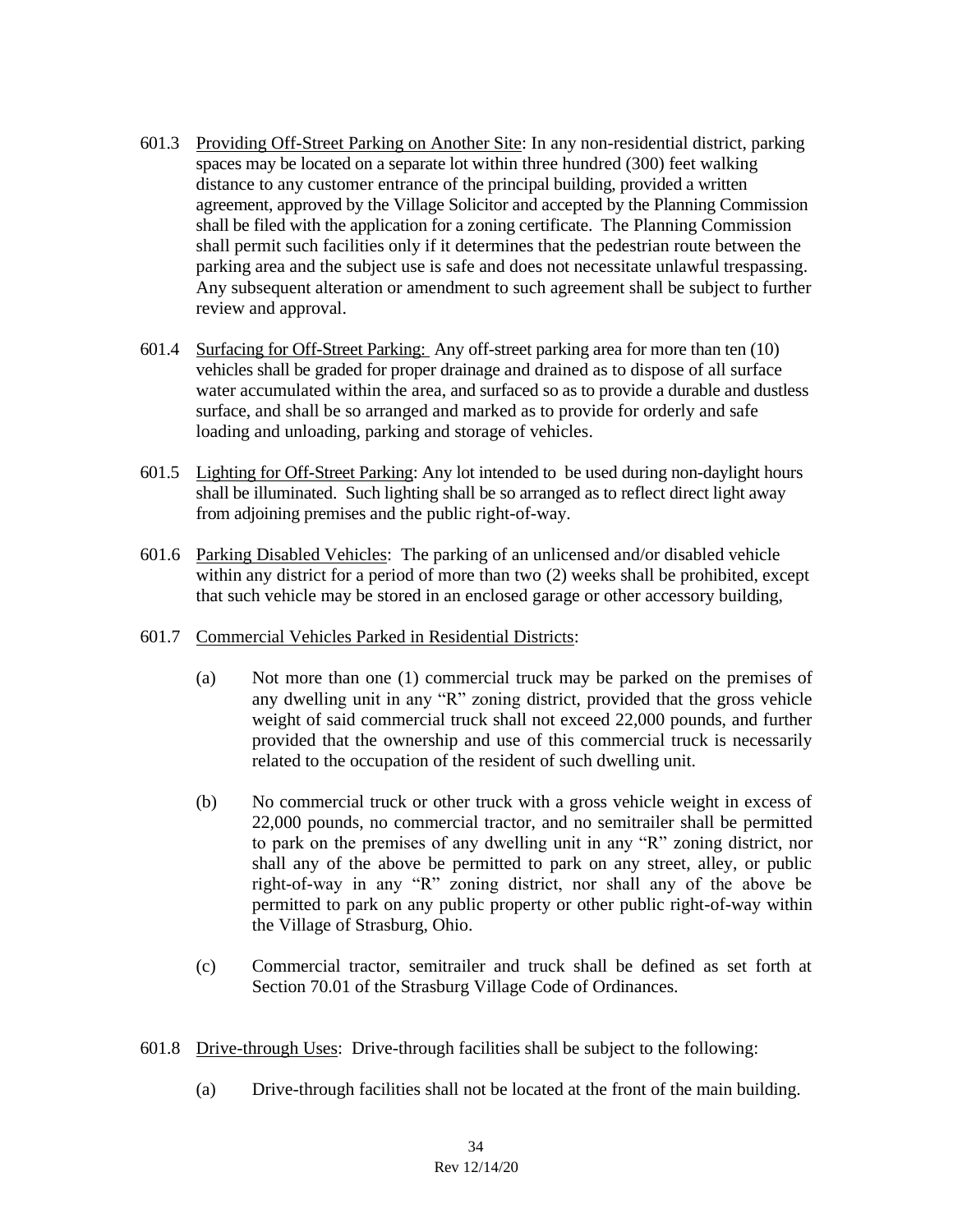601.3 Providing Off-Street Parking on Another Site: In any non-residential district, parking spaces may be located on a separate lot within three hundred (300) feet walking distance to any customer entrance of the principal building, provided a written agreement, approved by the Village Solicitor and accepted by the Planning Commission shall be filed with the application for a zoning certificate. The Planning Commission shall permit such facilities only if it determines that the pedestrian route between the parking area and the subject use is safe and does not necessitate unlawful trespassing. Any subsequent alteration or amendment to such agreement shall be subject to further review and approval.

601.4 Surfacing for Off-Street Parking: Any off-street parking area for more than ten (10) vehicles shall be graded for proper drainage and drained as to dispose of all surface water accumulated within the area, and surfaced so as to provide a durable and dustless surface, and shall be so arranged and marked as to provide for orderly and safe loading and unloading, parking and storage of vehicles.

601.5 Lighting for Off-Street Parking: Any lot intended to be used during non-daylight hours shall be illuminated. Such lighting shall be so arranged as to reflect direct light away from adjoining premises and the public right-of-way.

601.6 Parking Disabled Vehicles: The parking of an unlicensed and/or disabled vehicle within any district for a period of more than two (2) weeks shall be prohibited, except that such vehicle may be stored in an enclosed garage or other accessory building,

601.7 Commercial Vehicles Parked in Residential Districts:

(a) Not more than one (1) commercial truck may be parked on the premises of any dwelling unit in any "R" zoning district, provided that the gross vehicle weight of said commercial truck shall not exceed 22,000 pounds, and further provided that the ownership and use of this commercial truck is necessarily related to the occupation of the resident of such dwelling unit.

(b) No commercial truck or other truck with a gross vehicle weight in excess of 22,000 pounds, no commercial tractor, and no semitrailer shall be permitted to park on the premises of any dwelling unit in any "R" zoning district, nor shall any of the above be permitted to park on any street, alley, or public right-of-way in any "R" zoning district, nor shall any of the above be permitted to park on any public property or other public right-of-way within the Village of Strasburg, Ohio.

(c) Commercial tractor, semitrailer and truck shall be defined as set forth at Section 70.01 of the Strasburg Village Code of Ordinances.

601.8 Drive-through Uses: Drive-through facilities shall be subject to the following:

(a) Drive-through facilities shall not be located at the front of the main building.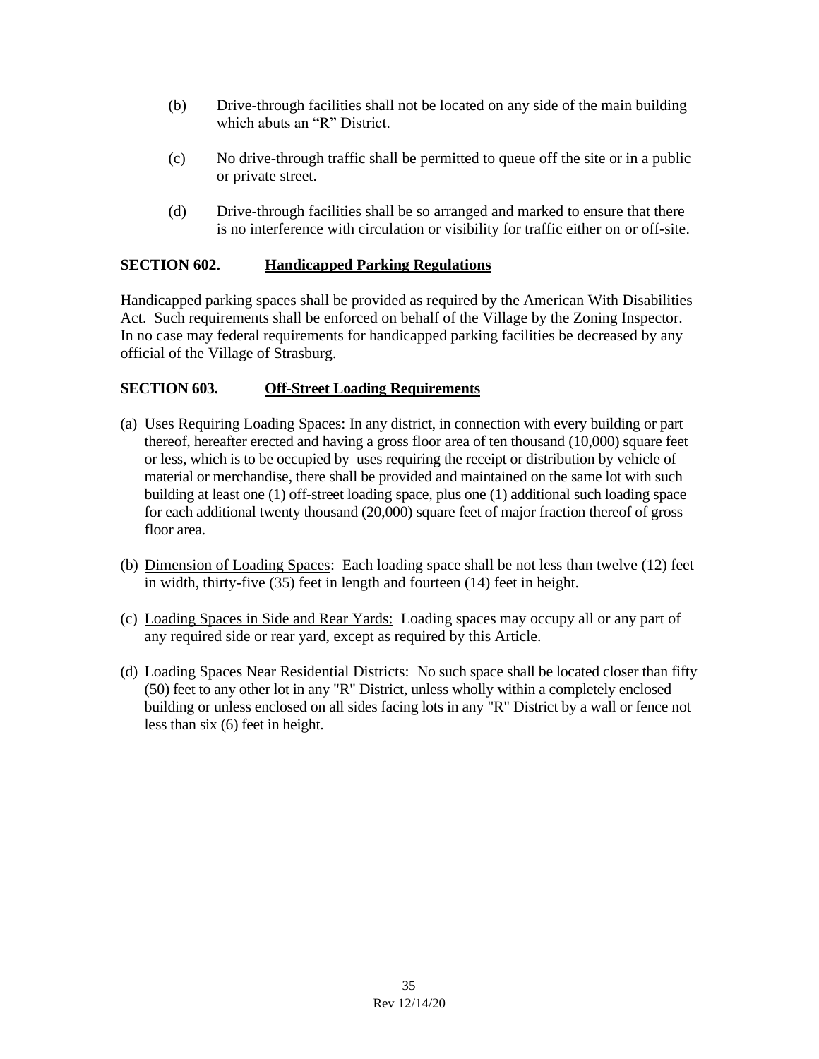(b) Drive-through facilities shall not be located on any side of the main building which abuts an "R" District.

(c) No drive-through traffic shall be permitted to queue off the site or in a public or private street.

(d) Drive-through facilities shall be so arranged and marked to ensure that there is no interference with circulation or visibility for traffic either on or off-site.

## SECTION 602. Handicapped Parking Regulations

Handicapped parking spaces shall be provided as required by the American With Disabilities Act. Such requirements shall be enforced on behalf of the Village by the Zoning Inspector. In no case may federal requirements for handicapped parking facilities be decreased by any official of the Village of Strasburg.

## SECTION 603. Off-Street Loading Requirements

(a) Uses Requiring Loading Spaces: In any district, in connection with every building or part thereof, hereafter erected and having a gross floor area of ten thousand (10,000) square feet or less, which is to be occupied by uses requiring the receipt or distribution by vehicle of material or merchandise, there shall be provided and maintained on the same lot with such building at least one (1) off-street loading space, plus one (1) additional such loading space for each additional twenty thousand (20,000) square feet of major fraction thereof of gross floor area.

(b) Dimension of Loading Spaces: Each loading space shall be not less than twelve (12) feet in width, thirty-five (35) feet in length and fourteen (14) feet in height.

(c) Loading Spaces in Side and Rear Yards: Loading spaces may occupy all or any part of any required side or rear yard, except as required by this Article.

(d) Loading Spaces Near Residential Districts: No such space shall be located closer than fifty (50) feet to any other lot in any "R" District, unless wholly within a completely enclosed building or unless enclosed on all sides facing lots in any "R" District by a wall or fence not less than six (6) feet in height.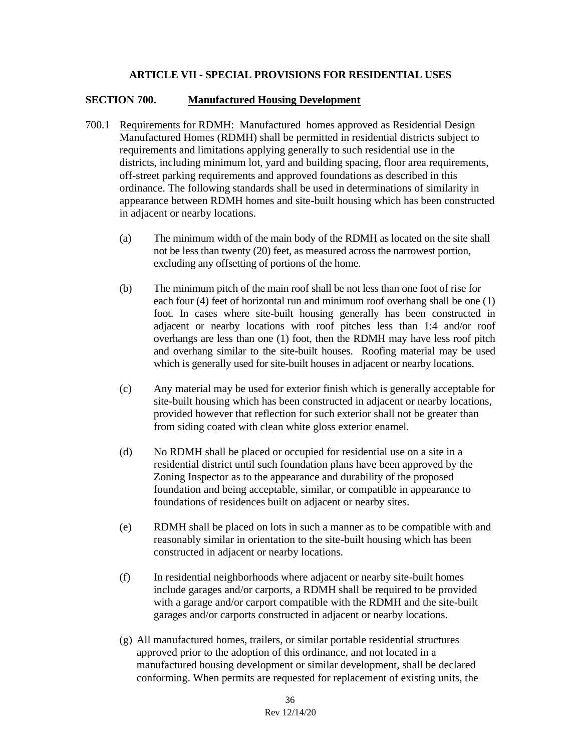## ARTICLE VII - SPECIAL PROVISIONS FOR RESIDENTIAL USES

### SECTION 700. Manufactured Housing Development

700.1 Requirements for RDMH: Manufactured homes approved as Residential Design Manufactured Homes (RDMH) shall be permitted in residential districts subject to requirements and limitations applying generally to such residential use in the districts, including minimum lot, yard and building spacing, floor area requirements, off-street parking requirements and approved foundations as described in this ordinance. The following standards shall be used in determinations of similarity in appearance between RDMH homes and site-built housing which has been constructed in adjacent or nearby locations.

(a) The minimum width of the main body of the RDMH as located on the site shall not be less than twenty (20) feet, as measured across the narrowest portion, excluding any offsetting of portions of the home.

(b) The minimum pitch of the main roof shall be not less than one foot of rise for each four (4) feet of horizontal run and minimum roof overhang shall be one (1) foot. In cases where site-built housing generally has been constructed in adjacent or nearby locations with roof pitches less than 1:4 and/or roof overhangs are less than one (1) foot, then the RDMH may have less roof pitch and overhang similar to the site-built houses. Roofing material may be used which is generally used for site-built houses in adjacent or nearby locations.

(c) Any material may be used for exterior finish which is generally acceptable for site-built housing which has been constructed in adjacent or nearby locations, provided however that reflection for such exterior shall not be greater than from siding coated with clean white gloss exterior enamel.

(d) No RDMH shall be placed or occupied for residential use on a site in a residential district until such foundation plans have been approved by the Zoning Inspector as to the appearance and durability of the proposed foundation and being acceptable, similar, or compatible in appearance to foundations of residences built on adjacent or nearby sites.

(e) RDMH shall be placed on lots in such a manner as to be compatible with and reasonably similar in orientation to the site-built housing which has been constructed in adjacent or nearby locations.

(f) In residential neighborhoods where adjacent or nearby site-built homes include garages and/or carports, a RDMH shall be required to be provided with a garage and/or carport compatible with the RDMH and the site-built garages and/or carports constructed in adjacent or nearby locations.

(g) All manufactured homes, trailers, or similar portable residential structures approved prior to the adoption of this ordinance, and not located in a manufactured housing development or similar development, shall be declared conforming. When permits are requested for replacement of existing units, the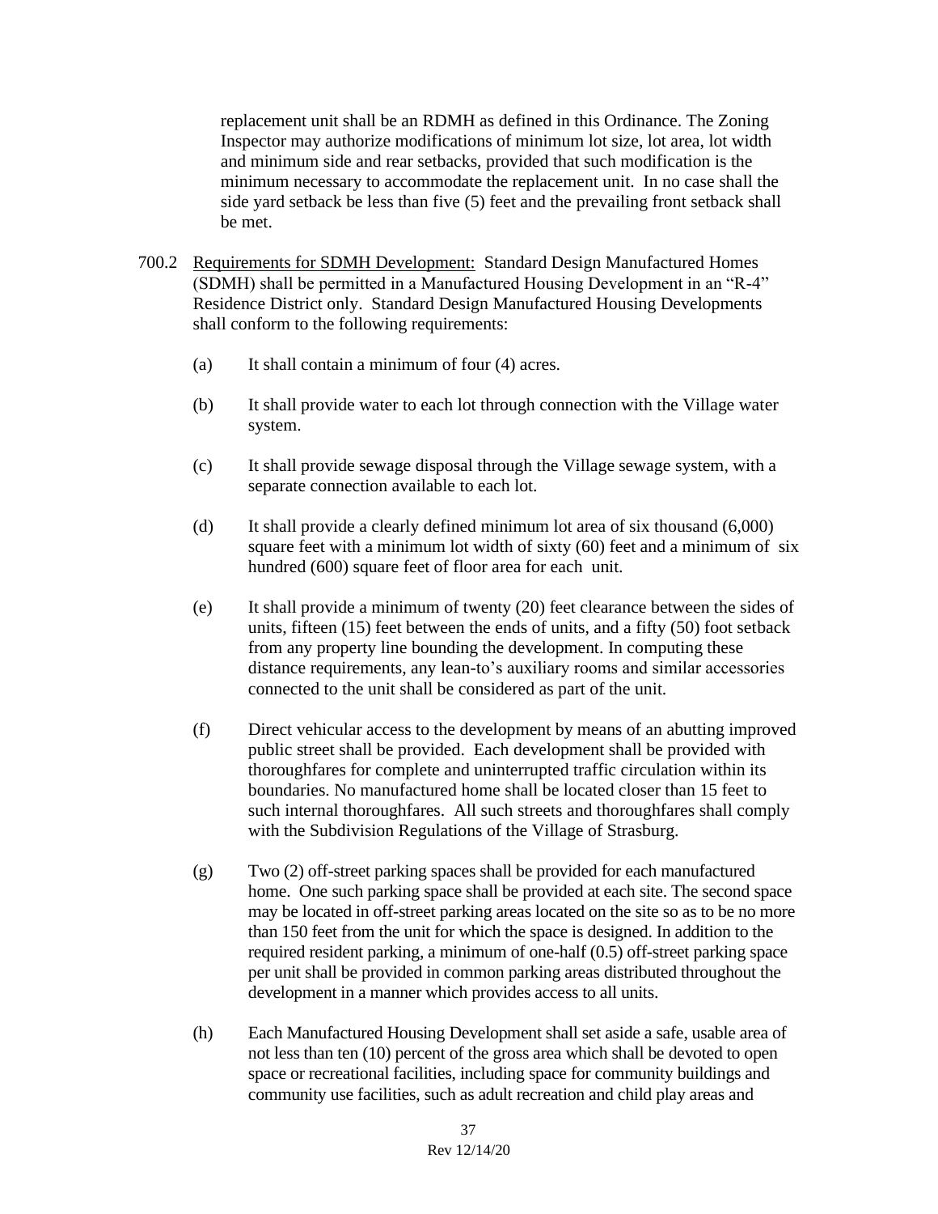replacement unit shall be an RDMH as defined in this Ordinance. The Zoning Inspector may authorize modifications of minimum lot size, lot area, lot width and minimum side and rear setbacks, provided that such modification is the minimum necessary to accommodate the replacement unit. In no case shall the side yard setback be less than five (5) feet and the prevailing front setback shall be met.

700.2 Requirements for SDMH Development: Standard Design Manufactured Homes (SDMH) shall be permitted in a Manufactured Housing Development in an "R-4" Residence District only. Standard Design Manufactured Housing Developments shall conform to the following requirements:

(a) It shall contain a minimum of four (4) acres.

(b) It shall provide water to each lot through connection with the Village water system.

(c) It shall provide sewage disposal through the Village sewage system, with a separate connection available to each lot.

(d) It shall provide a clearly defined minimum lot area of six thousand (6,000) square feet with a minimum lot width of sixty (60) feet and a minimum of six hundred (600) square feet of floor area for each unit.

(e) It shall provide a minimum of twenty (20) feet clearance between the sides of units, fifteen (15) feet between the ends of units, and a fifty (50) foot setback from any property line bounding the development. In computing these distance requirements, any lean-to's auxiliary rooms and similar accessories connected to the unit shall be considered as part of the unit.

(f) Direct vehicular access to the development by means of an abutting improved public street shall be provided. Each development shall be provided with thoroughfares for complete and uninterrupted traffic circulation within its boundaries. No manufactured home shall be located closer than 15 feet to such internal thoroughfares. All such streets and thoroughfares shall comply with the Subdivision Regulations of the Village of Strasburg.

(g) Two (2) off-street parking spaces shall be provided for each manufactured home. One such parking space shall be provided at each site. The second space may be located in off-street parking areas located on the site so as to be no more than 150 feet from the unit for which the space is designed. In addition to the required resident parking, a minimum of one-half (0.5) off-street parking space per unit shall be provided in common parking areas distributed throughout the development in a manner which provides access to all units.

(h) Each Manufactured Housing Development shall set aside a safe, usable area of not less than ten (10) percent of the gross area which shall be devoted to open space or recreational facilities, including space for community buildings and community use facilities, such as adult recreation and child play areas and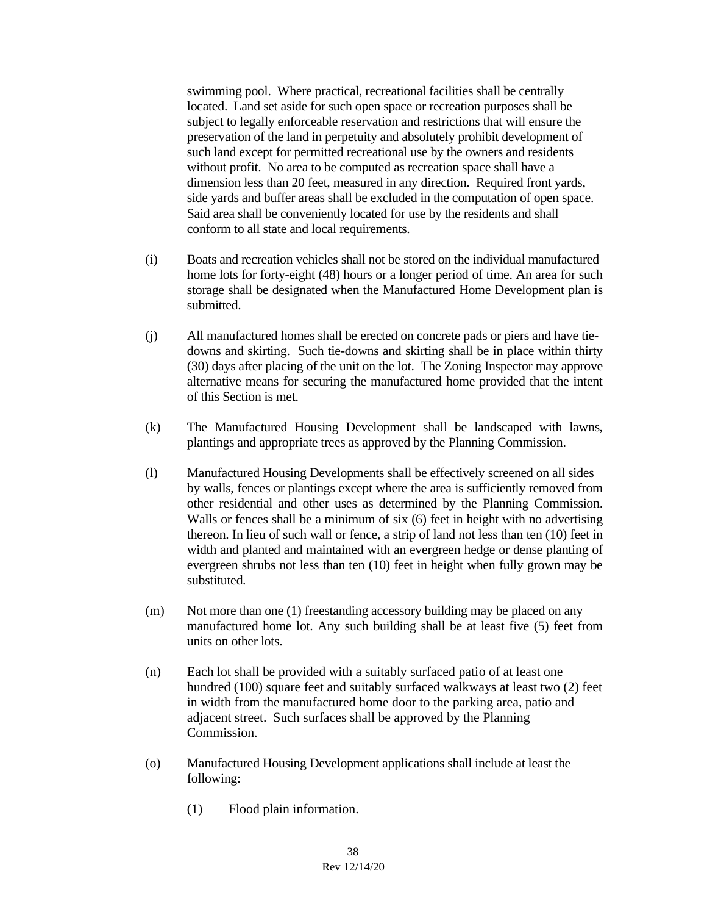swimming pool. Where practical, recreational facilities shall be centrally located. Land set aside for such open space or recreation purposes shall be subject to legally enforceable reservation and restrictions that will ensure the preservation of the land in perpetuity and absolutely prohibit development of such land except for permitted recreational use by the owners and residents without profit. No area to be computed as recreation space shall have a dimension less than 20 feet, measured in any direction. Required front yards, side yards and buffer areas shall be excluded in the computation of open space. Said area shall be conveniently located for use by the residents and shall conform to all state and local requirements.

(i) Boats and recreation vehicles shall not be stored on the individual manufactured home lots for forty-eight (48) hours or a longer period of time. An area for such storage shall be designated when the Manufactured Home Development plan is submitted.

(j) All manufactured homes shall be erected on concrete pads or piers and have tie-downs and skirting. Such tie-downs and skirting shall be in place within thirty (30) days after placing of the unit on the lot. The Zoning Inspector may approve alternative means for securing the manufactured home provided that the intent of this Section is met.

(k) The Manufactured Housing Development shall be landscaped with lawns, plantings and appropriate trees as approved by the Planning Commission.

(l) Manufactured Housing Developments shall be effectively screened on all sides by walls, fences or plantings except where the area is sufficiently removed from other residential and other uses as determined by the Planning Commission. Walls or fences shall be a minimum of six (6) feet in height with no advertising thereon. In lieu of such wall or fence, a strip of land not less than ten (10) feet in width and planted and maintained with an evergreen hedge or dense planting of evergreen shrubs not less than ten (10) feet in height when fully grown may be substituted.

(m) Not more than one (1) freestanding accessory building may be placed on any manufactured home lot. Any such building shall be at least five (5) feet from units on other lots.

(n) Each lot shall be provided with a suitably surfaced patio of at least one hundred (100) square feet and suitably surfaced walkways at least two (2) feet in width from the manufactured home door to the parking area, patio and adjacent street. Such surfaces shall be approved by the Planning Commission.

(o) Manufactured Housing Development applications shall include at least the following:

  (1) Flood plain information.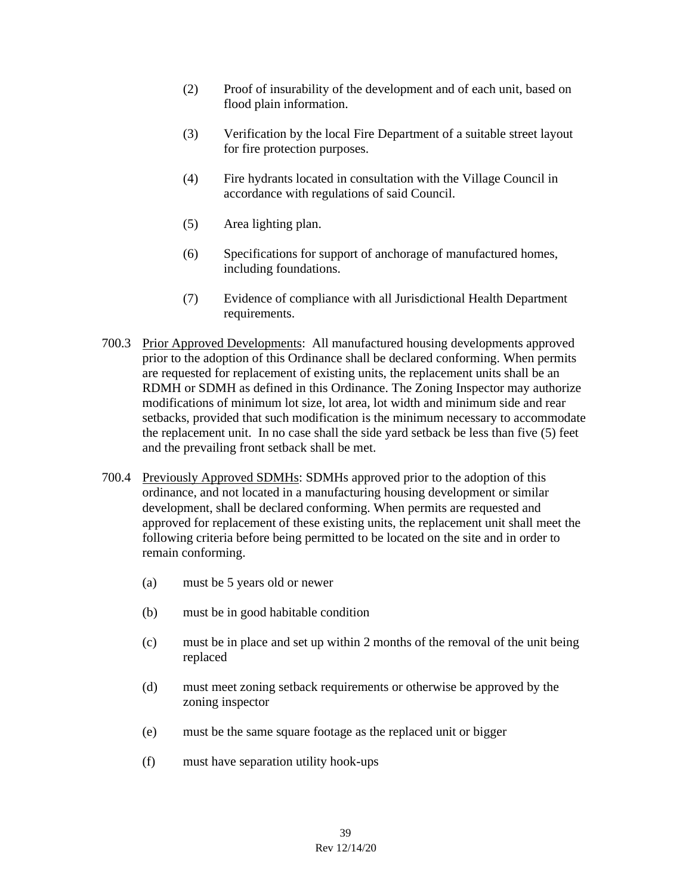(2) Proof of insurability of the development and of each unit, based on flood plain information.

(3) Verification by the local Fire Department of a suitable street layout for fire protection purposes.

(4) Fire hydrants located in consultation with the Village Council in accordance with regulations of said Council.

(5) Area lighting plan.

(6) Specifications for support of anchorage of manufactured homes, including foundations.

(7) Evidence of compliance with all Jurisdictional Health Department requirements.

700.3 Prior Approved Developments: All manufactured housing developments approved prior to the adoption of this Ordinance shall be declared conforming. When permits are requested for replacement of existing units, the replacement units shall be an RDMH or SDMH as defined in this Ordinance. The Zoning Inspector may authorize modifications of minimum lot size, lot area, lot width and minimum side and rear setbacks, provided that such modification is the minimum necessary to accommodate the replacement unit. In no case shall the side yard setback be less than five (5) feet and the prevailing front setback shall be met.

700.4 Previously Approved SDMHs: SDMHs approved prior to the adoption of this ordinance, and not located in a manufacturing housing development or similar development, shall be declared conforming. When permits are requested and approved for replacement of these existing units, the replacement unit shall meet the following criteria before being permitted to be located on the site and in order to remain conforming.

(a) must be 5 years old or newer

(b) must be in good habitable condition

(c) must be in place and set up within 2 months of the removal of the unit being replaced

(d) must meet zoning setback requirements or otherwise be approved by the zoning inspector

(e) must be the same square footage as the replaced unit or bigger

(f) must have separation utility hook-ups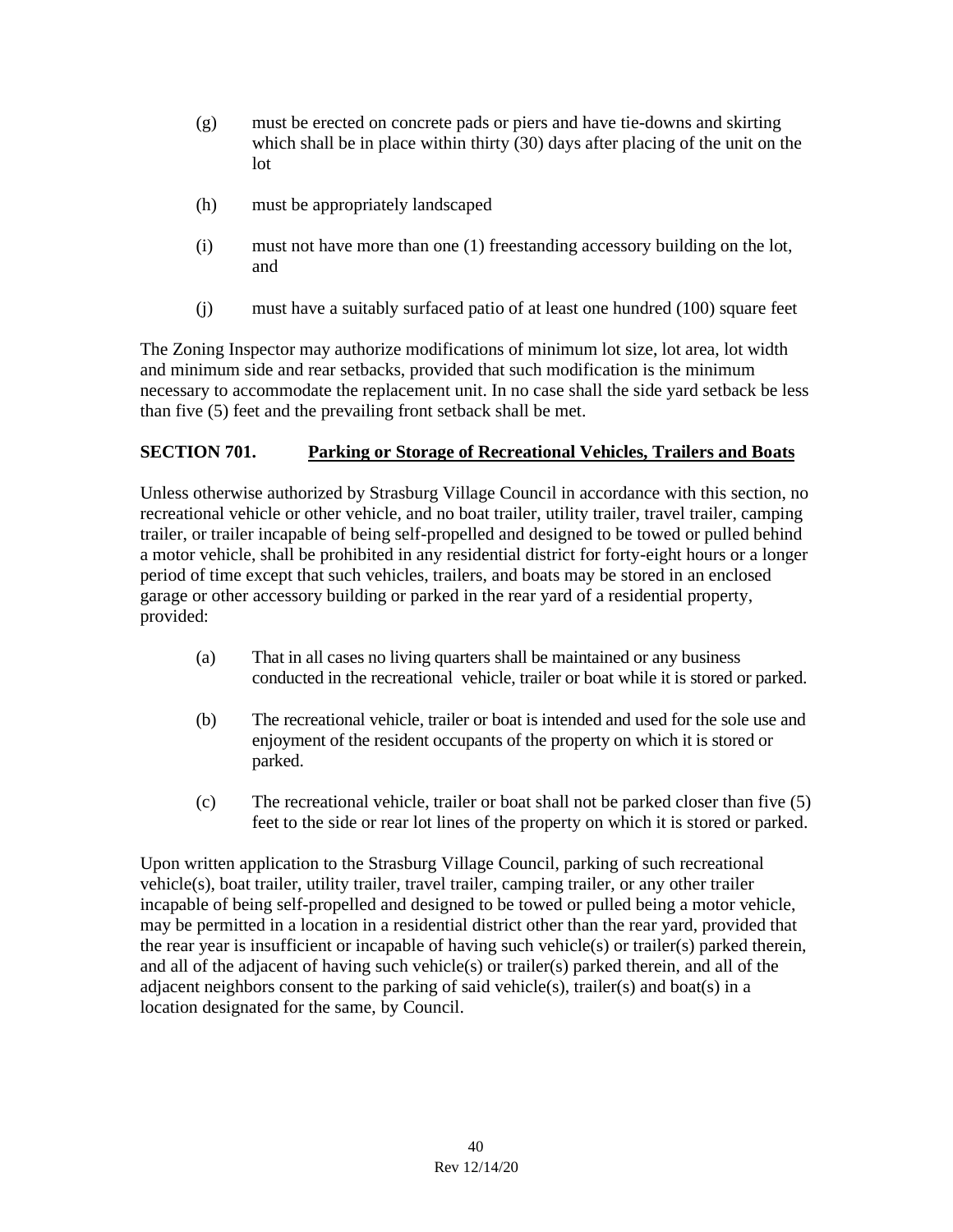(g) must be erected on concrete pads or piers and have tie-downs and skirting which shall be in place within thirty (30) days after placing of the unit on the lot

(h) must be appropriately landscaped

(i) must not have more than one (1) freestanding accessory building on the lot, and

(j) must have a suitably surfaced patio of at least one hundred (100) square feet

The Zoning Inspector may authorize modifications of minimum lot size, lot area, lot width and minimum side and rear setbacks, provided that such modification is the minimum necessary to accommodate the replacement unit. In no case shall the side yard setback be less than five (5) feet and the prevailing front setback shall be met.

## SECTION 701. Parking or Storage of Recreational Vehicles, Trailers and Boats

Unless otherwise authorized by Strasburg Village Council in accordance with this section, no recreational vehicle or other vehicle, and no boat trailer, utility trailer, travel trailer, camping trailer, or trailer incapable of being self-propelled and designed to be towed or pulled behind a motor vehicle, shall be prohibited in any residential district for forty-eight hours or a longer period of time except that such vehicles, trailers, and boats may be stored in an enclosed garage or other accessory building or parked in the rear yard of a residential property, provided:

(a) That in all cases no living quarters shall be maintained or any business conducted in the recreational vehicle, trailer or boat while it is stored or parked.

(b) The recreational vehicle, trailer or boat is intended and used for the sole use and enjoyment of the resident occupants of the property on which it is stored or parked.

(c) The recreational vehicle, trailer or boat shall not be parked closer than five (5) feet to the side or rear lot lines of the property on which it is stored or parked.

Upon written application to the Strasburg Village Council, parking of such recreational vehicle(s), boat trailer, utility trailer, travel trailer, camping trailer, or any other trailer incapable of being self-propelled and designed to be towed or pulled being a motor vehicle, may be permitted in a location in a residential district other than the rear yard, provided that the rear year is insufficient or incapable of having such vehicle(s) or trailer(s) parked therein, and all of the adjacent of having such vehicle(s) or trailer(s) parked therein, and all of the adjacent neighbors consent to the parking of said vehicle(s), trailer(s) and boat(s) in a location designated for the same, by Council.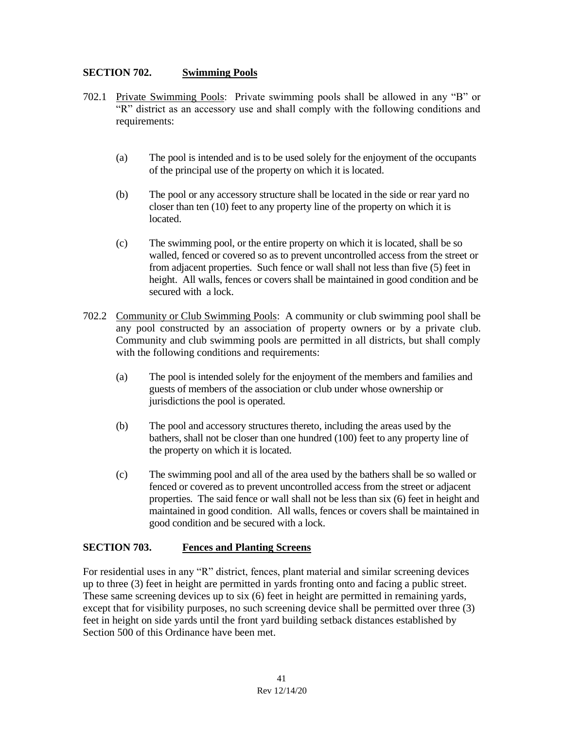## SECTION 702. Swimming Pools

702.1 Private Swimming Pools: Private swimming pools shall be allowed in any "B" or "R" district as an accessory use and shall comply with the following conditions and requirements:

(a) The pool is intended and is to be used solely for the enjoyment of the occupants of the principal use of the property on which it is located.

(b) The pool or any accessory structure shall be located in the side or rear yard no closer than ten (10) feet to any property line of the property on which it is located.

(c) The swimming pool, or the entire property on which it is located, shall be so walled, fenced or covered so as to prevent uncontrolled access from the street or from adjacent properties. Such fence or wall shall not less than five (5) feet in height. All walls, fences or covers shall be maintained in good condition and be secured with a lock.

702.2 Community or Club Swimming Pools: A community or club swimming pool shall be any pool constructed by an association of property owners or by a private club. Community and club swimming pools are permitted in all districts, but shall comply with the following conditions and requirements:

(a) The pool is intended solely for the enjoyment of the members and families and guests of members of the association or club under whose ownership or jurisdictions the pool is operated.

(b) The pool and accessory structures thereto, including the areas used by the bathers, shall not be closer than one hundred (100) feet to any property line of the property on which it is located.

(c) The swimming pool and all of the area used by the bathers shall be so walled or fenced or covered as to prevent uncontrolled access from the street or adjacent properties. The said fence or wall shall not be less than six (6) feet in height and maintained in good condition. All walls, fences or covers shall be maintained in good condition and be secured with a lock.

## SECTION 703. Fences and Planting Screens

For residential uses in any "R" district, fences, plant material and similar screening devices up to three (3) feet in height are permitted in yards fronting onto and facing a public street. These same screening devices up to six (6) feet in height are permitted in remaining yards, except that for visibility purposes, no such screening device shall be permitted over three (3) feet in height on side yards until the front yard building setback distances established by Section 500 of this Ordinance have been met.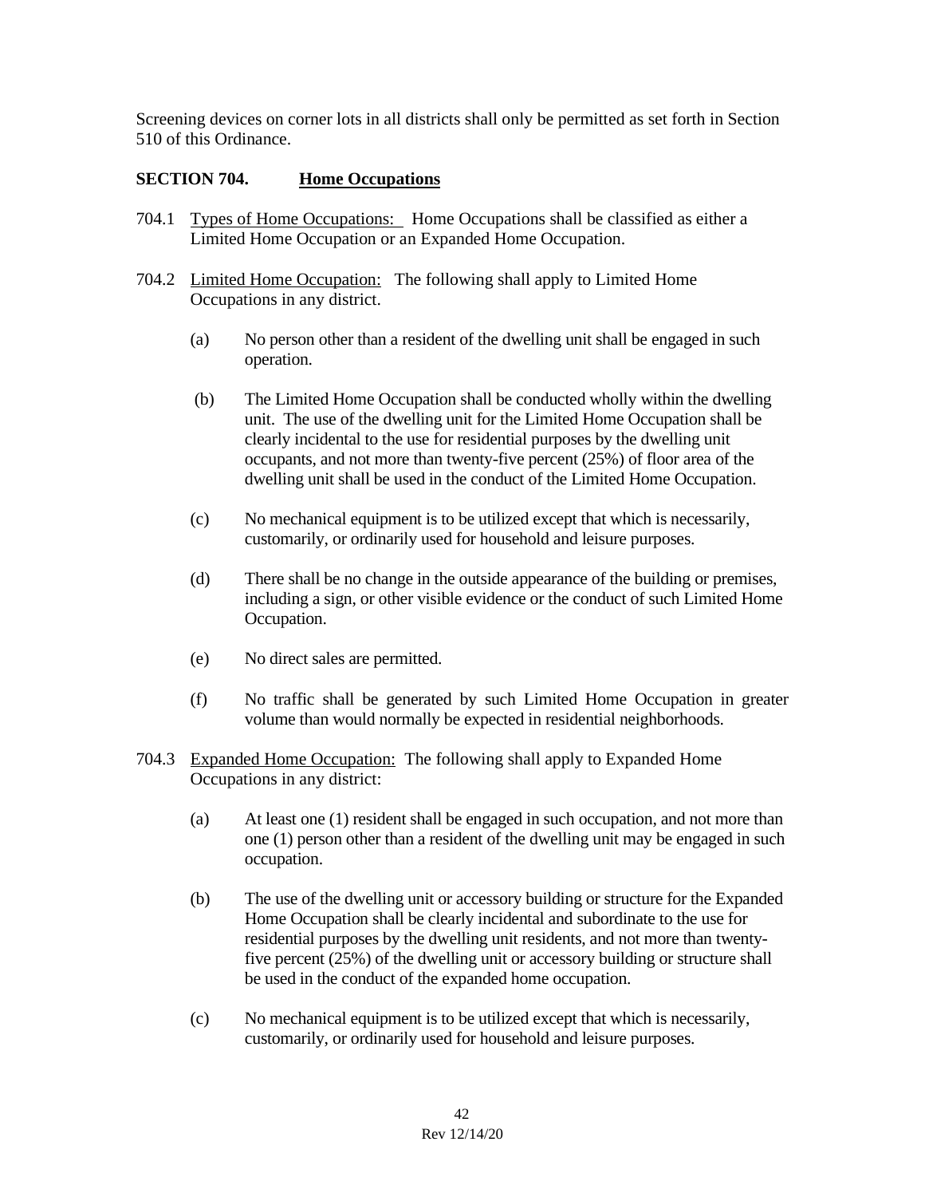Screening devices on corner lots in all districts shall only be permitted as set forth in Section 510 of this Ordinance.

## SECTION 704. Home Occupations

704.1 Types of Home Occupations: Home Occupations shall be classified as either a Limited Home Occupation or an Expanded Home Occupation.

704.2 Limited Home Occupation: The following shall apply to Limited Home Occupations in any district.

(a) No person other than a resident of the dwelling unit shall be engaged in such operation.

(b) The Limited Home Occupation shall be conducted wholly within the dwelling unit. The use of the dwelling unit for the Limited Home Occupation shall be clearly incidental to the use for residential purposes by the dwelling unit occupants, and not more than twenty-five percent (25%) of floor area of the dwelling unit shall be used in the conduct of the Limited Home Occupation.

(c) No mechanical equipment is to be utilized except that which is necessarily, customarily, or ordinarily used for household and leisure purposes.

(d) There shall be no change in the outside appearance of the building or premises, including a sign, or other visible evidence or the conduct of such Limited Home Occupation.

(e) No direct sales are permitted.

(f) No traffic shall be generated by such Limited Home Occupation in greater volume than would normally be expected in residential neighborhoods.

704.3 Expanded Home Occupation: The following shall apply to Expanded Home Occupations in any district:

(a) At least one (1) resident shall be engaged in such occupation, and not more than one (1) person other than a resident of the dwelling unit may be engaged in such occupation.

(b) The use of the dwelling unit or accessory building or structure for the Expanded Home Occupation shall be clearly incidental and subordinate to the use for residential purposes by the dwelling unit residents, and not more than twenty-five percent (25%) of the dwelling unit or accessory building or structure shall be used in the conduct of the expanded home occupation.

(c) No mechanical equipment is to be utilized except that which is necessarily, customarily, or ordinarily used for household and leisure purposes.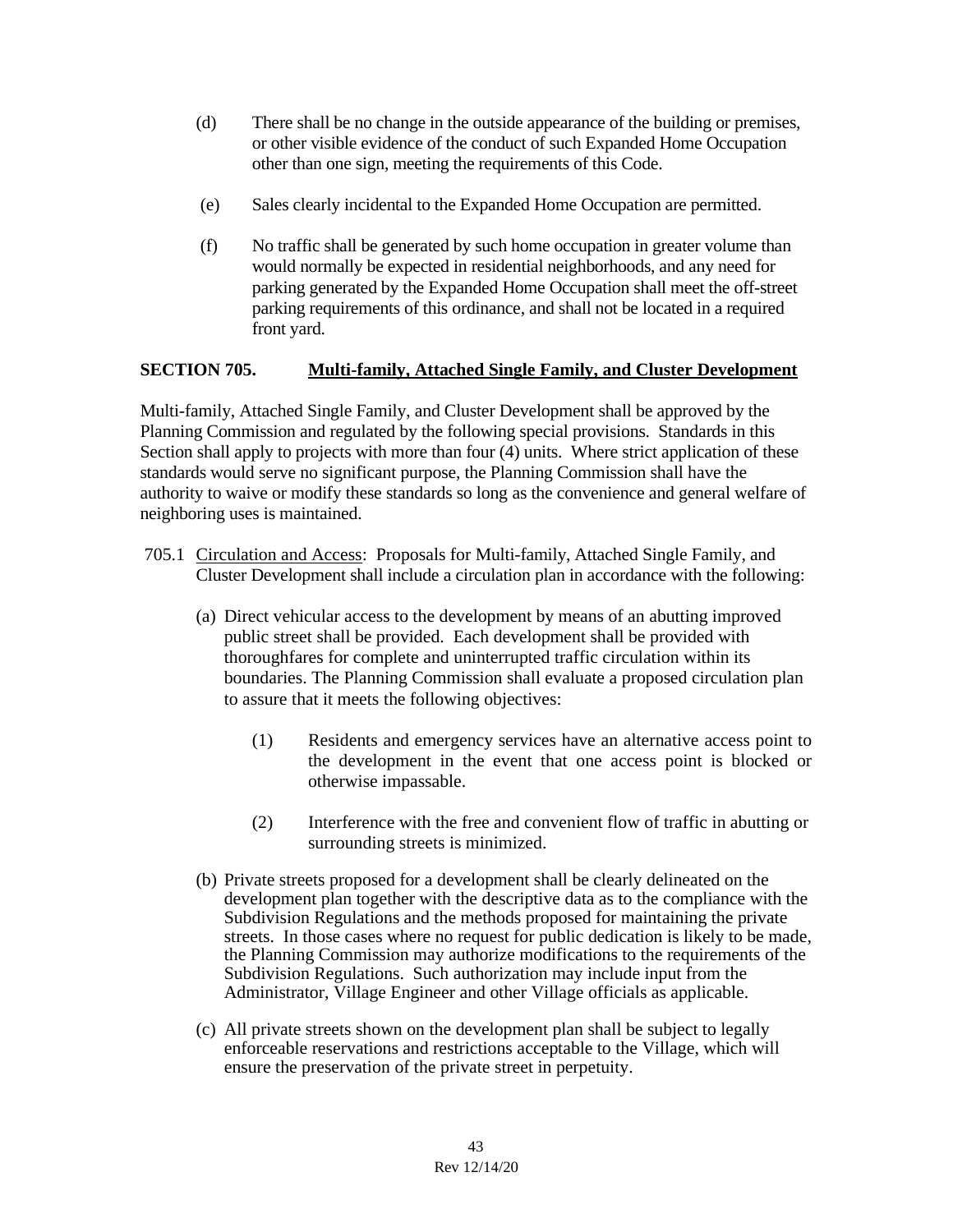(d) There shall be no change in the outside appearance of the building or premises, or other visible evidence of the conduct of such Expanded Home Occupation other than one sign, meeting the requirements of this Code.

(e) Sales clearly incidental to the Expanded Home Occupation are permitted.

(f) No traffic shall be generated by such home occupation in greater volume than would normally be expected in residential neighborhoods, and any need for parking generated by the Expanded Home Occupation shall meet the off-street parking requirements of this ordinance, and shall not be located in a required front yard.

## SECTION 705. Multi-family, Attached Single Family, and Cluster Development

Multi-family, Attached Single Family, and Cluster Development shall be approved by the Planning Commission and regulated by the following special provisions. Standards in this Section shall apply to projects with more than four (4) units. Where strict application of these standards would serve no significant purpose, the Planning Commission shall have the authority to waive or modify these standards so long as the convenience and general welfare of neighboring uses is maintained.

705.1 Circulation and Access: Proposals for Multi-family, Attached Single Family, and Cluster Development shall include a circulation plan in accordance with the following:

(a) Direct vehicular access to the development by means of an abutting improved public street shall be provided. Each development shall be provided with thoroughfares for complete and uninterrupted traffic circulation within its boundaries. The Planning Commission shall evaluate a proposed circulation plan to assure that it meets the following objectives:

(1) Residents and emergency services have an alternative access point to the development in the event that one access point is blocked or otherwise impassable.

(2) Interference with the free and convenient flow of traffic in abutting or surrounding streets is minimized.

(b) Private streets proposed for a development shall be clearly delineated on the development plan together with the descriptive data as to the compliance with the Subdivision Regulations and the methods proposed for maintaining the private streets. In those cases where no request for public dedication is likely to be made, the Planning Commission may authorize modifications to the requirements of the Subdivision Regulations. Such authorization may include input from the Administrator, Village Engineer and other Village officials as applicable.

(c) All private streets shown on the development plan shall be subject to legally enforceable reservations and restrictions acceptable to the Village, which will ensure the preservation of the private street in perpetuity.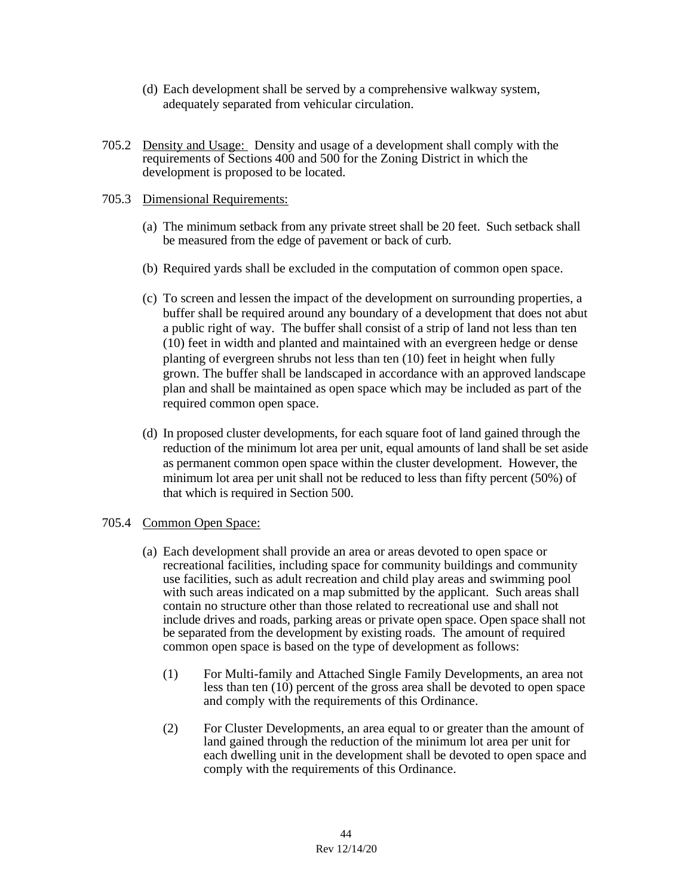(d) Each development shall be served by a comprehensive walkway system, adequately separated from vehicular circulation.

705.2 Density and Usage: Density and usage of a development shall comply with the requirements of Sections 400 and 500 for the Zoning District in which the development is proposed to be located.

705.3 Dimensional Requirements:

(a) The minimum setback from any private street shall be 20 feet. Such setback shall be measured from the edge of pavement or back of curb.

(b) Required yards shall be excluded in the computation of common open space.

(c) To screen and lessen the impact of the development on surrounding properties, a buffer shall be required around any boundary of a development that does not abut a public right of way. The buffer shall consist of a strip of land not less than ten (10) feet in width and planted and maintained with an evergreen hedge or dense planting of evergreen shrubs not less than ten (10) feet in height when fully grown. The buffer shall be landscaped in accordance with an approved landscape plan and shall be maintained as open space which may be included as part of the required common open space.

(d) In proposed cluster developments, for each square foot of land gained through the reduction of the minimum lot area per unit, equal amounts of land shall be set aside as permanent common open space within the cluster development. However, the minimum lot area per unit shall not be reduced to less than fifty percent (50%) of that which is required in Section 500.

705.4 Common Open Space:

(a) Each development shall provide an area or areas devoted to open space or recreational facilities, including space for community buildings and community use facilities, such as adult recreation and child play areas and swimming pool with such areas indicated on a map submitted by the applicant. Such areas shall contain no structure other than those related to recreational use and shall not include drives and roads, parking areas or private open space. Open space shall not be separated from the development by existing roads. The amount of required common open space is based on the type of development as follows:

(1) For Multi-family and Attached Single Family Developments, an area not less than ten (10) percent of the gross area shall be devoted to open space and comply with the requirements of this Ordinance.

(2) For Cluster Developments, an area equal to or greater than the amount of land gained through the reduction of the minimum lot area per unit for each dwelling unit in the development shall be devoted to open space and comply with the requirements of this Ordinance.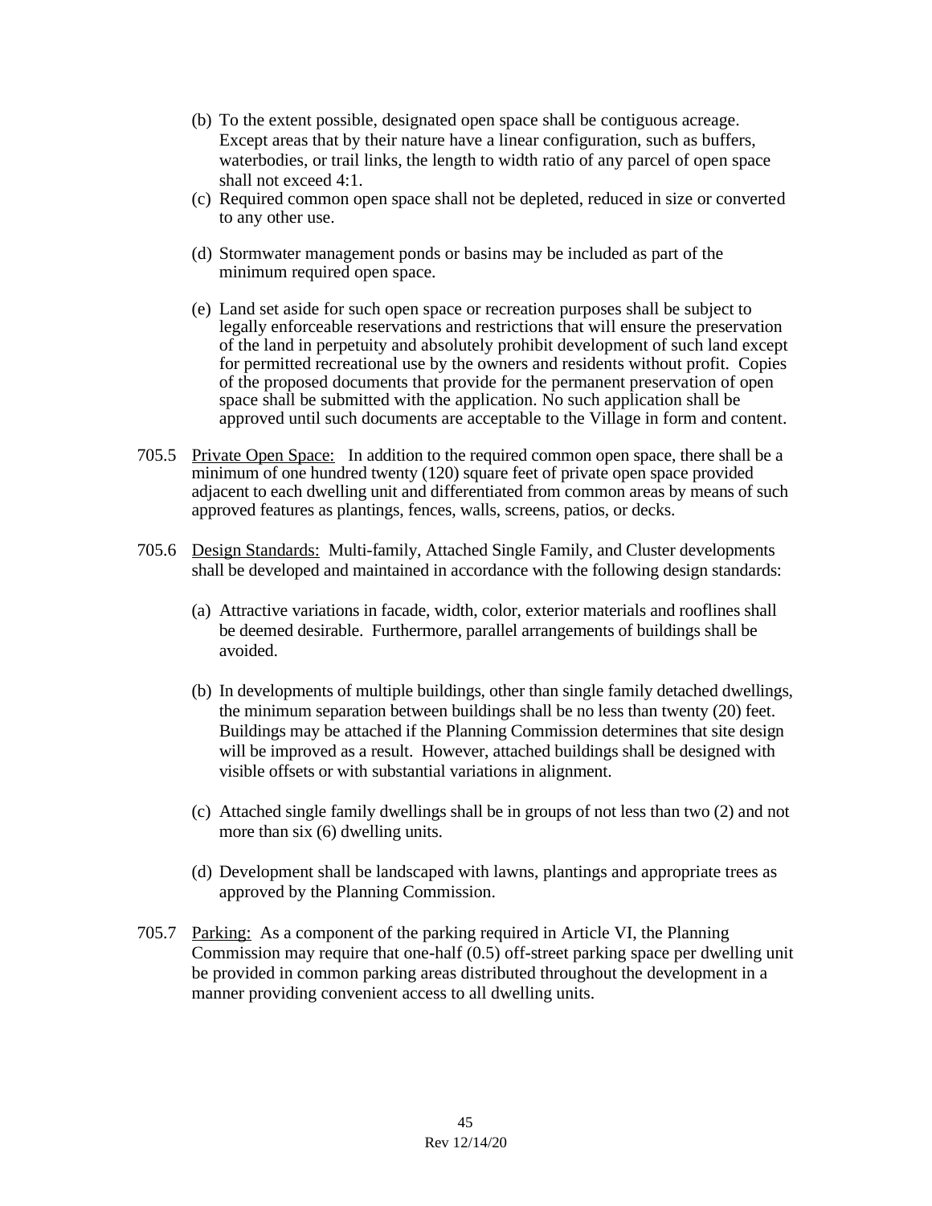(b) To the extent possible, designated open space shall be contiguous acreage. Except areas that by their nature have a linear configuration, such as buffers, waterbodies, or trail links, the length to width ratio of any parcel of open space shall not exceed 4:1.

(c) Required common open space shall not be depleted, reduced in size or converted to any other use.

(d) Stormwater management ponds or basins may be included as part of the minimum required open space.

(e) Land set aside for such open space or recreation purposes shall be subject to legally enforceable reservations and restrictions that will ensure the preservation of the land in perpetuity and absolutely prohibit development of such land except for permitted recreational use by the owners and residents without profit. Copies of the proposed documents that provide for the permanent preservation of open space shall be submitted with the application. No such application shall be approved until such documents are acceptable to the Village in form and content.

705.5 Private Open Space: In addition to the required common open space, there shall be a minimum of one hundred twenty (120) square feet of private open space provided adjacent to each dwelling unit and differentiated from common areas by means of such approved features as plantings, fences, walls, screens, patios, or decks.

705.6 Design Standards: Multi-family, Attached Single Family, and Cluster developments shall be developed and maintained in accordance with the following design standards:

(a) Attractive variations in facade, width, color, exterior materials and rooflines shall be deemed desirable. Furthermore, parallel arrangements of buildings shall be avoided.

(b) In developments of multiple buildings, other than single family detached dwellings, the minimum separation between buildings shall be no less than twenty (20) feet. Buildings may be attached if the Planning Commission determines that site design will be improved as a result. However, attached buildings shall be designed with visible offsets or with substantial variations in alignment.

(c) Attached single family dwellings shall be in groups of not less than two (2) and not more than six (6) dwelling units.

(d) Development shall be landscaped with lawns, plantings and appropriate trees as approved by the Planning Commission.

705.7 Parking: As a component of the parking required in Article VI, the Planning Commission may require that one-half (0.5) off-street parking space per dwelling unit be provided in common parking areas distributed throughout the development in a manner providing convenient access to all dwelling units.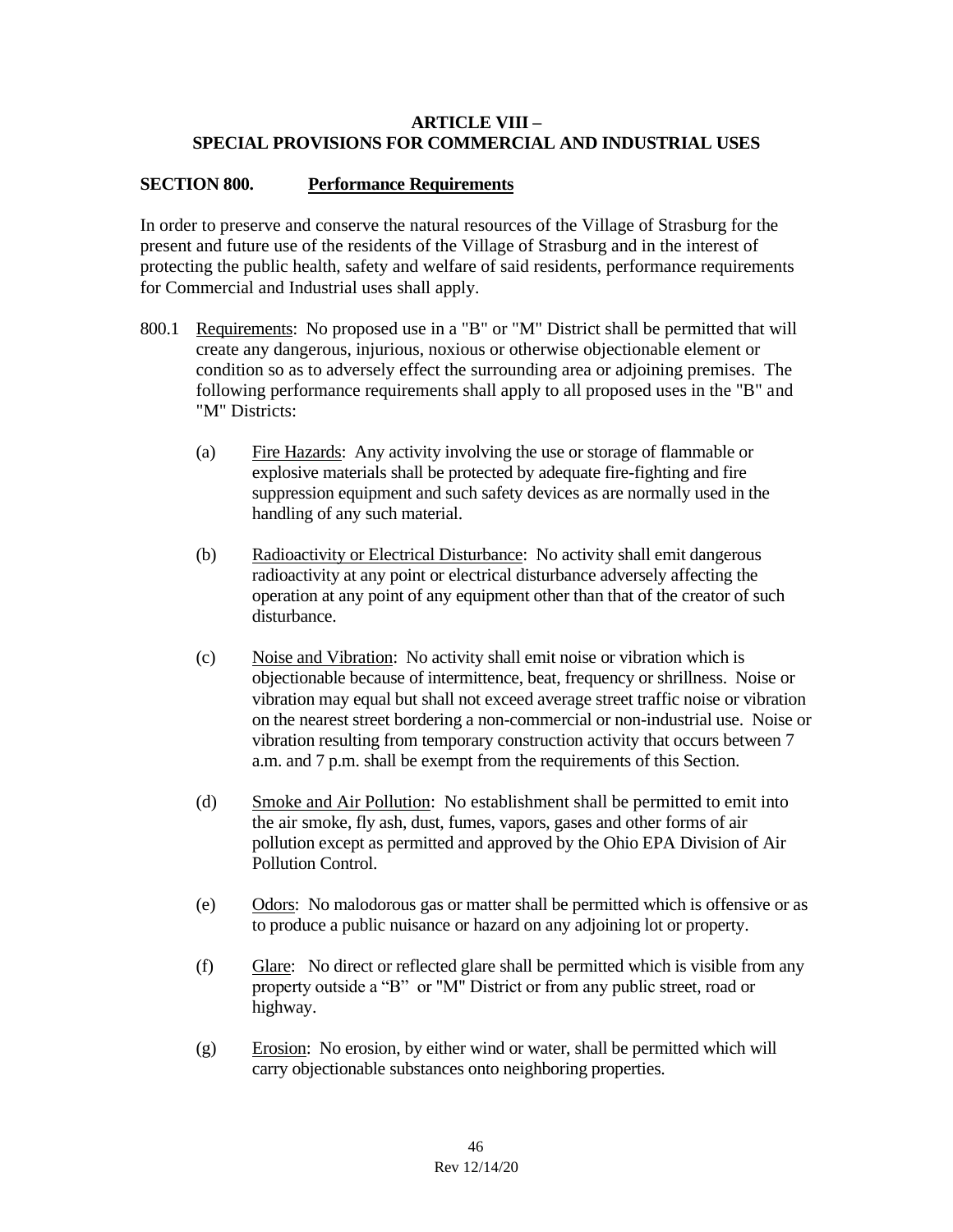# ARTICLE VIII – SPECIAL PROVISIONS FOR COMMERCIAL AND INDUSTRIAL USES

## SECTION 800. Performance Requirements

In order to preserve and conserve the natural resources of the Village of Strasburg for the present and future use of the residents of the Village of Strasburg and in the interest of protecting the public health, safety and welfare of said residents, performance requirements for Commercial and Industrial uses shall apply.

800.1 Requirements: No proposed use in a "B" or "M" District shall be permitted that will create any dangerous, injurious, noxious or otherwise objectionable element or condition so as to adversely effect the surrounding area or adjoining premises. The following performance requirements shall apply to all proposed uses in the "B" and "M" Districts:

(a) Fire Hazards: Any activity involving the use or storage of flammable or explosive materials shall be protected by adequate fire-fighting and fire suppression equipment and such safety devices as are normally used in the handling of any such material.

(b) Radioactivity or Electrical Disturbance: No activity shall emit dangerous radioactivity at any point or electrical disturbance adversely affecting the operation at any point of any equipment other than that of the creator of such disturbance.

(c) Noise and Vibration: No activity shall emit noise or vibration which is objectionable because of intermittence, beat, frequency or shrillness. Noise or vibration may equal but shall not exceed average street traffic noise or vibration on the nearest street bordering a non-commercial or non-industrial use. Noise or vibration resulting from temporary construction activity that occurs between 7 a.m. and 7 p.m. shall be exempt from the requirements of this Section.

(d) Smoke and Air Pollution: No establishment shall be permitted to emit into the air smoke, fly ash, dust, fumes, vapors, gases and other forms of air pollution except as permitted and approved by the Ohio EPA Division of Air Pollution Control.

(e) Odors: No malodorous gas or matter shall be permitted which is offensive or as to produce a public nuisance or hazard on any adjoining lot or property.

(f) Glare: No direct or reflected glare shall be permitted which is visible from any property outside a "B" or "M" District or from any public street, road or highway.

(g) Erosion: No erosion, by either wind or water, shall be permitted which will carry objectionable substances onto neighboring properties.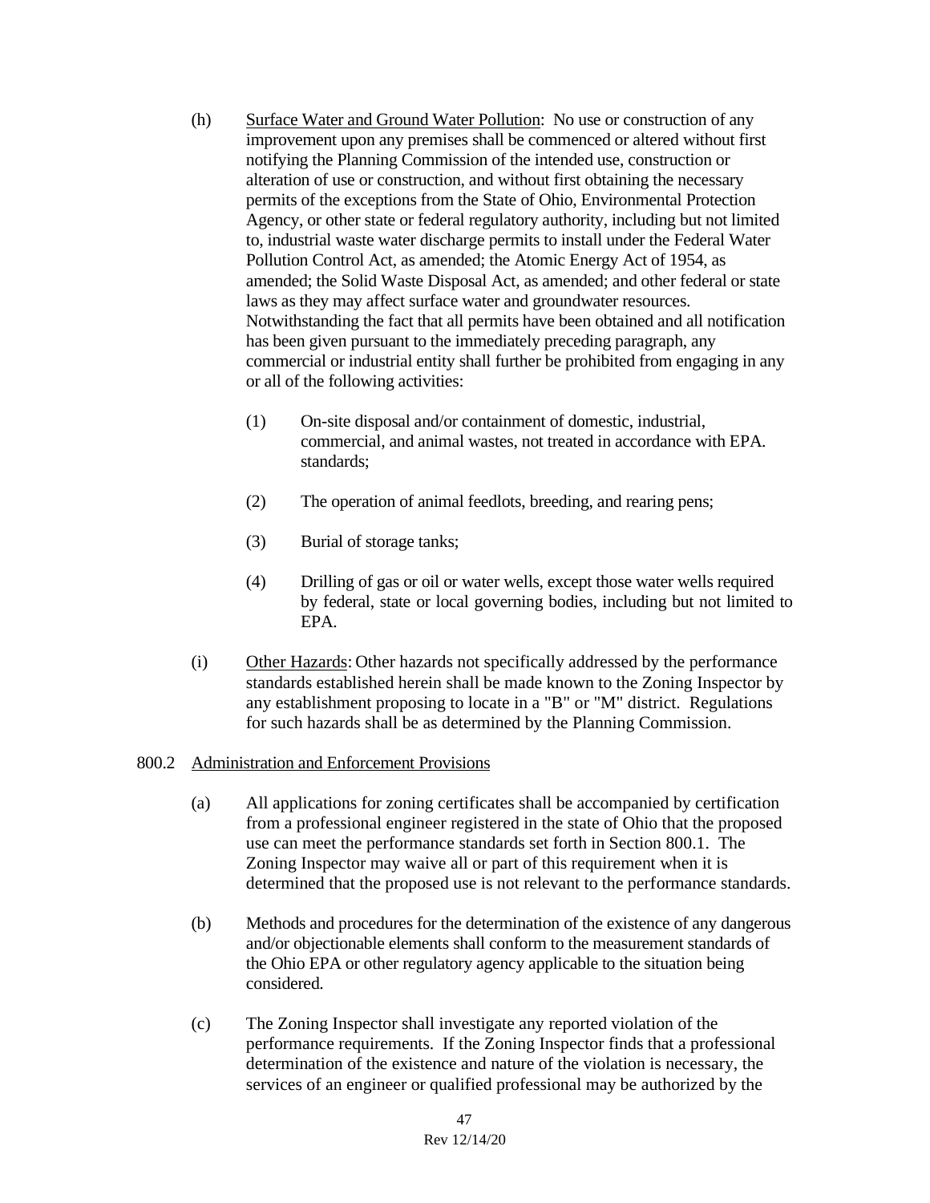(h) Surface Water and Ground Water Pollution: No use or construction of any improvement upon any premises shall be commenced or altered without first notifying the Planning Commission of the intended use, construction or alteration of use or construction, and without first obtaining the necessary permits of the exceptions from the State of Ohio, Environmental Protection Agency, or other state or federal regulatory authority, including but not limited to, industrial waste water discharge permits to install under the Federal Water Pollution Control Act, as amended; the Atomic Energy Act of 1954, as amended; the Solid Waste Disposal Act, as amended; and other federal or state laws as they may affect surface water and groundwater resources. Notwithstanding the fact that all permits have been obtained and all notification has been given pursuant to the immediately preceding paragraph, any commercial or industrial entity shall further be prohibited from engaging in any or all of the following activities:

   (1) On-site disposal and/or containment of domestic, industrial, commercial, and animal wastes, not treated in accordance with EPA. standards;

   (2) The operation of animal feedlots, breeding, and rearing pens;

   (3) Burial of storage tanks;

   (4) Drilling of gas or oil or water wells, except those water wells required by federal, state or local governing bodies, including but not limited to EPA.

(i) Other Hazards: Other hazards not specifically addressed by the performance standards established herein shall be made known to the Zoning Inspector by any establishment proposing to locate in a "B" or "M" district. Regulations for such hazards shall be as determined by the Planning Commission.

800.2 Administration and Enforcement Provisions

(a) All applications for zoning certificates shall be accompanied by certification from a professional engineer registered in the state of Ohio that the proposed use can meet the performance standards set forth in Section 800.1. The Zoning Inspector may waive all or part of this requirement when it is determined that the proposed use is not relevant to the performance standards.

(b) Methods and procedures for the determination of the existence of any dangerous and/or objectionable elements shall conform to the measurement standards of the Ohio EPA or other regulatory agency applicable to the situation being considered.

(c) The Zoning Inspector shall investigate any reported violation of the performance requirements. If the Zoning Inspector finds that a professional determination of the existence and nature of the violation is necessary, the services of an engineer or qualified professional may be authorized by the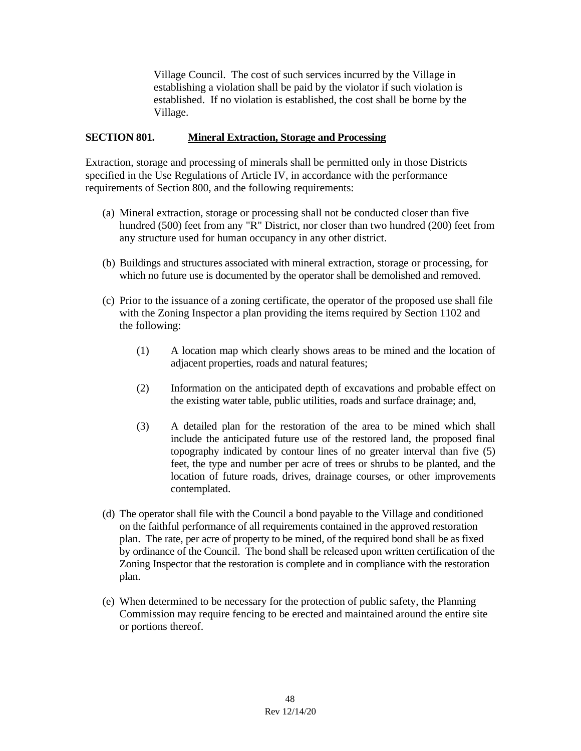Village Council. The cost of such services incurred by the Village in establishing a violation shall be paid by the violator if such violation is established. If no violation is established, the cost shall be borne by the Village.

**SECTION 801. Mineral Extraction, Storage and Processing**

Extraction, storage and processing of minerals shall be permitted only in those Districts specified in the Use Regulations of Article IV, in accordance with the performance requirements of Section 800, and the following requirements:

(a) Mineral extraction, storage or processing shall not be conducted closer than five hundred (500) feet from any "R" District, nor closer than two hundred (200) feet from any structure used for human occupancy in any other district.

(b) Buildings and structures associated with mineral extraction, storage or processing, for which no future use is documented by the operator shall be demolished and removed.

(c) Prior to the issuance of a zoning certificate, the operator of the proposed use shall file with the Zoning Inspector a plan providing the items required by Section 1102 and the following:

  (1) A location map which clearly shows areas to be mined and the location of adjacent properties, roads and natural features;

  (2) Information on the anticipated depth of excavations and probable effect on the existing water table, public utilities, roads and surface drainage; and,

  (3) A detailed plan for the restoration of the area to be mined which shall include the anticipated future use of the restored land, the proposed final topography indicated by contour lines of no greater interval than five (5) feet, the type and number per acre of trees or shrubs to be planted, and the location of future roads, drives, drainage courses, or other improvements contemplated.

(d) The operator shall file with the Council a bond payable to the Village and conditioned on the faithful performance of all requirements contained in the approved restoration plan. The rate, per acre of property to be mined, of the required bond shall be as fixed by ordinance of the Council. The bond shall be released upon written certification of the Zoning Inspector that the restoration is complete and in compliance with the restoration plan.

(e) When determined to be necessary for the protection of public safety, the Planning Commission may require fencing to be erected and maintained around the entire site or portions thereof.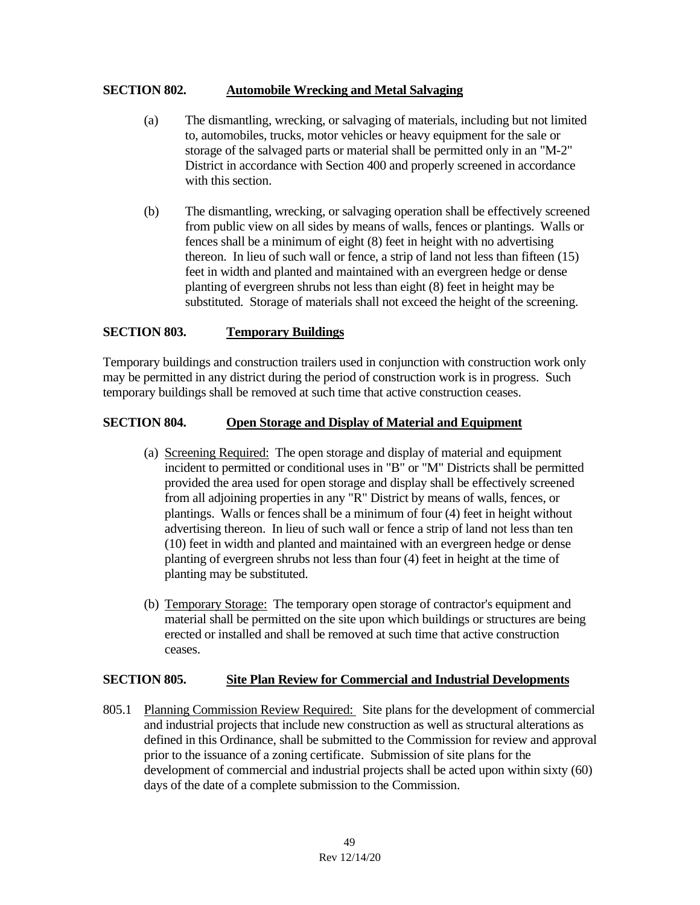## SECTION 802. Automobile Wrecking and Metal Salvaging

(a) The dismantling, wrecking, or salvaging of materials, including but not limited to, automobiles, trucks, motor vehicles or heavy equipment for the sale or storage of the salvaged parts or material shall be permitted only in an "M-2" District in accordance with Section 400 and properly screened in accordance with this section.

(b) The dismantling, wrecking, or salvaging operation shall be effectively screened from public view on all sides by means of walls, fences or plantings. Walls or fences shall be a minimum of eight (8) feet in height with no advertising thereon. In lieu of such wall or fence, a strip of land not less than fifteen (15) feet in width and planted and maintained with an evergreen hedge or dense planting of evergreen shrubs not less than eight (8) feet in height may be substituted. Storage of materials shall not exceed the height of the screening.

## SECTION 803. Temporary Buildings

Temporary buildings and construction trailers used in conjunction with construction work only may be permitted in any district during the period of construction work is in progress. Such temporary buildings shall be removed at such time that active construction ceases.

## SECTION 804. Open Storage and Display of Material and Equipment

(a) Screening Required: The open storage and display of material and equipment incident to permitted or conditional uses in "B" or "M" Districts shall be permitted provided the area used for open storage and display shall be effectively screened from all adjoining properties in any "R" District by means of walls, fences, or plantings. Walls or fences shall be a minimum of four (4) feet in height without advertising thereon. In lieu of such wall or fence a strip of land not less than ten (10) feet in width and planted and maintained with an evergreen hedge or dense planting of evergreen shrubs not less than four (4) feet in height at the time of planting may be substituted.

(b) Temporary Storage: The temporary open storage of contractor's equipment and material shall be permitted on the site upon which buildings or structures are being erected or installed and shall be removed at such time that active construction ceases.

## SECTION 805. Site Plan Review for Commercial and Industrial Developments

805.1 Planning Commission Review Required: Site plans for the development of commercial and industrial projects that include new construction as well as structural alterations as defined in this Ordinance, shall be submitted to the Commission for review and approval prior to the issuance of a zoning certificate. Submission of site plans for the development of commercial and industrial projects shall be acted upon within sixty (60) days of the date of a complete submission to the Commission.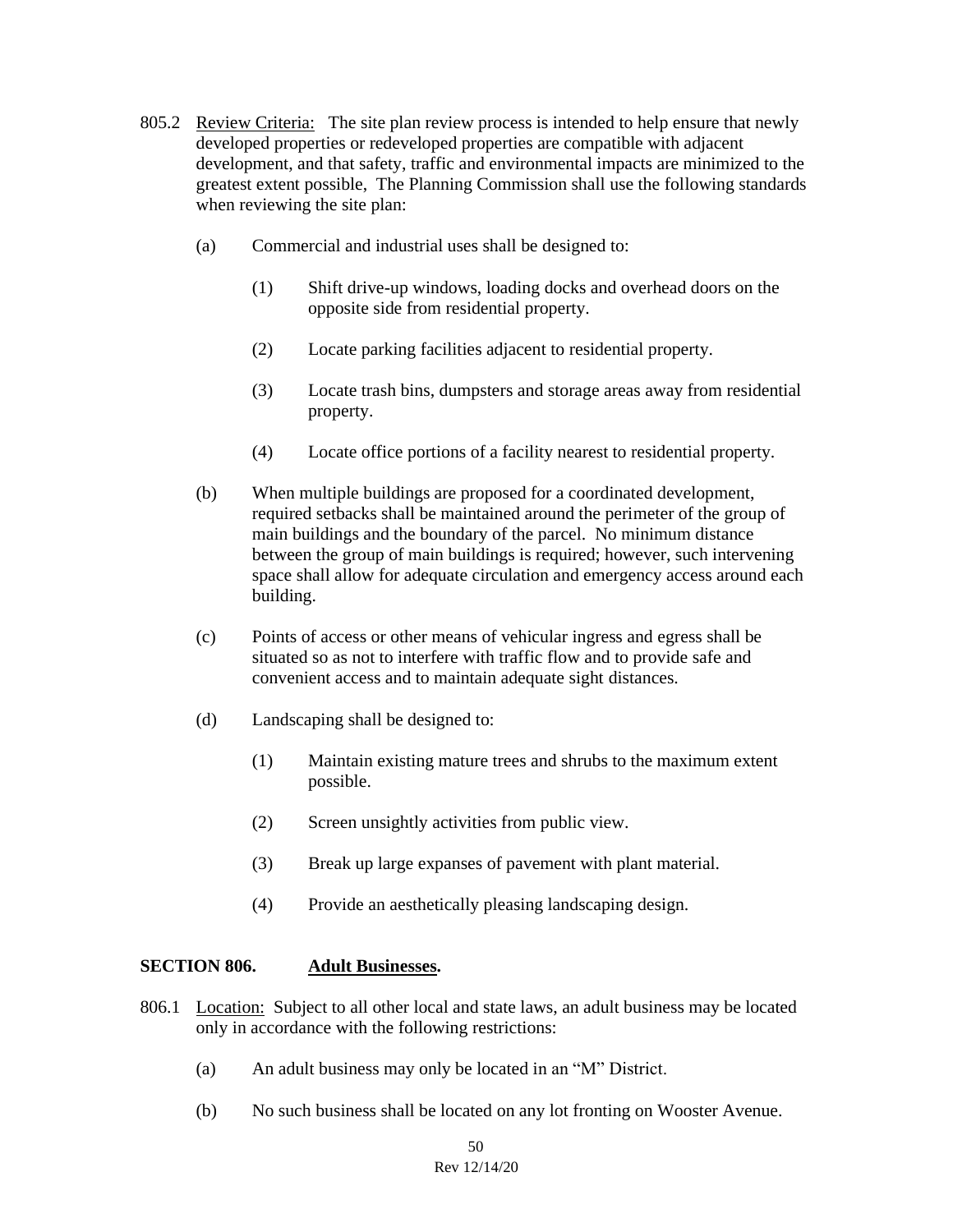805.2 Review Criteria: The site plan review process is intended to help ensure that newly developed properties or redeveloped properties are compatible with adjacent development, and that safety, traffic and environmental impacts are minimized to the greatest extent possible, The Planning Commission shall use the following standards when reviewing the site plan:

(a) Commercial and industrial uses shall be designed to:

(1) Shift drive-up windows, loading docks and overhead doors on the opposite side from residential property.

(2) Locate parking facilities adjacent to residential property.

(3) Locate trash bins, dumpsters and storage areas away from residential property.

(4) Locate office portions of a facility nearest to residential property.

(b) When multiple buildings are proposed for a coordinated development, required setbacks shall be maintained around the perimeter of the group of main buildings and the boundary of the parcel. No minimum distance between the group of main buildings is required; however, such intervening space shall allow for adequate circulation and emergency access around each building.

(c) Points of access or other means of vehicular ingress and egress shall be situated so as not to interfere with traffic flow and to provide safe and convenient access and to maintain adequate sight distances.

(d) Landscaping shall be designed to:

(1) Maintain existing mature trees and shrubs to the maximum extent possible.

(2) Screen unsightly activities from public view.

(3) Break up large expanses of pavement with plant material.

(4) Provide an aesthetically pleasing landscaping design.

## SECTION 806. Adult Businesses.

806.1 Location: Subject to all other local and state laws, an adult business may be located only in accordance with the following restrictions:

(a) An adult business may only be located in an "M" District.

(b) No such business shall be located on any lot fronting on Wooster Avenue.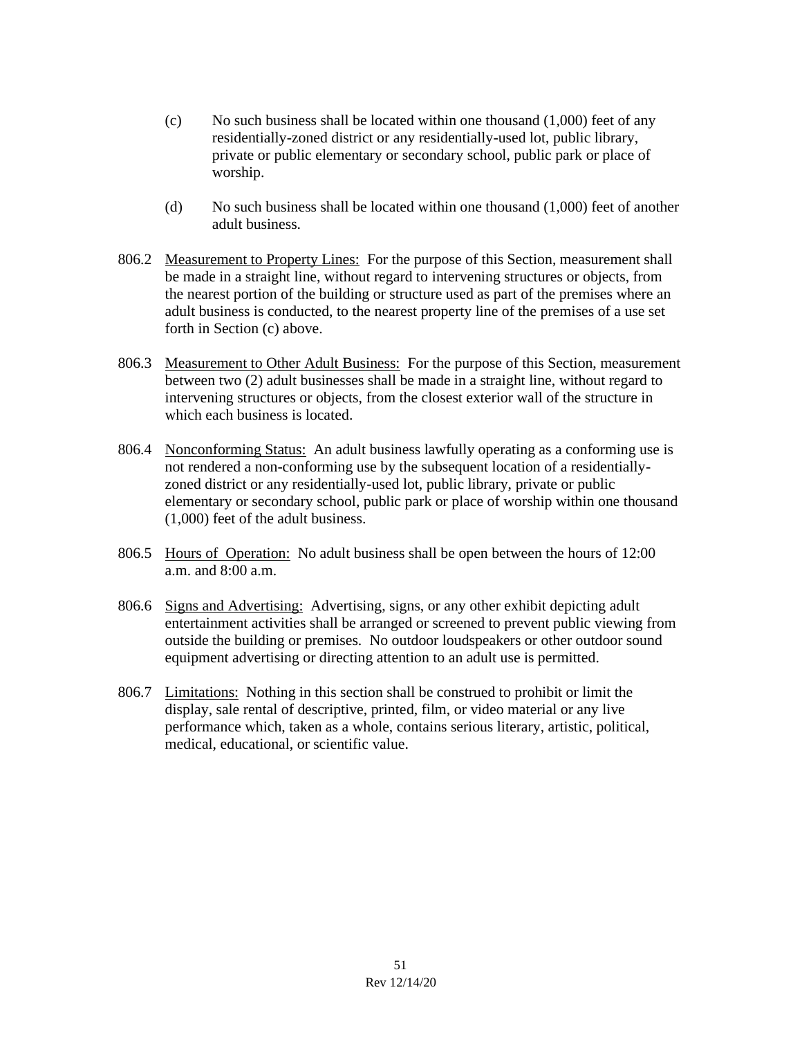(c) No such business shall be located within one thousand (1,000) feet of any residentially-zoned district or any residentially-used lot, public library, private or public elementary or secondary school, public park or place of worship.

(d) No such business shall be located within one thousand (1,000) feet of another adult business.

806.2 Measurement to Property Lines: For the purpose of this Section, measurement shall be made in a straight line, without regard to intervening structures or objects, from the nearest portion of the building or structure used as part of the premises where an adult business is conducted, to the nearest property line of the premises of a use set forth in Section (c) above.

806.3 Measurement to Other Adult Business: For the purpose of this Section, measurement between two (2) adult businesses shall be made in a straight line, without regard to intervening structures or objects, from the closest exterior wall of the structure in which each business is located.

806.4 Nonconforming Status: An adult business lawfully operating as a conforming use is not rendered a non-conforming use by the subsequent location of a residentially-zoned district or any residentially-used lot, public library, private or public elementary or secondary school, public park or place of worship within one thousand (1,000) feet of the adult business.

806.5 Hours of Operation: No adult business shall be open between the hours of 12:00 a.m. and 8:00 a.m.

806.6 Signs and Advertising: Advertising, signs, or any other exhibit depicting adult entertainment activities shall be arranged or screened to prevent public viewing from outside the building or premises. No outdoor loudspeakers or other outdoor sound equipment advertising or directing attention to an adult use is permitted.

806.7 Limitations: Nothing in this section shall be construed to prohibit or limit the display, sale rental of descriptive, printed, film, or video material or any live performance which, taken as a whole, contains serious literary, artistic, political, medical, educational, or scientific value.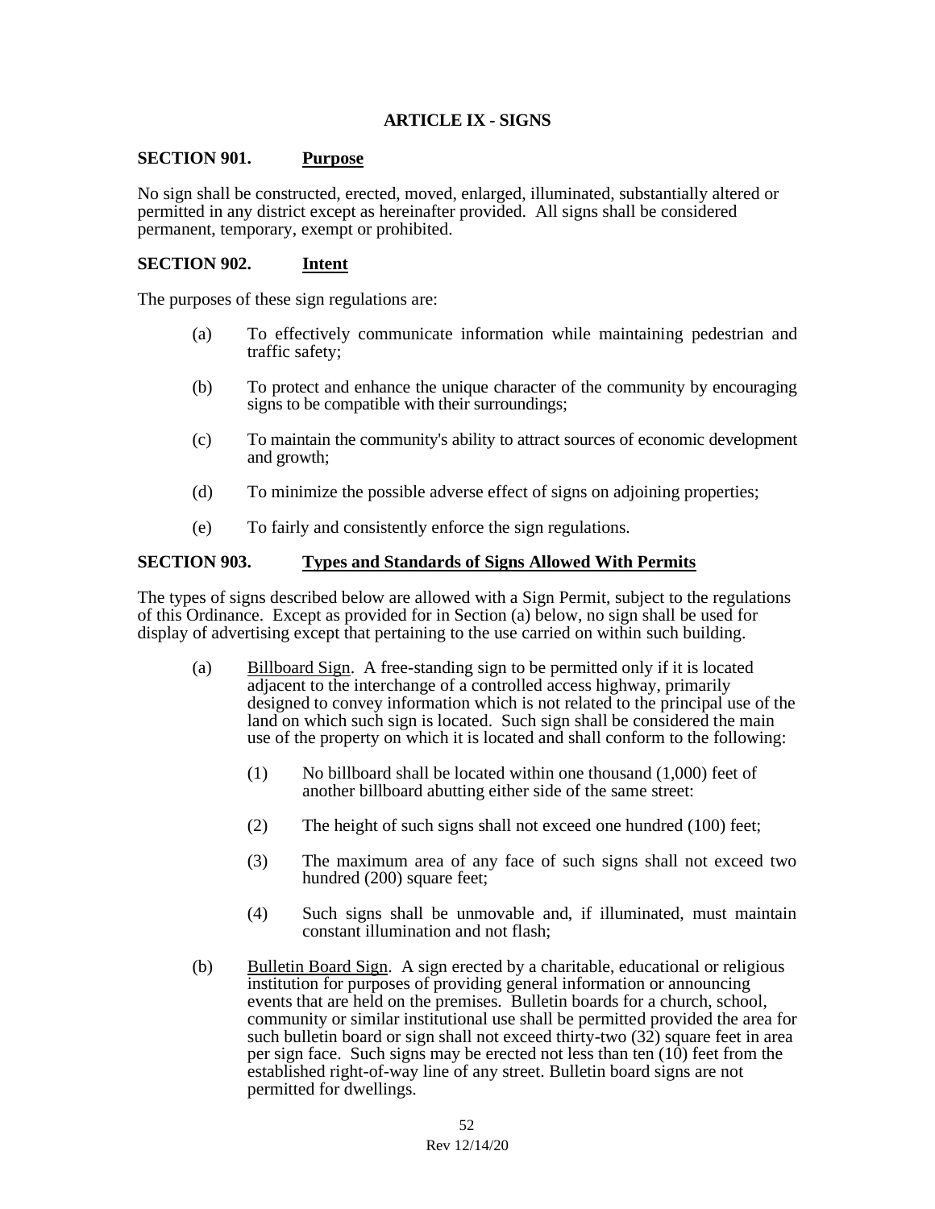# ARTICLE IX - SIGNS

## SECTION 901. Purpose

No sign shall be constructed, erected, moved, enlarged, illuminated, substantially altered or permitted in any district except as hereinafter provided. All signs shall be considered permanent, temporary, exempt or prohibited.

## SECTION 902. Intent

The purposes of these sign regulations are:

(a) To effectively communicate information while maintaining pedestrian and traffic safety;

(b) To protect and enhance the unique character of the community by encouraging signs to be compatible with their surroundings;

(c) To maintain the community's ability to attract sources of economic development and growth;

(d) To minimize the possible adverse effect of signs on adjoining properties;

(e) To fairly and consistently enforce the sign regulations.

## SECTION 903. Types and Standards of Signs Allowed With Permits

The types of signs described below are allowed with a Sign Permit, subject to the regulations of this Ordinance. Except as provided for in Section (a) below, no sign shall be used for display of advertising except that pertaining to the use carried on within such building.

(a) Billboard Sign. A free-standing sign to be permitted only if it is located adjacent to the interchange of a controlled access highway, primarily designed to convey information which is not related to the principal use of the land on which such sign is located. Such sign shall be considered the main use of the property on which it is located and shall conform to the following:

(1) No billboard shall be located within one thousand (1,000) feet of another billboard abutting either side of the same street:

(2) The height of such signs shall not exceed one hundred (100) feet;

(3) The maximum area of any face of such signs shall not exceed two hundred (200) square feet;

(4) Such signs shall be unmovable and, if illuminated, must maintain constant illumination and not flash;

(b) Bulletin Board Sign. A sign erected by a charitable, educational or religious institution for purposes of providing general information or announcing events that are held on the premises. Bulletin boards for a church, school, community or similar institutional use shall be permitted provided the area for such bulletin board or sign shall not exceed thirty-two (32) square feet in area per sign face. Such signs may be erected not less than ten (10) feet from the established right-of-way line of any street. Bulletin board signs are not permitted for dwellings.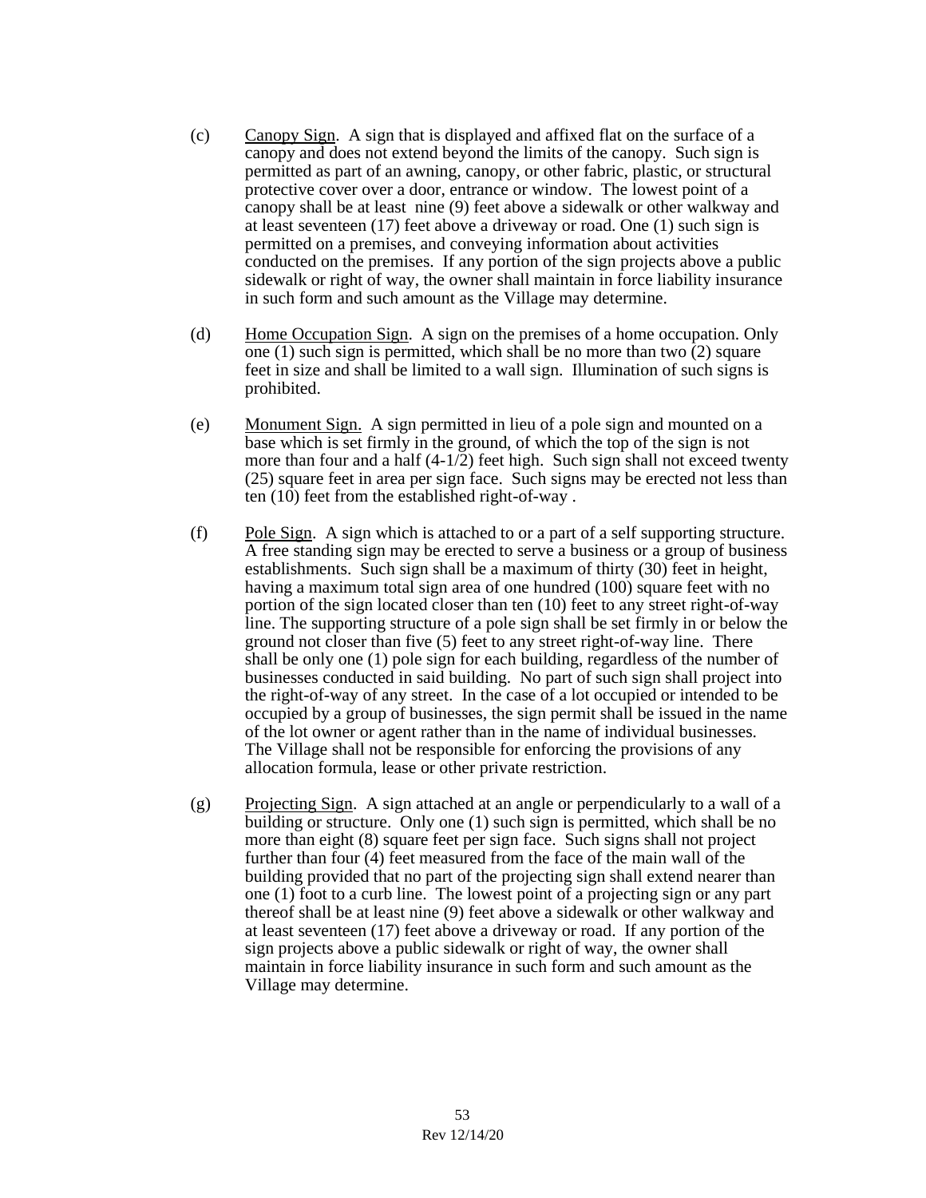(c) Canopy Sign. A sign that is displayed and affixed flat on the surface of a canopy and does not extend beyond the limits of the canopy. Such sign is permitted as part of an awning, canopy, or other fabric, plastic, or structural protective cover over a door, entrance or window. The lowest point of a canopy shall be at least nine (9) feet above a sidewalk or other walkway and at least seventeen (17) feet above a driveway or road. One (1) such sign is permitted on a premises, and conveying information about activities conducted on the premises. If any portion of the sign projects above a public sidewalk or right of way, the owner shall maintain in force liability insurance in such form and such amount as the Village may determine.

(d) Home Occupation Sign. A sign on the premises of a home occupation. Only one (1) such sign is permitted, which shall be no more than two (2) square feet in size and shall be limited to a wall sign. Illumination of such signs is prohibited.

(e) Monument Sign. A sign permitted in lieu of a pole sign and mounted on a base which is set firmly in the ground, of which the top of the sign is not more than four and a half (4-1/2) feet high. Such sign shall not exceed twenty (25) square feet in area per sign face. Such signs may be erected not less than ten (10) feet from the established right-of-way .

(f) Pole Sign. A sign which is attached to or a part of a self supporting structure. A free standing sign may be erected to serve a business or a group of business establishments. Such sign shall be a maximum of thirty (30) feet in height, having a maximum total sign area of one hundred (100) square feet with no portion of the sign located closer than ten (10) feet to any street right-of-way line. The supporting structure of a pole sign shall be set firmly in or below the ground not closer than five (5) feet to any street right-of-way line. There shall be only one (1) pole sign for each building, regardless of the number of businesses conducted in said building. No part of such sign shall project into the right-of-way of any street. In the case of a lot occupied or intended to be occupied by a group of businesses, the sign permit shall be issued in the name of the lot owner or agent rather than in the name of individual businesses. The Village shall not be responsible for enforcing the provisions of any allocation formula, lease or other private restriction.

(g) Projecting Sign. A sign attached at an angle or perpendicularly to a wall of a building or structure. Only one (1) such sign is permitted, which shall be no more than eight (8) square feet per sign face. Such signs shall not project further than four (4) feet measured from the face of the main wall of the building provided that no part of the projecting sign shall extend nearer than one (1) foot to a curb line. The lowest point of a projecting sign or any part thereof shall be at least nine (9) feet above a sidewalk or other walkway and at least seventeen (17) feet above a driveway or road. If any portion of the sign projects above a public sidewalk or right of way, the owner shall maintain in force liability insurance in such form and such amount as the Village may determine.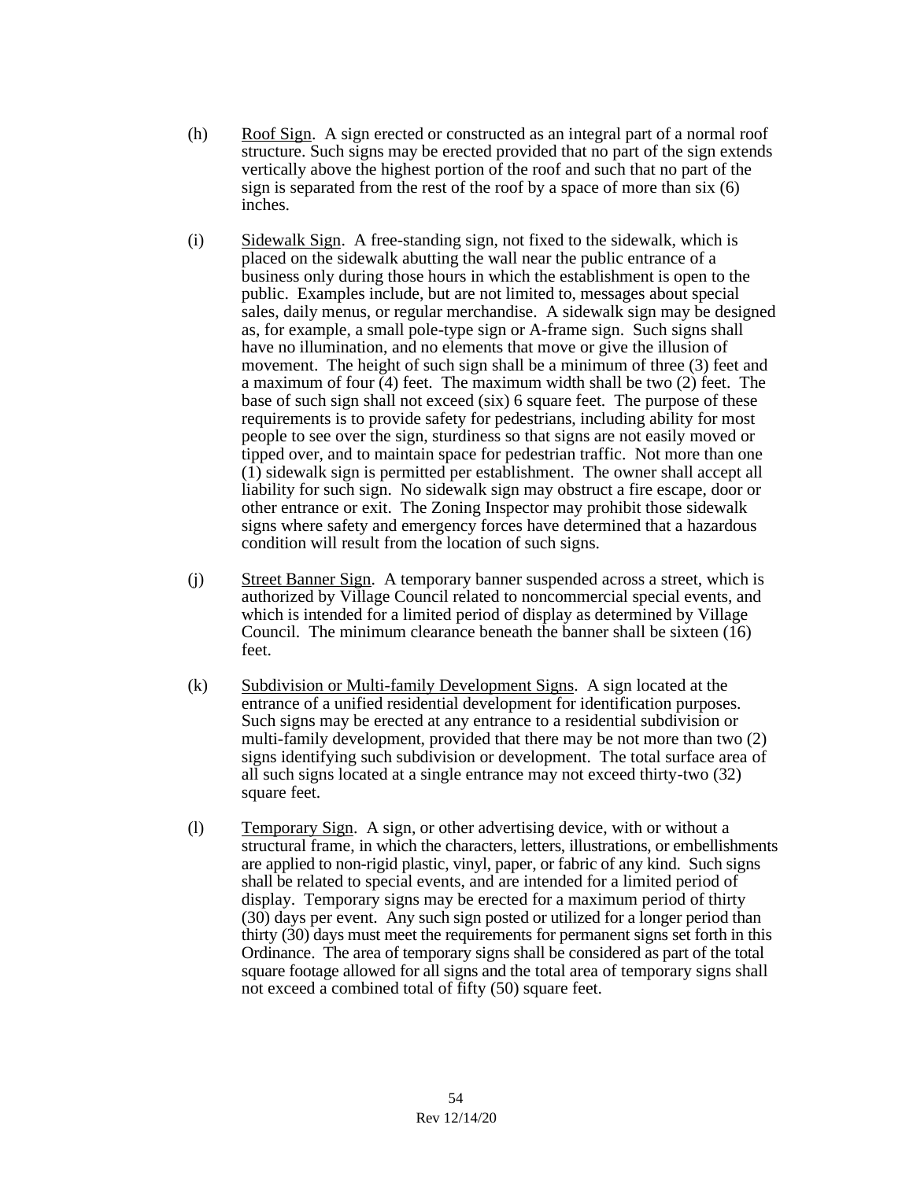(h) Roof Sign. A sign erected or constructed as an integral part of a normal roof structure. Such signs may be erected provided that no part of the sign extends vertically above the highest portion of the roof and such that no part of the sign is separated from the rest of the roof by a space of more than six (6) inches.

(i) Sidewalk Sign. A free-standing sign, not fixed to the sidewalk, which is placed on the sidewalk abutting the wall near the public entrance of a business only during those hours in which the establishment is open to the public. Examples include, but are not limited to, messages about special sales, daily menus, or regular merchandise. A sidewalk sign may be designed as, for example, a small pole-type sign or A-frame sign. Such signs shall have no illumination, and no elements that move or give the illusion of movement. The height of such sign shall be a minimum of three (3) feet and a maximum of four (4) feet. The maximum width shall be two (2) feet. The base of such sign shall not exceed (six) 6 square feet. The purpose of these requirements is to provide safety for pedestrians, including ability for most people to see over the sign, sturdiness so that signs are not easily moved or tipped over, and to maintain space for pedestrian traffic. Not more than one (1) sidewalk sign is permitted per establishment. The owner shall accept all liability for such sign. No sidewalk sign may obstruct a fire escape, door or other entrance or exit. The Zoning Inspector may prohibit those sidewalk signs where safety and emergency forces have determined that a hazardous condition will result from the location of such signs.

(j) Street Banner Sign. A temporary banner suspended across a street, which is authorized by Village Council related to noncommercial special events, and which is intended for a limited period of display as determined by Village Council. The minimum clearance beneath the banner shall be sixteen (16) feet.

(k) Subdivision or Multi-family Development Signs. A sign located at the entrance of a unified residential development for identification purposes. Such signs may be erected at any entrance to a residential subdivision or multi-family development, provided that there may be not more than two (2) signs identifying such subdivision or development. The total surface area of all such signs located at a single entrance may not exceed thirty-two (32) square feet.

(l) Temporary Sign. A sign, or other advertising device, with or without a structural frame, in which the characters, letters, illustrations, or embellishments are applied to non-rigid plastic, vinyl, paper, or fabric of any kind. Such signs shall be related to special events, and are intended for a limited period of display. Temporary signs may be erected for a maximum period of thirty (30) days per event. Any such sign posted or utilized for a longer period than thirty (30) days must meet the requirements for permanent signs set forth in this Ordinance. The area of temporary signs shall be considered as part of the total square footage allowed for all signs and the total area of temporary signs shall not exceed a combined total of fifty (50) square feet.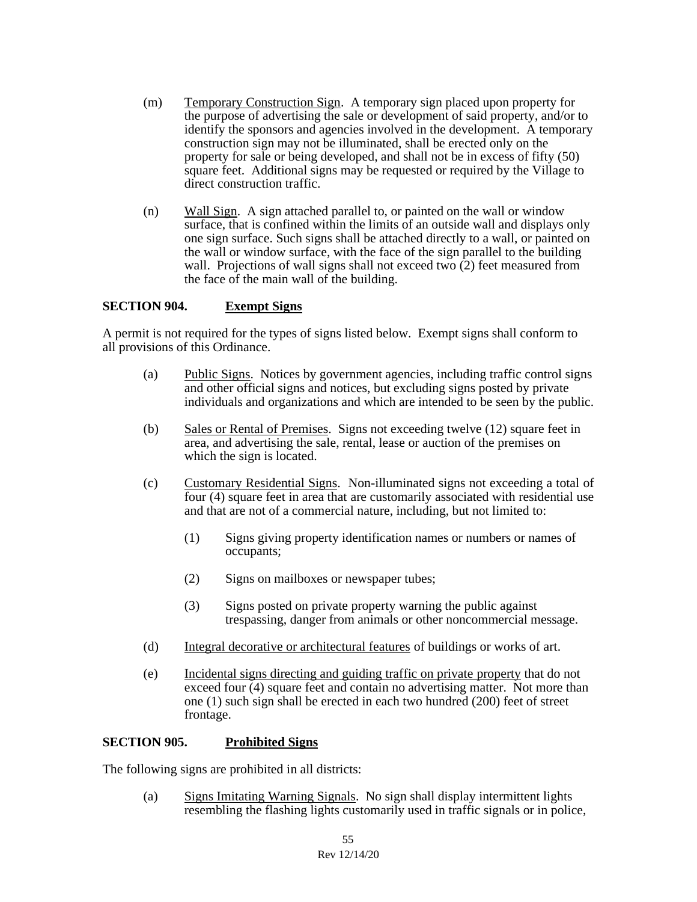(m) Temporary Construction Sign. A temporary sign placed upon property for the purpose of advertising the sale or development of said property, and/or to identify the sponsors and agencies involved in the development. A temporary construction sign may not be illuminated, shall be erected only on the property for sale or being developed, and shall not be in excess of fifty (50) square feet. Additional signs may be requested or required by the Village to direct construction traffic.

(n) Wall Sign. A sign attached parallel to, or painted on the wall or window surface, that is confined within the limits of an outside wall and displays only one sign surface. Such signs shall be attached directly to a wall, or painted on the wall or window surface, with the face of the sign parallel to the building wall. Projections of wall signs shall not exceed two (2) feet measured from the face of the main wall of the building.

### SECTION 904. Exempt Signs

A permit is not required for the types of signs listed below. Exempt signs shall conform to all provisions of this Ordinance.

(a) Public Signs. Notices by government agencies, including traffic control signs and other official signs and notices, but excluding signs posted by private individuals and organizations and which are intended to be seen by the public.

(b) Sales or Rental of Premises. Signs not exceeding twelve (12) square feet in area, and advertising the sale, rental, lease or auction of the premises on which the sign is located.

(c) Customary Residential Signs. Non-illuminated signs not exceeding a total of four (4) square feet in area that are customarily associated with residential use and that are not of a commercial nature, including, but not limited to:

(1) Signs giving property identification names or numbers or names of occupants;

(2) Signs on mailboxes or newspaper tubes;

(3) Signs posted on private property warning the public against trespassing, danger from animals or other noncommercial message.

(d) Integral decorative or architectural features of buildings or works of art.

(e) Incidental signs directing and guiding traffic on private property that do not exceed four (4) square feet and contain no advertising matter. Not more than one (1) such sign shall be erected in each two hundred (200) feet of street frontage.

### SECTION 905. Prohibited Signs

The following signs are prohibited in all districts:

(a) Signs Imitating Warning Signals. No sign shall display intermittent lights resembling the flashing lights customarily used in traffic signals or in police,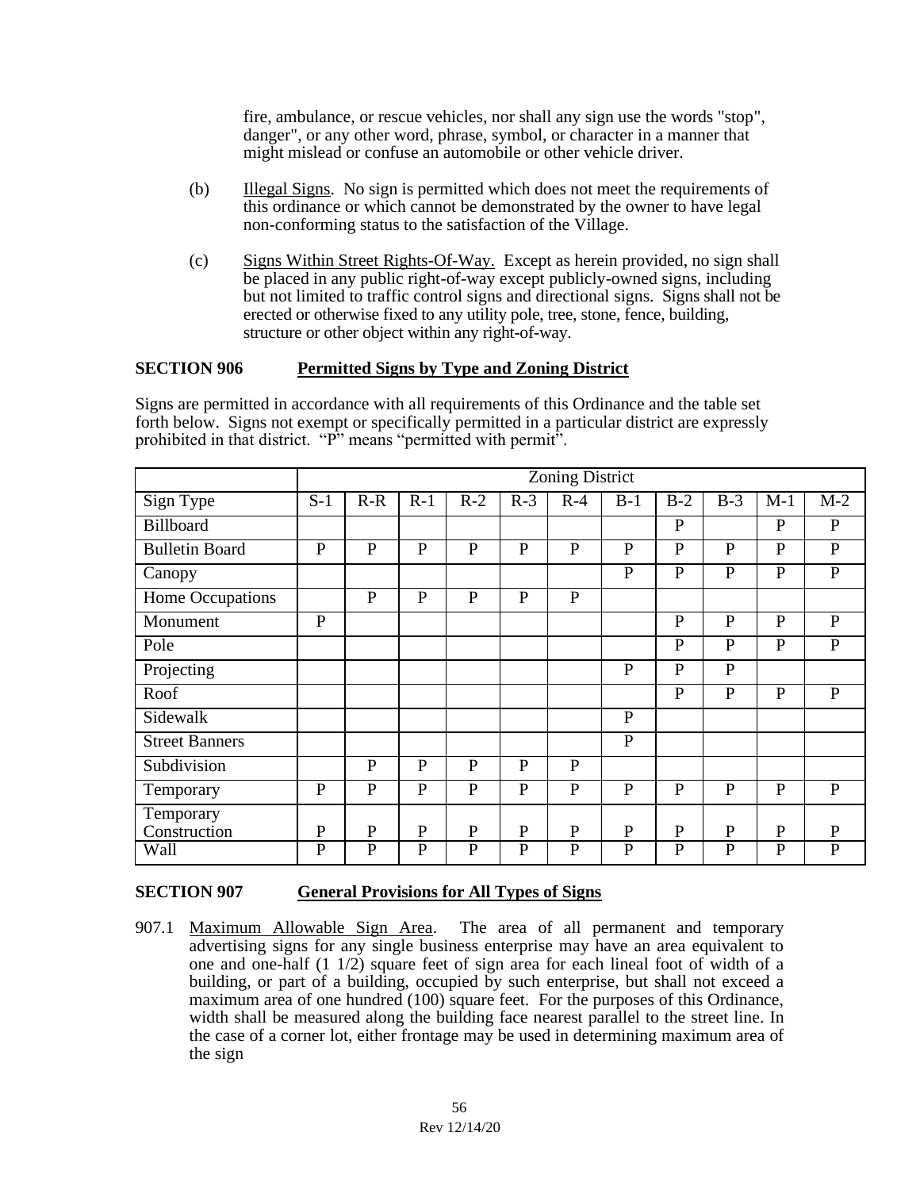fire, ambulance, or rescue vehicles, nor shall any sign use the words "stop", danger", or any other word, phrase, symbol, or character in a manner that might mislead or confuse an automobile or other vehicle driver.

(b) Illegal Signs. No sign is permitted which does not meet the requirements of this ordinance or which cannot be demonstrated by the owner to have legal non-conforming status to the satisfaction of the Village.

(c) Signs Within Street Rights-Of-Way. Except as herein provided, no sign shall be placed in any public right-of-way except publicly-owned signs, including but not limited to traffic control signs and directional signs. Signs shall not be erected or otherwise fixed to any utility pole, tree, stone, fence, building, structure or other object within any right-of-way.

## SECTION 906 Permitted Signs by Type and Zoning District

Signs are permitted in accordance with all requirements of this Ordinance and the table set forth below. Signs not exempt or specifically permitted in a particular district are expressly prohibited in that district. "P" means "permitted with permit".

| | Zoning District | | | | | | | | | | |
|---|---|---|---|---|---|---|---|---|---|---|---|
| Sign Type | S-1 | R-R | R-1 | R-2 | R-3 | R-4 | B-1 | B-2 | B-3 | M-1 | M-2 |
| Billboard | | | | | | | | P | | P | P |
| Bulletin Board | P | P | P | P | P | P | P | P | P | P | P |
| Canopy | | | | | | | P | P | P | P | P |
| Home Occupations | | P | P | P | P | P | | | | | |
| Monument | P | | | | | | | P | P | P | P |
| Pole | | | | | | | | P | P | P | P |
| Projecting | | | | | | | P | P | P | | |
| Roof | | | | | | | | P | P | P | P |
| Sidewalk | | | | | | | P | | | | |
| Street Banners | | | | | | | P | | | | |
| Subdivision | | P | P | P | P | P | | | | | |
| Temporary | P | P | P | P | P | P | P | P | P | P | P |
| Temporary Construction | P | P | P | P | P | P | P | P | P | P | P |
| Wall | P | P | P | P | P | P | P | P | P | P | P |

## SECTION 907 General Provisions for All Types of Signs

907.1 Maximum Allowable Sign Area. The area of all permanent and temporary advertising signs for any single business enterprise may have an area equivalent to one and one-half (1 1/2) square feet of sign area for each lineal foot of width of a building, or part of a building, occupied by such enterprise, but shall not exceed a maximum area of one hundred (100) square feet. For the purposes of this Ordinance, width shall be measured along the building face nearest parallel to the street line. In the case of a corner lot, either frontage may be used in determining maximum area of the sign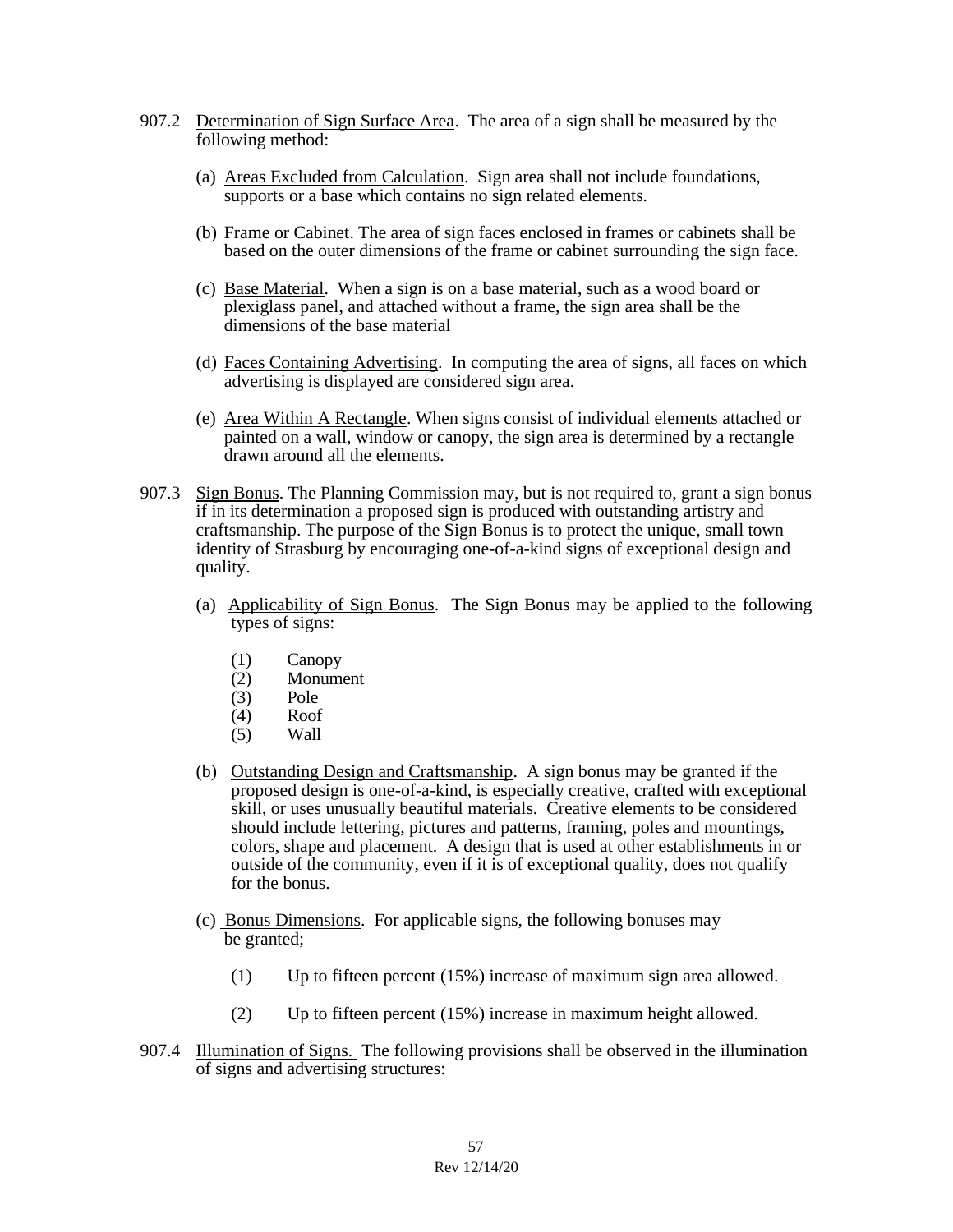907.2 Determination of Sign Surface Area. The area of a sign shall be measured by the following method:

(a) Areas Excluded from Calculation. Sign area shall not include foundations, supports or a base which contains no sign related elements.

(b) Frame or Cabinet. The area of sign faces enclosed in frames or cabinets shall be based on the outer dimensions of the frame or cabinet surrounding the sign face.

(c) Base Material. When a sign is on a base material, such as a wood board or plexiglass panel, and attached without a frame, the sign area shall be the dimensions of the base material

(d) Faces Containing Advertising. In computing the area of signs, all faces on which advertising is displayed are considered sign area.

(e) Area Within A Rectangle. When signs consist of individual elements attached or painted on a wall, window or canopy, the sign area is determined by a rectangle drawn around all the elements.

907.3 Sign Bonus. The Planning Commission may, but is not required to, grant a sign bonus if in its determination a proposed sign is produced with outstanding artistry and craftsmanship. The purpose of the Sign Bonus is to protect the unique, small town identity of Strasburg by encouraging one-of-a-kind signs of exceptional design and quality.

(a) Applicability of Sign Bonus. The Sign Bonus may be applied to the following types of signs:

(1) Canopy
(2) Monument
(3) Pole
(4) Roof
(5) Wall

(b) Outstanding Design and Craftsmanship. A sign bonus may be granted if the proposed design is one-of-a-kind, is especially creative, crafted with exceptional skill, or uses unusually beautiful materials. Creative elements to be considered should include lettering, pictures and patterns, framing, poles and mountings, colors, shape and placement. A design that is used at other establishments in or outside of the community, even if it is of exceptional quality, does not qualify for the bonus.

(c) Bonus Dimensions. For applicable signs, the following bonuses may be granted;

(1) Up to fifteen percent (15%) increase of maximum sign area allowed.

(2) Up to fifteen percent (15%) increase in maximum height allowed.

907.4 Illumination of Signs. The following provisions shall be observed in the illumination of signs and advertising structures: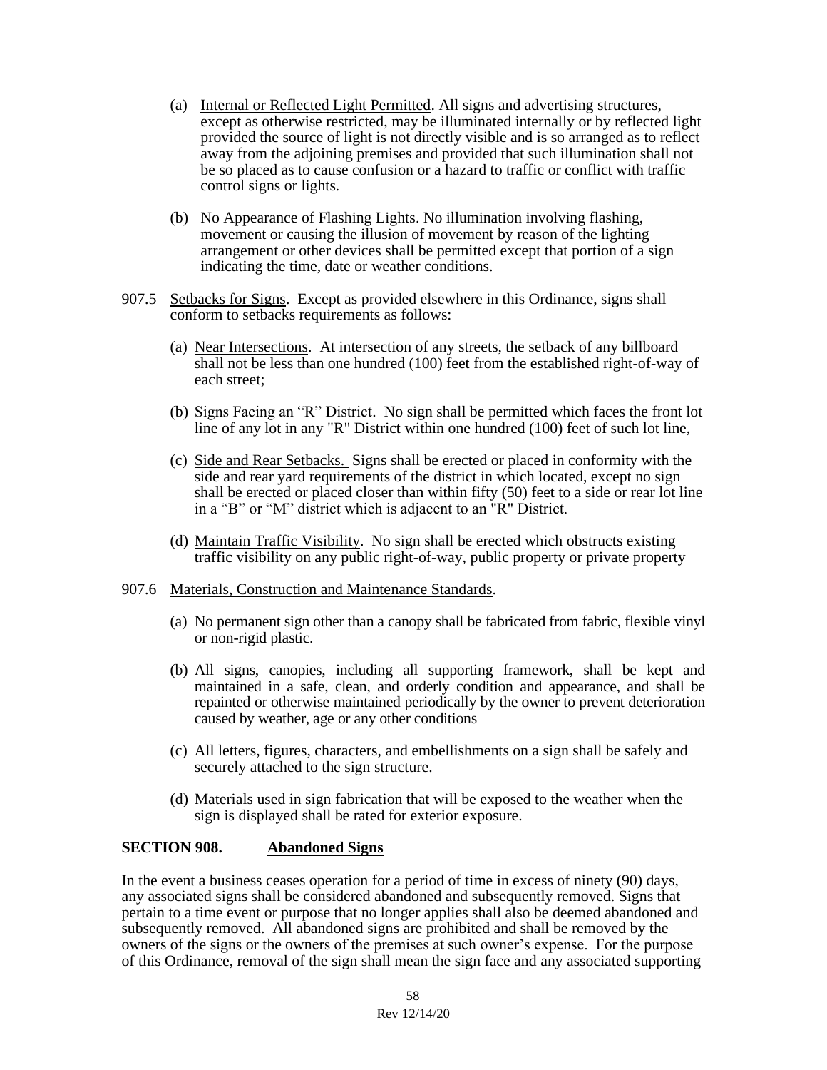(a) Internal or Reflected Light Permitted. All signs and advertising structures, except as otherwise restricted, may be illuminated internally or by reflected light provided the source of light is not directly visible and is so arranged as to reflect away from the adjoining premises and provided that such illumination shall not be so placed as to cause confusion or a hazard to traffic or conflict with traffic control signs or lights.

(b) No Appearance of Flashing Lights. No illumination involving flashing, movement or causing the illusion of movement by reason of the lighting arrangement or other devices shall be permitted except that portion of a sign indicating the time, date or weather conditions.

907.5 Setbacks for Signs. Except as provided elsewhere in this Ordinance, signs shall conform to setbacks requirements as follows:

(a) Near Intersections. At intersection of any streets, the setback of any billboard shall not be less than one hundred (100) feet from the established right-of-way of each street;

(b) Signs Facing an "R" District. No sign shall be permitted which faces the front lot line of any lot in any "R" District within one hundred (100) feet of such lot line,

(c) Side and Rear Setbacks. Signs shall be erected or placed in conformity with the side and rear yard requirements of the district in which located, except no sign shall be erected or placed closer than within fifty (50) feet to a side or rear lot line in a "B" or "M" district which is adjacent to an "R" District.

(d) Maintain Traffic Visibility. No sign shall be erected which obstructs existing traffic visibility on any public right-of-way, public property or private property

907.6 Materials, Construction and Maintenance Standards.

(a) No permanent sign other than a canopy shall be fabricated from fabric, flexible vinyl or non-rigid plastic.

(b) All signs, canopies, including all supporting framework, shall be kept and maintained in a safe, clean, and orderly condition and appearance, and shall be repainted or otherwise maintained periodically by the owner to prevent deterioration caused by weather, age or any other conditions

(c) All letters, figures, characters, and embellishments on a sign shall be safely and securely attached to the sign structure.

(d) Materials used in sign fabrication that will be exposed to the weather when the sign is displayed shall be rated for exterior exposure.

## SECTION 908. Abandoned Signs

In the event a business ceases operation for a period of time in excess of ninety (90) days, any associated signs shall be considered abandoned and subsequently removed. Signs that pertain to a time event or purpose that no longer applies shall also be deemed abandoned and subsequently removed. All abandoned signs are prohibited and shall be removed by the owners of the signs or the owners of the premises at such owner's expense. For the purpose of this Ordinance, removal of the sign shall mean the sign face and any associated supporting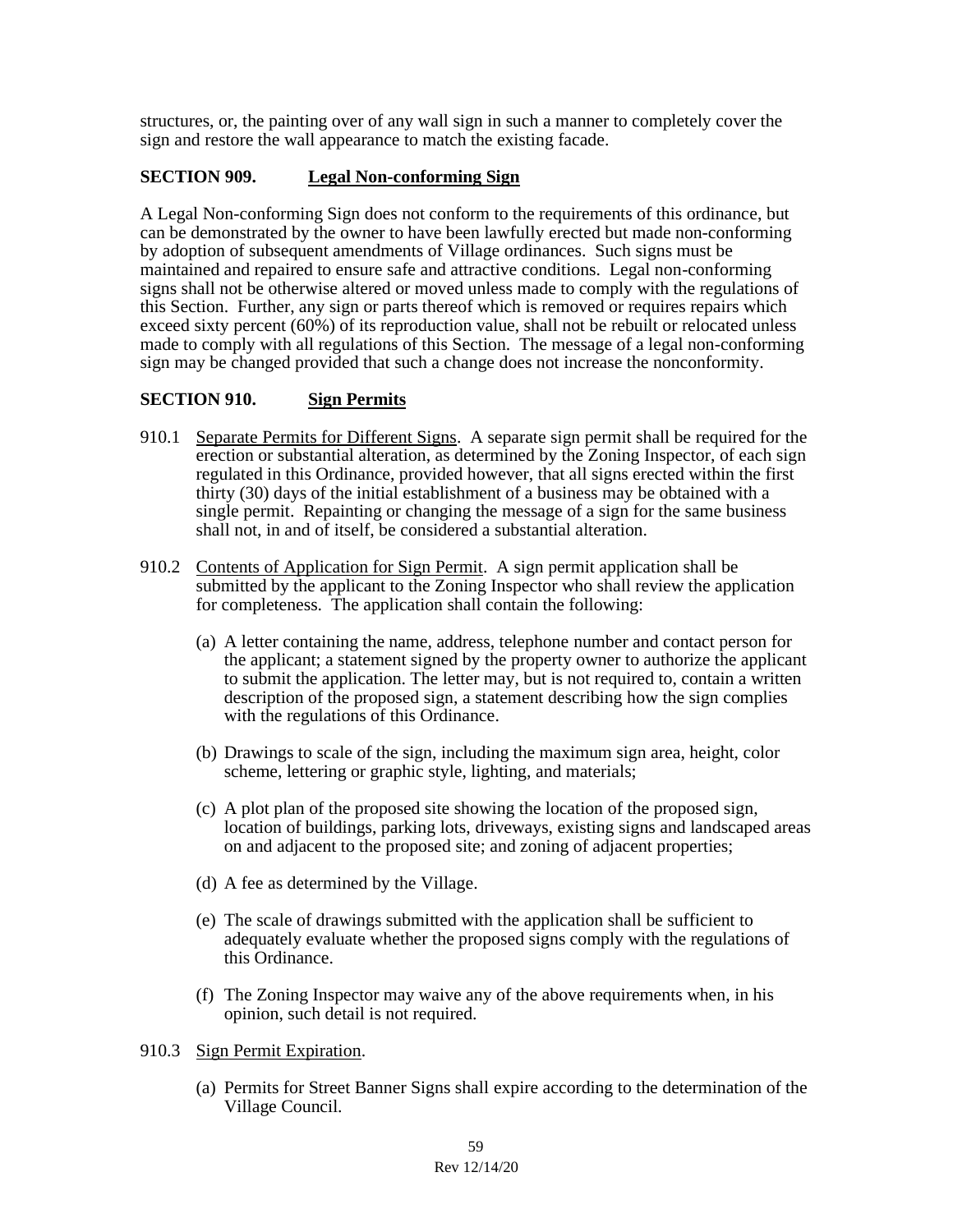structures, or, the painting over of any wall sign in such a manner to completely cover the sign and restore the wall appearance to match the existing facade.

## SECTION 909. Legal Non-conforming Sign

A Legal Non-conforming Sign does not conform to the requirements of this ordinance, but can be demonstrated by the owner to have been lawfully erected but made non-conforming by adoption of subsequent amendments of Village ordinances. Such signs must be maintained and repaired to ensure safe and attractive conditions. Legal non-conforming signs shall not be otherwise altered or moved unless made to comply with the regulations of this Section. Further, any sign or parts thereof which is removed or requires repairs which exceed sixty percent (60%) of its reproduction value, shall not be rebuilt or relocated unless made to comply with all regulations of this Section. The message of a legal non-conforming sign may be changed provided that such a change does not increase the nonconformity.

## SECTION 910. Sign Permits

910.1 Separate Permits for Different Signs. A separate sign permit shall be required for the erection or substantial alteration, as determined by the Zoning Inspector, of each sign regulated in this Ordinance, provided however, that all signs erected within the first thirty (30) days of the initial establishment of a business may be obtained with a single permit. Repainting or changing the message of a sign for the same business shall not, in and of itself, be considered a substantial alteration.

910.2 Contents of Application for Sign Permit. A sign permit application shall be submitted by the applicant to the Zoning Inspector who shall review the application for completeness. The application shall contain the following:

(a) A letter containing the name, address, telephone number and contact person for the applicant; a statement signed by the property owner to authorize the applicant to submit the application. The letter may, but is not required to, contain a written description of the proposed sign, a statement describing how the sign complies with the regulations of this Ordinance.

(b) Drawings to scale of the sign, including the maximum sign area, height, color scheme, lettering or graphic style, lighting, and materials;

(c) A plot plan of the proposed site showing the location of the proposed sign, location of buildings, parking lots, driveways, existing signs and landscaped areas on and adjacent to the proposed site; and zoning of adjacent properties;

(d) A fee as determined by the Village.

(e) The scale of drawings submitted with the application shall be sufficient to adequately evaluate whether the proposed signs comply with the regulations of this Ordinance.

(f) The Zoning Inspector may waive any of the above requirements when, in his opinion, such detail is not required.

910.3 Sign Permit Expiration.

(a) Permits for Street Banner Signs shall expire according to the determination of the Village Council.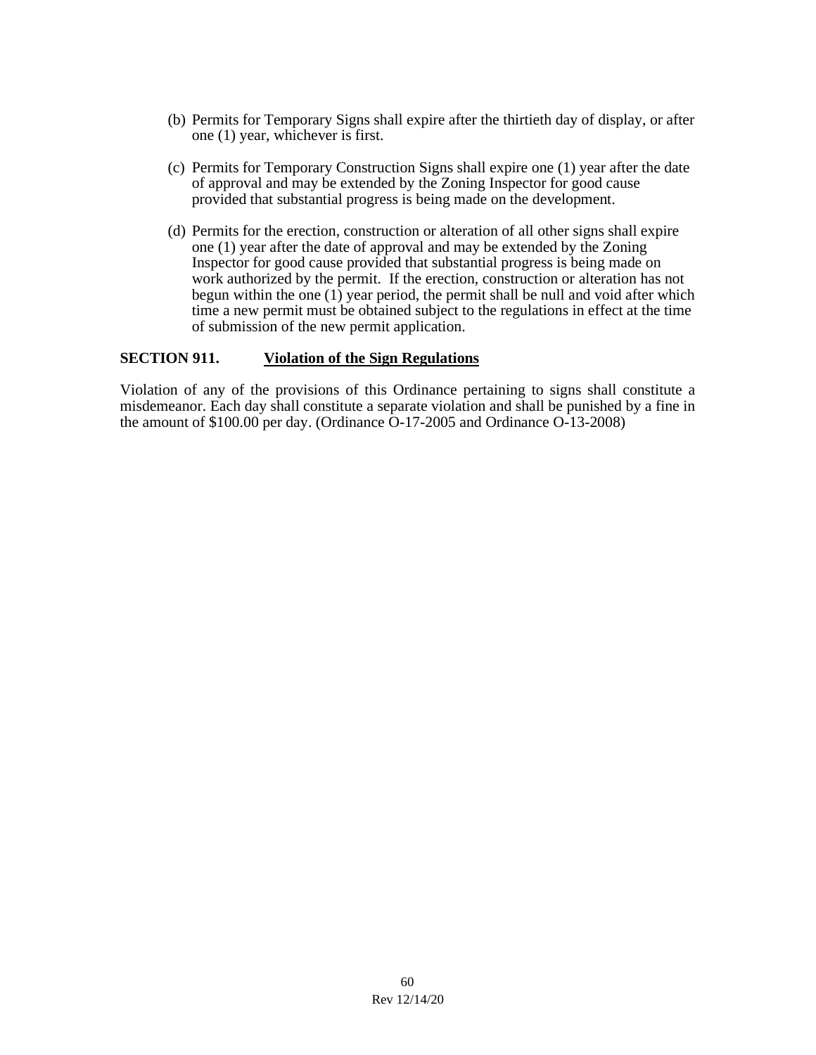(b) Permits for Temporary Signs shall expire after the thirtieth day of display, or after one (1) year, whichever is first.

(c) Permits for Temporary Construction Signs shall expire one (1) year after the date of approval and may be extended by the Zoning Inspector for good cause provided that substantial progress is being made on the development.

(d) Permits for the erection, construction or alteration of all other signs shall expire one (1) year after the date of approval and may be extended by the Zoning Inspector for good cause provided that substantial progress is being made on work authorized by the permit. If the erection, construction or alteration has not begun within the one (1) year period, the permit shall be null and void after which time a new permit must be obtained subject to the regulations in effect at the time of submission of the new permit application.

**SECTION 911. <u>Violation of the Sign Regulations</u>**

Violation of any of the provisions of this Ordinance pertaining to signs shall constitute a misdemeanor. Each day shall constitute a separate violation and shall be punished by a fine in the amount of $100.00 per day. (Ordinance O-17-2005 and Ordinance O-13-2008)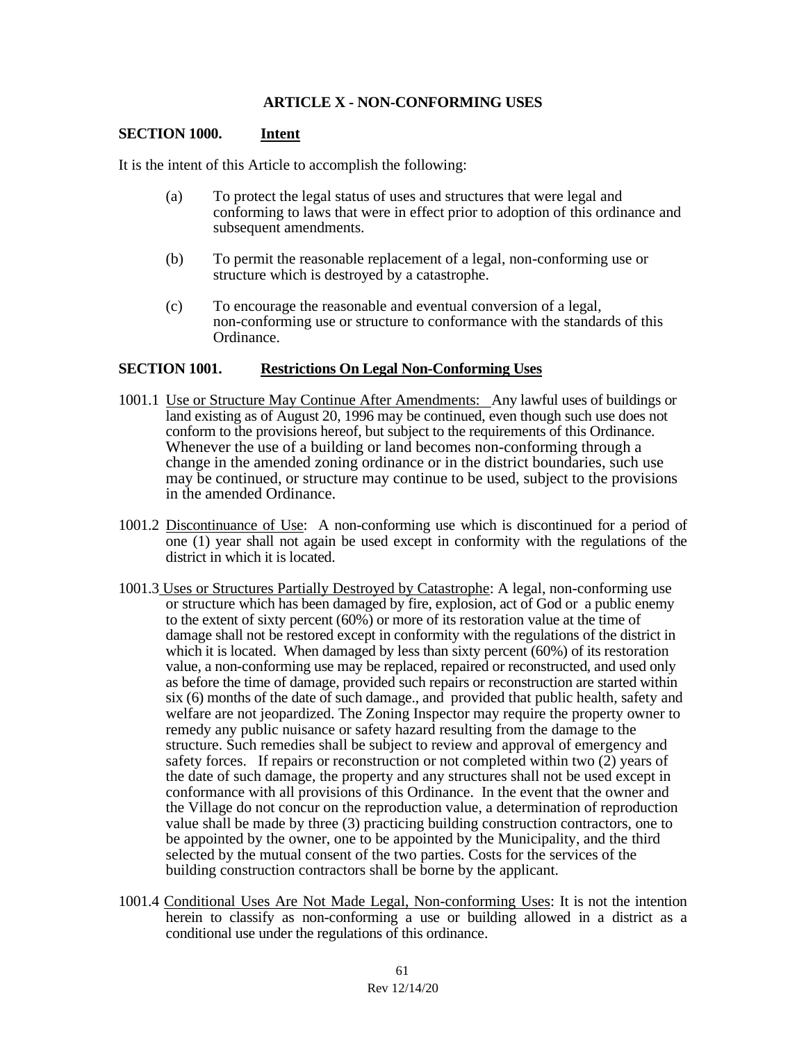## ARTICLE X - NON-CONFORMING USES

### SECTION 1000. Intent

It is the intent of this Article to accomplish the following:

(a) To protect the legal status of uses and structures that were legal and conforming to laws that were in effect prior to adoption of this ordinance and subsequent amendments.

(b) To permit the reasonable replacement of a legal, non-conforming use or structure which is destroyed by a catastrophe.

(c) To encourage the reasonable and eventual conversion of a legal, non-conforming use or structure to conformance with the standards of this Ordinance.

### SECTION 1001. Restrictions On Legal Non-Conforming Uses

1001.1 Use or Structure May Continue After Amendments: Any lawful uses of buildings or land existing as of August 20, 1996 may be continued, even though such use does not conform to the provisions hereof, but subject to the requirements of this Ordinance. Whenever the use of a building or land becomes non-conforming through a change in the amended zoning ordinance or in the district boundaries, such use may be continued, or structure may continue to be used, subject to the provisions in the amended Ordinance.

1001.2 Discontinuance of Use: A non-conforming use which is discontinued for a period of one (1) year shall not again be used except in conformity with the regulations of the district in which it is located.

1001.3 Uses or Structures Partially Destroyed by Catastrophe: A legal, non-conforming use or structure which has been damaged by fire, explosion, act of God or a public enemy to the extent of sixty percent (60%) or more of its restoration value at the time of damage shall not be restored except in conformity with the regulations of the district in which it is located. When damaged by less than sixty percent (60%) of its restoration value, a non-conforming use may be replaced, repaired or reconstructed, and used only as before the time of damage, provided such repairs or reconstruction are started within six (6) months of the date of such damage., and provided that public health, safety and welfare are not jeopardized. The Zoning Inspector may require the property owner to remedy any public nuisance or safety hazard resulting from the damage to the structure. Such remedies shall be subject to review and approval of emergency and safety forces. If repairs or reconstruction or not completed within two (2) years of the date of such damage, the property and any structures shall not be used except in conformance with all provisions of this Ordinance. In the event that the owner and the Village do not concur on the reproduction value, a determination of reproduction value shall be made by three (3) practicing building construction contractors, one to be appointed by the owner, one to be appointed by the Municipality, and the third selected by the mutual consent of the two parties. Costs for the services of the building construction contractors shall be borne by the applicant.

1001.4 Conditional Uses Are Not Made Legal, Non-conforming Uses: It is not the intention herein to classify as non-conforming a use or building allowed in a district as a conditional use under the regulations of this ordinance.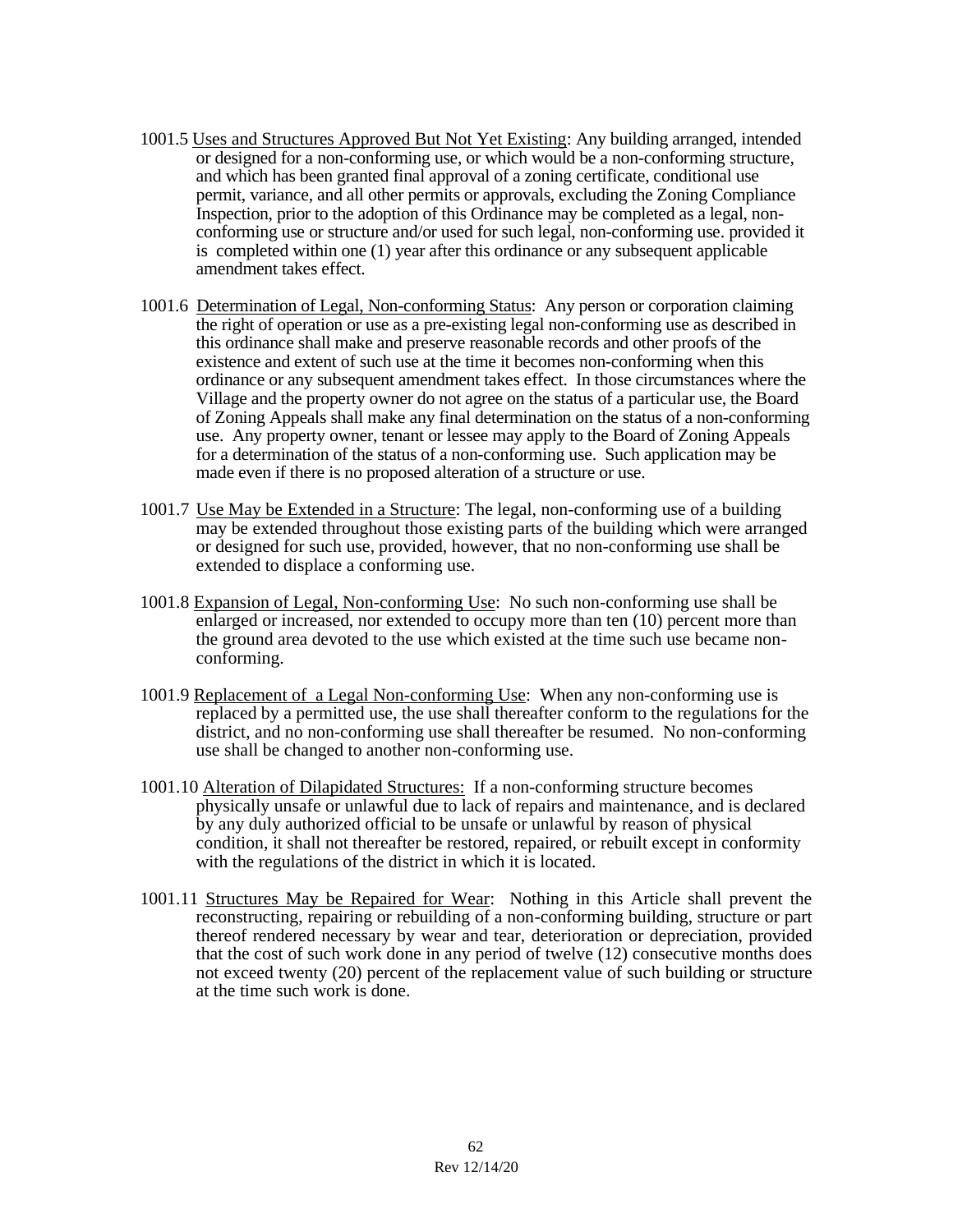1001.5 Uses and Structures Approved But Not Yet Existing: Any building arranged, intended or designed for a non-conforming use, or which would be a non-conforming structure, and which has been granted final approval of a zoning certificate, conditional use permit, variance, and all other permits or approvals, excluding the Zoning Compliance Inspection, prior to the adoption of this Ordinance may be completed as a legal, non-conforming use or structure and/or used for such legal, non-conforming use. provided it is completed within one (1) year after this ordinance or any subsequent applicable amendment takes effect.

1001.6 Determination of Legal, Non-conforming Status: Any person or corporation claiming the right of operation or use as a pre-existing legal non-conforming use as described in this ordinance shall make and preserve reasonable records and other proofs of the existence and extent of such use at the time it becomes non-conforming when this ordinance or any subsequent amendment takes effect. In those circumstances where the Village and the property owner do not agree on the status of a particular use, the Board of Zoning Appeals shall make any final determination on the status of a non-conforming use. Any property owner, tenant or lessee may apply to the Board of Zoning Appeals for a determination of the status of a non-conforming use. Such application may be made even if there is no proposed alteration of a structure or use.

1001.7 Use May be Extended in a Structure: The legal, non-conforming use of a building may be extended throughout those existing parts of the building which were arranged or designed for such use, provided, however, that no non-conforming use shall be extended to displace a conforming use.

1001.8 Expansion of Legal, Non-conforming Use: No such non-conforming use shall be enlarged or increased, nor extended to occupy more than ten (10) percent more than the ground area devoted to the use which existed at the time such use became non-conforming.

1001.9 Replacement of a Legal Non-conforming Use: When any non-conforming use is replaced by a permitted use, the use shall thereafter conform to the regulations for the district, and no non-conforming use shall thereafter be resumed. No non-conforming use shall be changed to another non-conforming use.

1001.10 Alteration of Dilapidated Structures: If a non-conforming structure becomes physically unsafe or unlawful due to lack of repairs and maintenance, and is declared by any duly authorized official to be unsafe or unlawful by reason of physical condition, it shall not thereafter be restored, repaired, or rebuilt except in conformity with the regulations of the district in which it is located.

1001.11 Structures May be Repaired for Wear: Nothing in this Article shall prevent the reconstructing, repairing or rebuilding of a non-conforming building, structure or part thereof rendered necessary by wear and tear, deterioration or depreciation, provided that the cost of such work done in any period of twelve (12) consecutive months does not exceed twenty (20) percent of the replacement value of such building or structure at the time such work is done.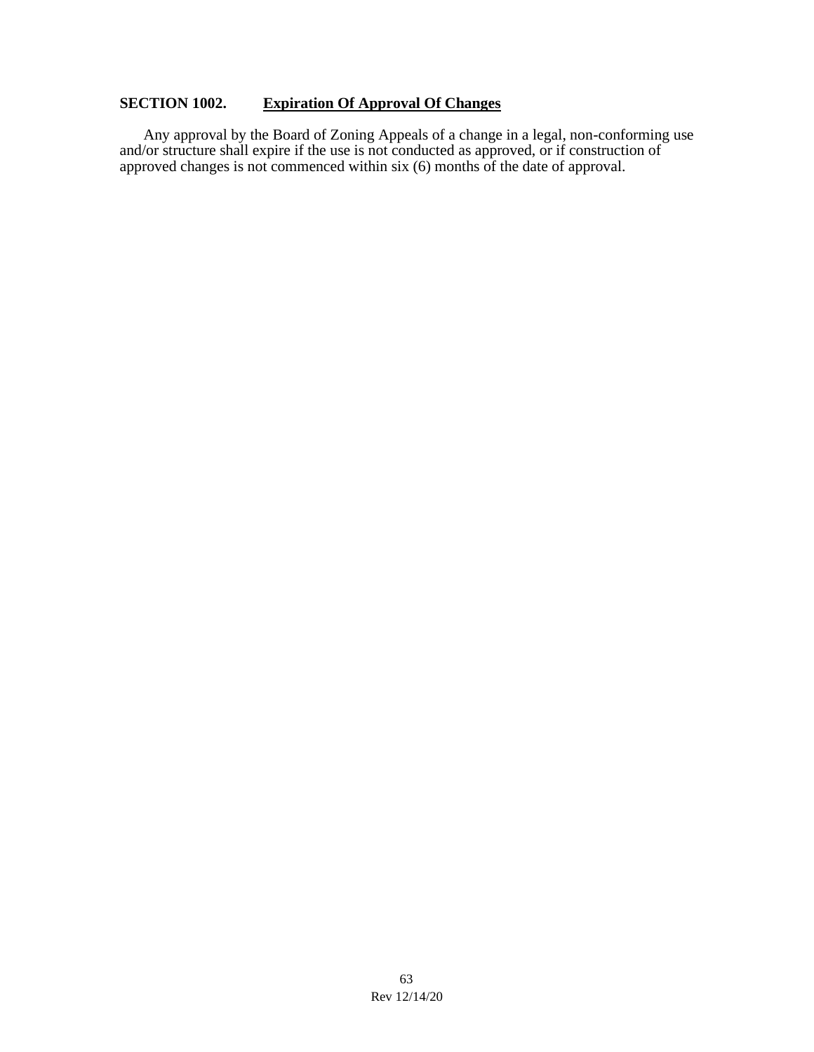## SECTION 1002. Expiration Of Approval Of Changes

Any approval by the Board of Zoning Appeals of a change in a legal, non-conforming use and/or structure shall expire if the use is not conducted as approved, or if construction of approved changes is not commenced within six (6) months of the date of approval.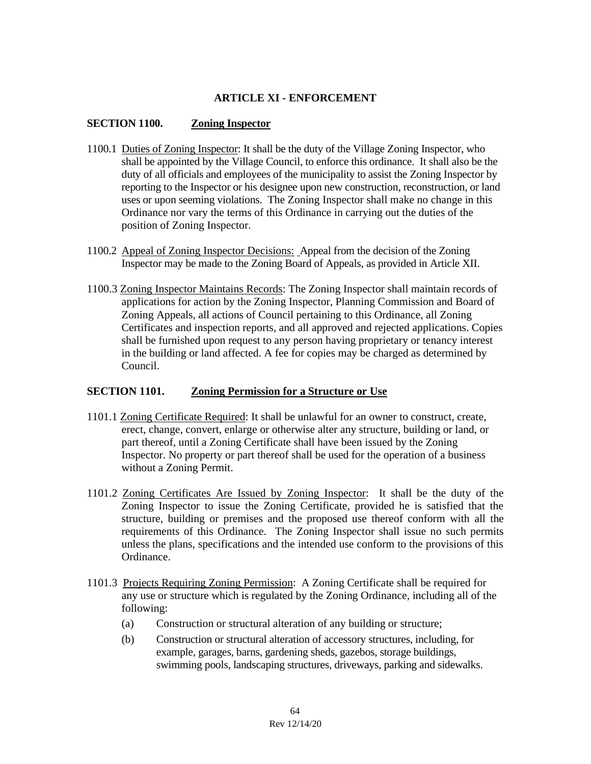# ARTICLE XI - ENFORCEMENT

## SECTION 1100. Zoning Inspector

1100.1 Duties of Zoning Inspector: It shall be the duty of the Village Zoning Inspector, who shall be appointed by the Village Council, to enforce this ordinance. It shall also be the duty of all officials and employees of the municipality to assist the Zoning Inspector by reporting to the Inspector or his designee upon new construction, reconstruction, or land uses or upon seeming violations. The Zoning Inspector shall make no change in this Ordinance nor vary the terms of this Ordinance in carrying out the duties of the position of Zoning Inspector.

1100.2 Appeal of Zoning Inspector Decisions: Appeal from the decision of the Zoning Inspector may be made to the Zoning Board of Appeals, as provided in Article XII.

1100.3 Zoning Inspector Maintains Records: The Zoning Inspector shall maintain records of applications for action by the Zoning Inspector, Planning Commission and Board of Zoning Appeals, all actions of Council pertaining to this Ordinance, all Zoning Certificates and inspection reports, and all approved and rejected applications. Copies shall be furnished upon request to any person having proprietary or tenancy interest in the building or land affected. A fee for copies may be charged as determined by Council.

## SECTION 1101. Zoning Permission for a Structure or Use

1101.1 Zoning Certificate Required: It shall be unlawful for an owner to construct, create, erect, change, convert, enlarge or otherwise alter any structure, building or land, or part thereof, until a Zoning Certificate shall have been issued by the Zoning Inspector. No property or part thereof shall be used for the operation of a business without a Zoning Permit.

1101.2 Zoning Certificates Are Issued by Zoning Inspector: It shall be the duty of the Zoning Inspector to issue the Zoning Certificate, provided he is satisfied that the structure, building or premises and the proposed use thereof conform with all the requirements of this Ordinance. The Zoning Inspector shall issue no such permits unless the plans, specifications and the intended use conform to the provisions of this Ordinance.

1101.3 Projects Requiring Zoning Permission: A Zoning Certificate shall be required for any use or structure which is regulated by the Zoning Ordinance, including all of the following:

(a) Construction or structural alteration of any building or structure;

(b) Construction or structural alteration of accessory structures, including, for example, garages, barns, gardening sheds, gazebos, storage buildings, swimming pools, landscaping structures, driveways, parking and sidewalks.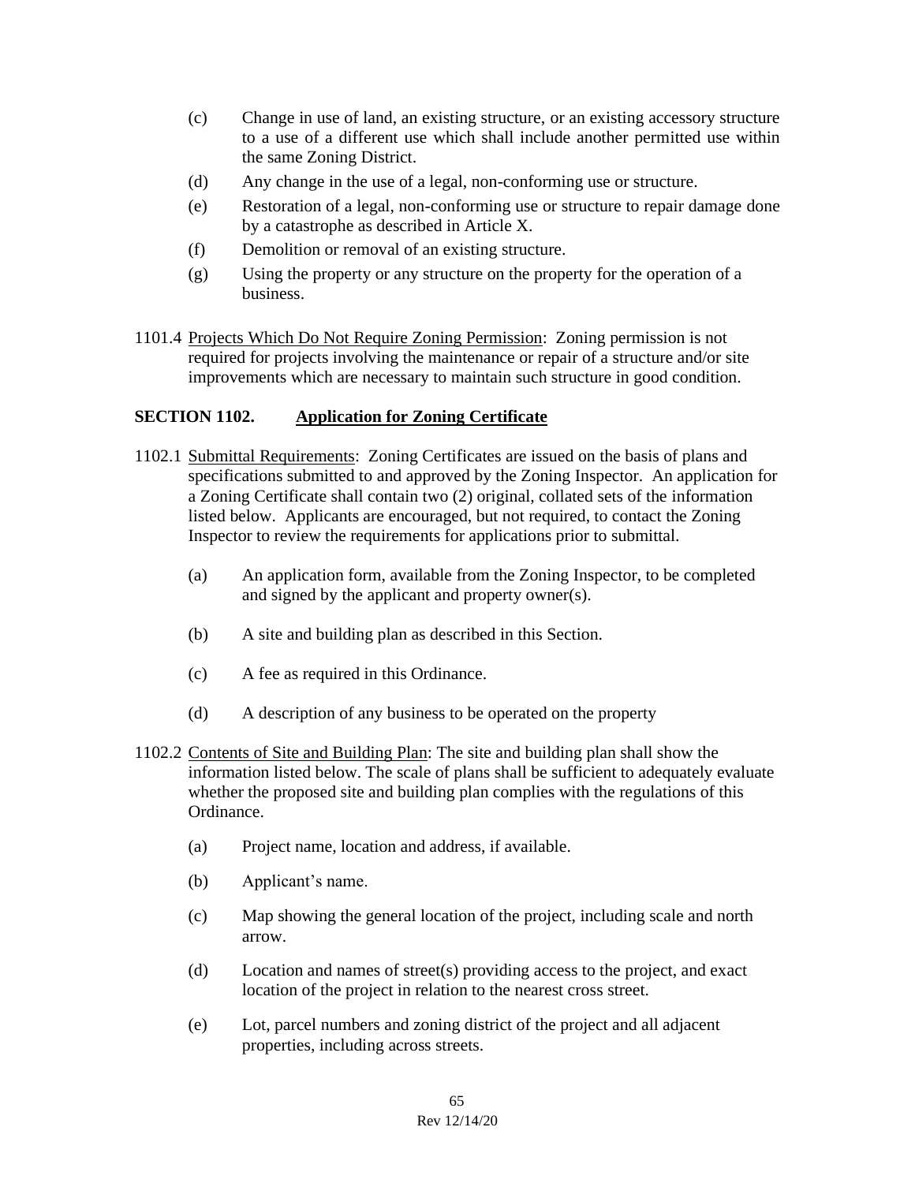(c) Change in use of land, an existing structure, or an existing accessory structure to a use of a different use which shall include another permitted use within the same Zoning District.

(d) Any change in the use of a legal, non-conforming use or structure.

(e) Restoration of a legal, non-conforming use or structure to repair damage done by a catastrophe as described in Article X.

(f) Demolition or removal of an existing structure.

(g) Using the property or any structure on the property for the operation of a business.

1101.4 Projects Which Do Not Require Zoning Permission: Zoning permission is not required for projects involving the maintenance or repair of a structure and/or site improvements which are necessary to maintain such structure in good condition.

## SECTION 1102. Application for Zoning Certificate

1102.1 Submittal Requirements: Zoning Certificates are issued on the basis of plans and specifications submitted to and approved by the Zoning Inspector. An application for a Zoning Certificate shall contain two (2) original, collated sets of the information listed below. Applicants are encouraged, but not required, to contact the Zoning Inspector to review the requirements for applications prior to submittal.

(a) An application form, available from the Zoning Inspector, to be completed and signed by the applicant and property owner(s).

(b) A site and building plan as described in this Section.

(c) A fee as required in this Ordinance.

(d) A description of any business to be operated on the property

1102.2 Contents of Site and Building Plan: The site and building plan shall show the information listed below. The scale of plans shall be sufficient to adequately evaluate whether the proposed site and building plan complies with the regulations of this Ordinance.

(a) Project name, location and address, if available.

(b) Applicant's name.

(c) Map showing the general location of the project, including scale and north arrow.

(d) Location and names of street(s) providing access to the project, and exact location of the project in relation to the nearest cross street.

(e) Lot, parcel numbers and zoning district of the project and all adjacent properties, including across streets.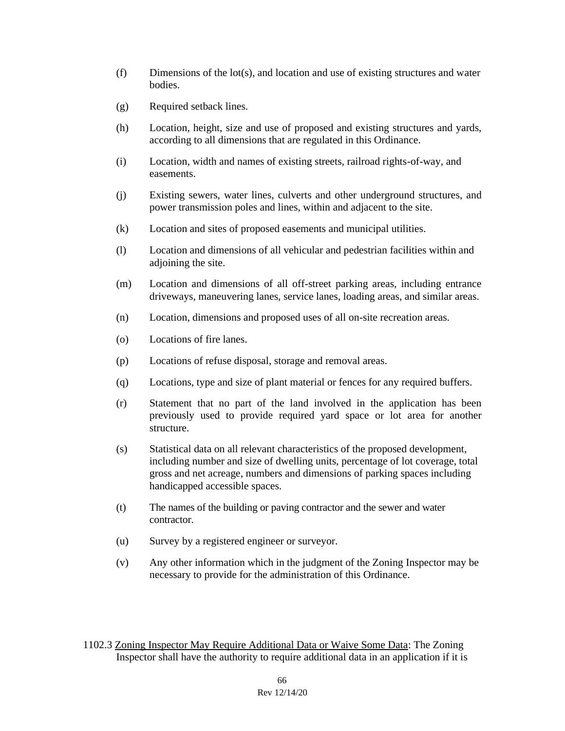(f) Dimensions of the lot(s), and location and use of existing structures and water bodies.

(g) Required setback lines.

(h) Location, height, size and use of proposed and existing structures and yards, according to all dimensions that are regulated in this Ordinance.

(i) Location, width and names of existing streets, railroad rights-of-way, and easements.

(j) Existing sewers, water lines, culverts and other underground structures, and power transmission poles and lines, within and adjacent to the site.

(k) Location and sites of proposed easements and municipal utilities.

(l) Location and dimensions of all vehicular and pedestrian facilities within and adjoining the site.

(m) Location and dimensions of all off-street parking areas, including entrance driveways, maneuvering lanes, service lanes, loading areas, and similar areas.

(n) Location, dimensions and proposed uses of all on-site recreation areas.

(o) Locations of fire lanes.

(p) Locations of refuse disposal, storage and removal areas.

(q) Locations, type and size of plant material or fences for any required buffers.

(r) Statement that no part of the land involved in the application has been previously used to provide required yard space or lot area for another structure.

(s) Statistical data on all relevant characteristics of the proposed development, including number and size of dwelling units, percentage of lot coverage, total gross and net acreage, numbers and dimensions of parking spaces including handicapped accessible spaces.

(t) The names of the building or paving contractor and the sewer and water contractor.

(u) Survey by a registered engineer or surveyor.

(v) Any other information which in the judgment of the Zoning Inspector may be necessary to provide for the administration of this Ordinance.

1102.3 Zoning Inspector May Require Additional Data or Waive Some Data: The Zoning Inspector shall have the authority to require additional data in an application if it is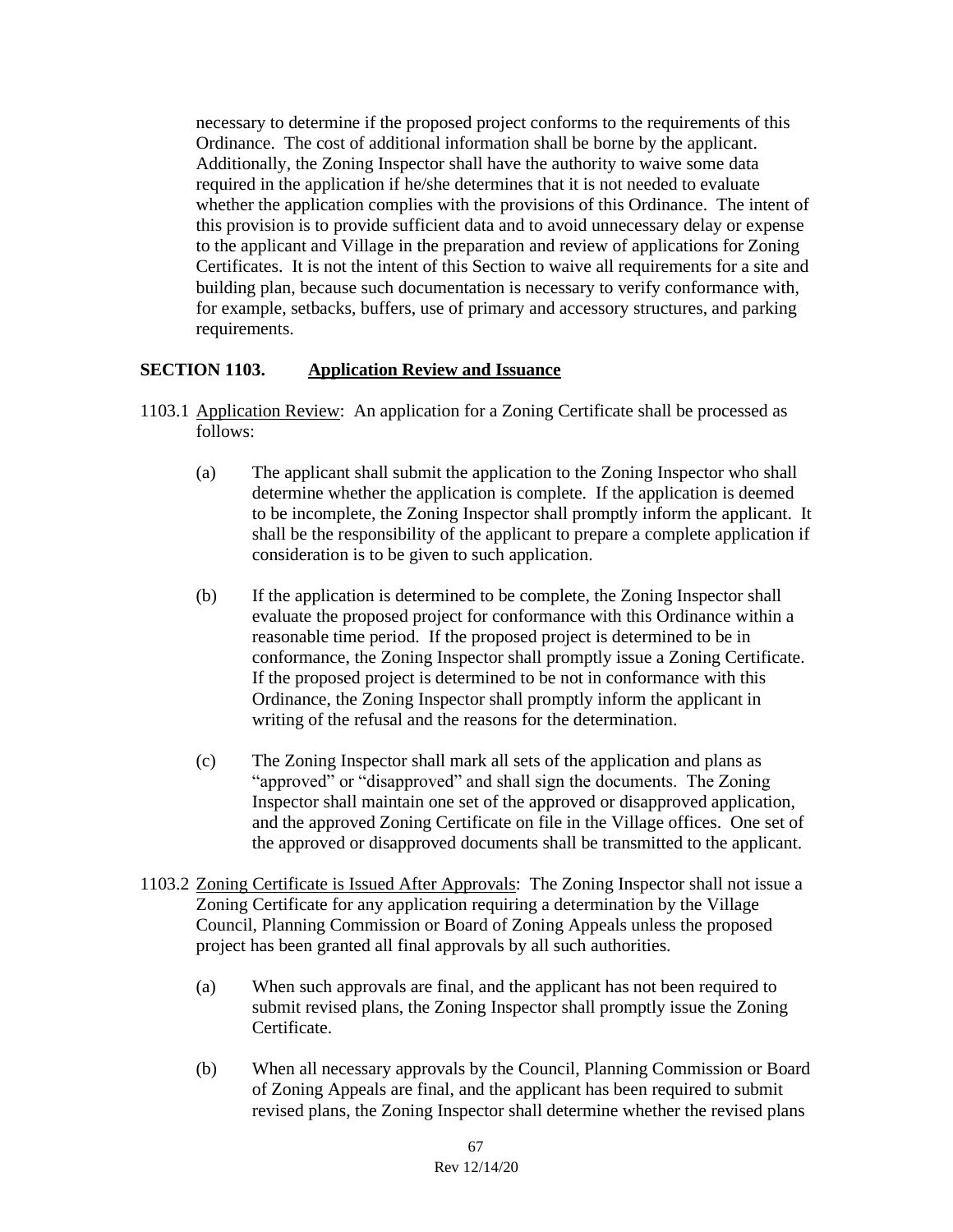necessary to determine if the proposed project conforms to the requirements of this Ordinance. The cost of additional information shall be borne by the applicant. Additionally, the Zoning Inspector shall have the authority to waive some data required in the application if he/she determines that it is not needed to evaluate whether the application complies with the provisions of this Ordinance. The intent of this provision is to provide sufficient data and to avoid unnecessary delay or expense to the applicant and Village in the preparation and review of applications for Zoning Certificates. It is not the intent of this Section to waive all requirements for a site and building plan, because such documentation is necessary to verify conformance with, for example, setbacks, buffers, use of primary and accessory structures, and parking requirements.

## SECTION 1103. Application Review and Issuance

1103.1 Application Review: An application for a Zoning Certificate shall be processed as follows:

(a) The applicant shall submit the application to the Zoning Inspector who shall determine whether the application is complete. If the application is deemed to be incomplete, the Zoning Inspector shall promptly inform the applicant. It shall be the responsibility of the applicant to prepare a complete application if consideration is to be given to such application.

(b) If the application is determined to be complete, the Zoning Inspector shall evaluate the proposed project for conformance with this Ordinance within a reasonable time period. If the proposed project is determined to be in conformance, the Zoning Inspector shall promptly issue a Zoning Certificate. If the proposed project is determined to be not in conformance with this Ordinance, the Zoning Inspector shall promptly inform the applicant in writing of the refusal and the reasons for the determination.

(c) The Zoning Inspector shall mark all sets of the application and plans as "approved" or "disapproved" and shall sign the documents. The Zoning Inspector shall maintain one set of the approved or disapproved application, and the approved Zoning Certificate on file in the Village offices. One set of the approved or disapproved documents shall be transmitted to the applicant.

1103.2 Zoning Certificate is Issued After Approvals: The Zoning Inspector shall not issue a Zoning Certificate for any application requiring a determination by the Village Council, Planning Commission or Board of Zoning Appeals unless the proposed project has been granted all final approvals by all such authorities.

(a) When such approvals are final, and the applicant has not been required to submit revised plans, the Zoning Inspector shall promptly issue the Zoning Certificate.

(b) When all necessary approvals by the Council, Planning Commission or Board of Zoning Appeals are final, and the applicant has been required to submit revised plans, the Zoning Inspector shall determine whether the revised plans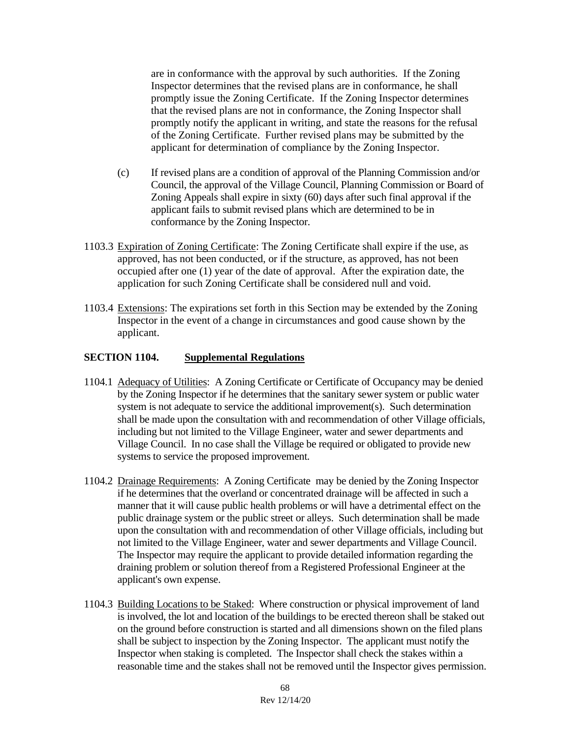are in conformance with the approval by such authorities. If the Zoning Inspector determines that the revised plans are in conformance, he shall promptly issue the Zoning Certificate. If the Zoning Inspector determines that the revised plans are not in conformance, the Zoning Inspector shall promptly notify the applicant in writing, and state the reasons for the refusal of the Zoning Certificate. Further revised plans may be submitted by the applicant for determination of compliance by the Zoning Inspector.

(c) If revised plans are a condition of approval of the Planning Commission and/or Council, the approval of the Village Council, Planning Commission or Board of Zoning Appeals shall expire in sixty (60) days after such final approval if the applicant fails to submit revised plans which are determined to be in conformance by the Zoning Inspector.

1103.3 Expiration of Zoning Certificate: The Zoning Certificate shall expire if the use, as approved, has not been conducted, or if the structure, as approved, has not been occupied after one (1) year of the date of approval. After the expiration date, the application for such Zoning Certificate shall be considered null and void.

1103.4 Extensions: The expirations set forth in this Section may be extended by the Zoning Inspector in the event of a change in circumstances and good cause shown by the applicant.

## SECTION 1104. Supplemental Regulations

1104.1 Adequacy of Utilities: A Zoning Certificate or Certificate of Occupancy may be denied by the Zoning Inspector if he determines that the sanitary sewer system or public water system is not adequate to service the additional improvement(s). Such determination shall be made upon the consultation with and recommendation of other Village officials, including but not limited to the Village Engineer, water and sewer departments and Village Council. In no case shall the Village be required or obligated to provide new systems to service the proposed improvement.

1104.2 Drainage Requirements: A Zoning Certificate may be denied by the Zoning Inspector if he determines that the overland or concentrated drainage will be affected in such a manner that it will cause public health problems or will have a detrimental effect on the public drainage system or the public street or alleys. Such determination shall be made upon the consultation with and recommendation of other Village officials, including but not limited to the Village Engineer, water and sewer departments and Village Council. The Inspector may require the applicant to provide detailed information regarding the draining problem or solution thereof from a Registered Professional Engineer at the applicant's own expense.

1104.3 Building Locations to be Staked: Where construction or physical improvement of land is involved, the lot and location of the buildings to be erected thereon shall be staked out on the ground before construction is started and all dimensions shown on the filed plans shall be subject to inspection by the Zoning Inspector. The applicant must notify the Inspector when staking is completed. The Inspector shall check the stakes within a reasonable time and the stakes shall not be removed until the Inspector gives permission.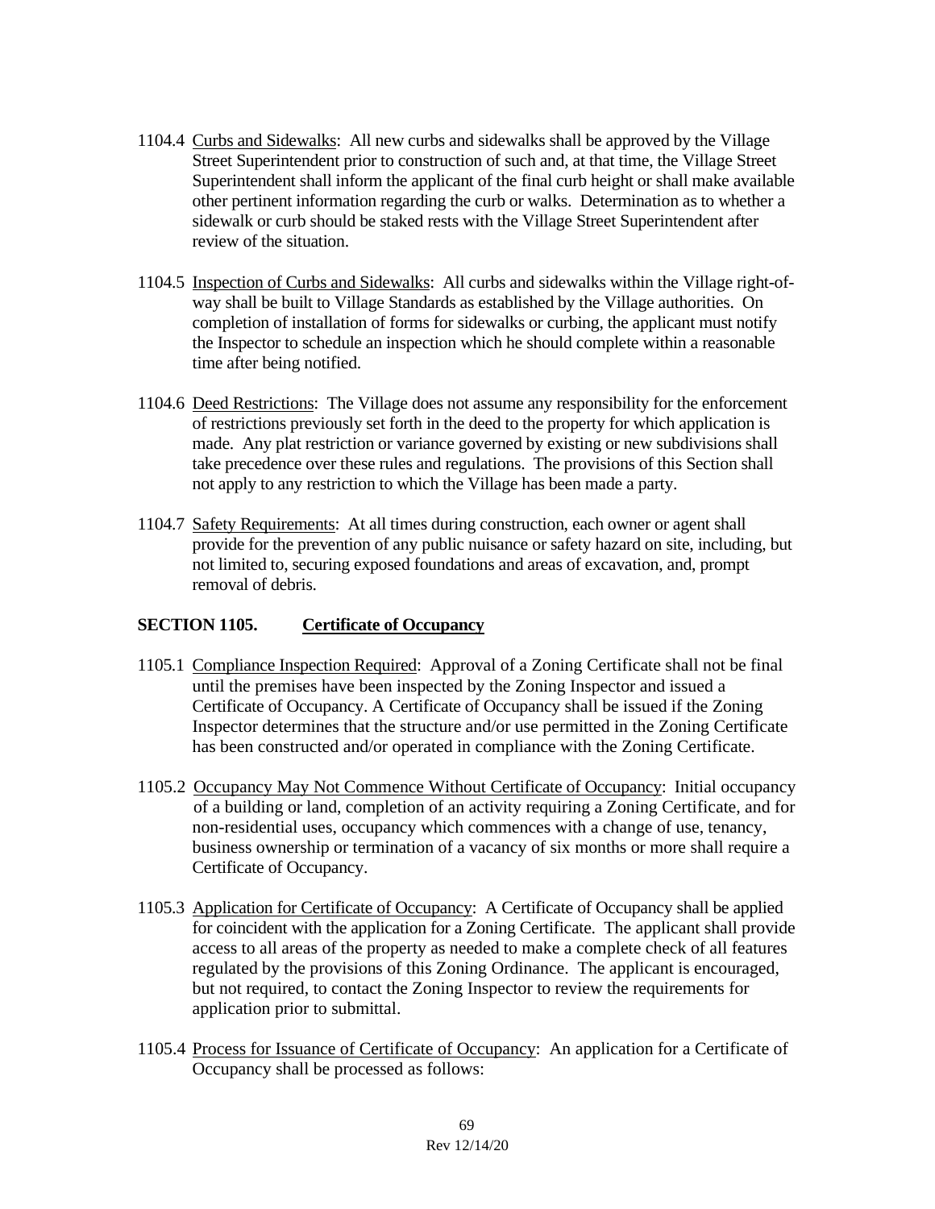1104.4 Curbs and Sidewalks: All new curbs and sidewalks shall be approved by the Village Street Superintendent prior to construction of such and, at that time, the Village Street Superintendent shall inform the applicant of the final curb height or shall make available other pertinent information regarding the curb or walks. Determination as to whether a sidewalk or curb should be staked rests with the Village Street Superintendent after review of the situation.

1104.5 Inspection of Curbs and Sidewalks: All curbs and sidewalks within the Village right-of-way shall be built to Village Standards as established by the Village authorities. On completion of installation of forms for sidewalks or curbing, the applicant must notify the Inspector to schedule an inspection which he should complete within a reasonable time after being notified.

1104.6 Deed Restrictions: The Village does not assume any responsibility for the enforcement of restrictions previously set forth in the deed to the property for which application is made. Any plat restriction or variance governed by existing or new subdivisions shall take precedence over these rules and regulations. The provisions of this Section shall not apply to any restriction to which the Village has been made a party.

1104.7 Safety Requirements: At all times during construction, each owner or agent shall provide for the prevention of any public nuisance or safety hazard on site, including, but not limited to, securing exposed foundations and areas of excavation, and, prompt removal of debris.

## SECTION 1105. Certificate of Occupancy

1105.1 Compliance Inspection Required: Approval of a Zoning Certificate shall not be final until the premises have been inspected by the Zoning Inspector and issued a Certificate of Occupancy. A Certificate of Occupancy shall be issued if the Zoning Inspector determines that the structure and/or use permitted in the Zoning Certificate has been constructed and/or operated in compliance with the Zoning Certificate.

1105.2 Occupancy May Not Commence Without Certificate of Occupancy: Initial occupancy of a building or land, completion of an activity requiring a Zoning Certificate, and for non-residential uses, occupancy which commences with a change of use, tenancy, business ownership or termination of a vacancy of six months or more shall require a Certificate of Occupancy.

1105.3 Application for Certificate of Occupancy: A Certificate of Occupancy shall be applied for coincident with the application for a Zoning Certificate. The applicant shall provide access to all areas of the property as needed to make a complete check of all features regulated by the provisions of this Zoning Ordinance. The applicant is encouraged, but not required, to contact the Zoning Inspector to review the requirements for application prior to submittal.

1105.4 Process for Issuance of Certificate of Occupancy: An application for a Certificate of Occupancy shall be processed as follows: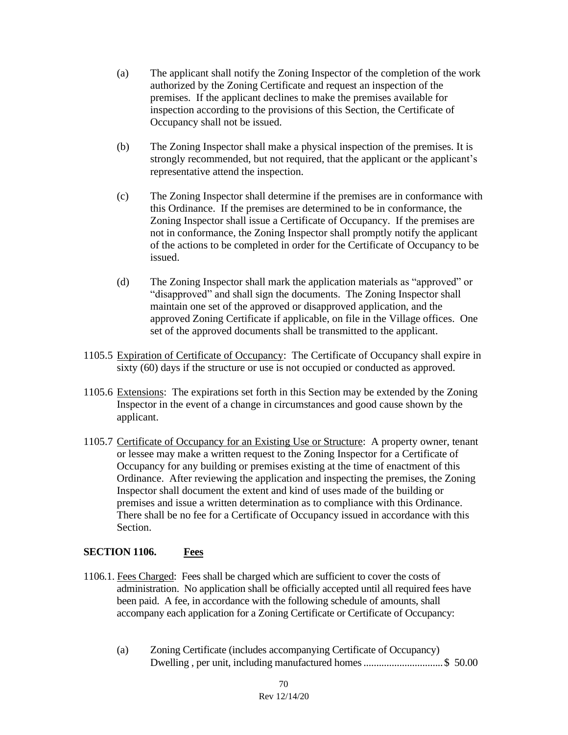(a) The applicant shall notify the Zoning Inspector of the completion of the work authorized by the Zoning Certificate and request an inspection of the premises. If the applicant declines to make the premises available for inspection according to the provisions of this Section, the Certificate of Occupancy shall not be issued.

(b) The Zoning Inspector shall make a physical inspection of the premises. It is strongly recommended, but not required, that the applicant or the applicant's representative attend the inspection.

(c) The Zoning Inspector shall determine if the premises are in conformance with this Ordinance. If the premises are determined to be in conformance, the Zoning Inspector shall issue a Certificate of Occupancy. If the premises are not in conformance, the Zoning Inspector shall promptly notify the applicant of the actions to be completed in order for the Certificate of Occupancy to be issued.

(d) The Zoning Inspector shall mark the application materials as "approved" or "disapproved" and shall sign the documents. The Zoning Inspector shall maintain one set of the approved or disapproved application, and the approved Zoning Certificate if applicable, on file in the Village offices. One set of the approved documents shall be transmitted to the applicant.

1105.5 Expiration of Certificate of Occupancy: The Certificate of Occupancy shall expire in sixty (60) days if the structure or use is not occupied or conducted as approved.

1105.6 Extensions: The expirations set forth in this Section may be extended by the Zoning Inspector in the event of a change in circumstances and good cause shown by the applicant.

1105.7 Certificate of Occupancy for an Existing Use or Structure: A property owner, tenant or lessee may make a written request to the Zoning Inspector for a Certificate of Occupancy for any building or premises existing at the time of enactment of this Ordinance. After reviewing the application and inspecting the premises, the Zoning Inspector shall document the extent and kind of uses made of the building or premises and issue a written determination as to compliance with this Ordinance. There shall be no fee for a Certificate of Occupancy issued in accordance with this Section.

## SECTION 1106. Fees

1106.1. Fees Charged: Fees shall be charged which are sufficient to cover the costs of administration. No application shall be officially accepted until all required fees have been paid. A fee, in accordance with the following schedule of amounts, shall accompany each application for a Zoning Certificate or Certificate of Occupancy:

(a) Zoning Certificate (includes accompanying Certificate of Occupancy) Dwelling , per unit, including manufactured homes .............................. $ 50.00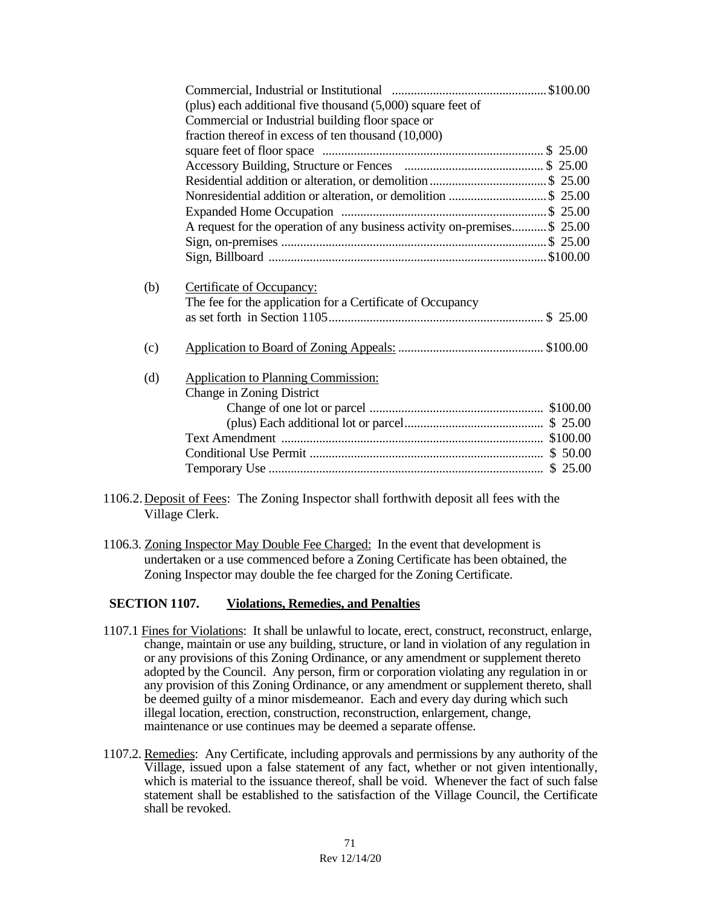Commercial, Industrial or Institutional ................................................ $100.00
(plus) each additional five thousand (5,000) square feet of Commercial or Industrial building floor space or fraction thereof in excess of ten thousand (10,000) square feet of floor space ..................................................................... $ 25.00
Accessory Building, Structure or Fences ........................................... $ 25.00
Residential addition or alteration, or demolition .................................... $ 25.00
Nonresidential addition or alteration, or demolition .............................. $ 25.00
Expanded Home Occupation ................................................................ $ 25.00
A request for the operation of any business activity on-premises........... $ 25.00
Sign, on-premises .................................................................................. $ 25.00
Sign, Billboard ....................................................................................... $100.00

(b) Certificate of Occupancy:
The fee for the application for a Certificate of Occupancy as set forth in Section 1105.................................................................... $ 25.00

(c) Application to Board of Zoning Appeals: ............................................. $100.00

(d) Application to Planning Commission:
Change in Zoning District
Change of one lot or parcel ...................................................... $100.00
(plus) Each additional lot or parcel........................................... $ 25.00
Text Amendment .................................................................................. $100.00
Conditional Use Permit ......................................................................... $ 50.00
Temporary Use ...................................................................................... $ 25.00

1106.2. Deposit of Fees: The Zoning Inspector shall forthwith deposit all fees with the Village Clerk.

1106.3. Zoning Inspector May Double Fee Charged: In the event that development is undertaken or a use commenced before a Zoning Certificate has been obtained, the Zoning Inspector may double the fee charged for the Zoning Certificate.

## SECTION 1107. Violations, Remedies, and Penalties

1107.1 Fines for Violations: It shall be unlawful to locate, erect, construct, reconstruct, enlarge, change, maintain or use any building, structure, or land in violation of any regulation in or any provisions of this Zoning Ordinance, or any amendment or supplement thereto adopted by the Council. Any person, firm or corporation violating any regulation in or any provision of this Zoning Ordinance, or any amendment or supplement thereto, shall be deemed guilty of a minor misdemeanor. Each and every day during which such illegal location, erection, construction, reconstruction, enlargement, change, maintenance or use continues may be deemed a separate offense.

1107.2. Remedies: Any Certificate, including approvals and permissions by any authority of the Village, issued upon a false statement of any fact, whether or not given intentionally, which is material to the issuance thereof, shall be void. Whenever the fact of such false statement shall be established to the satisfaction of the Village Council, the Certificate shall be revoked.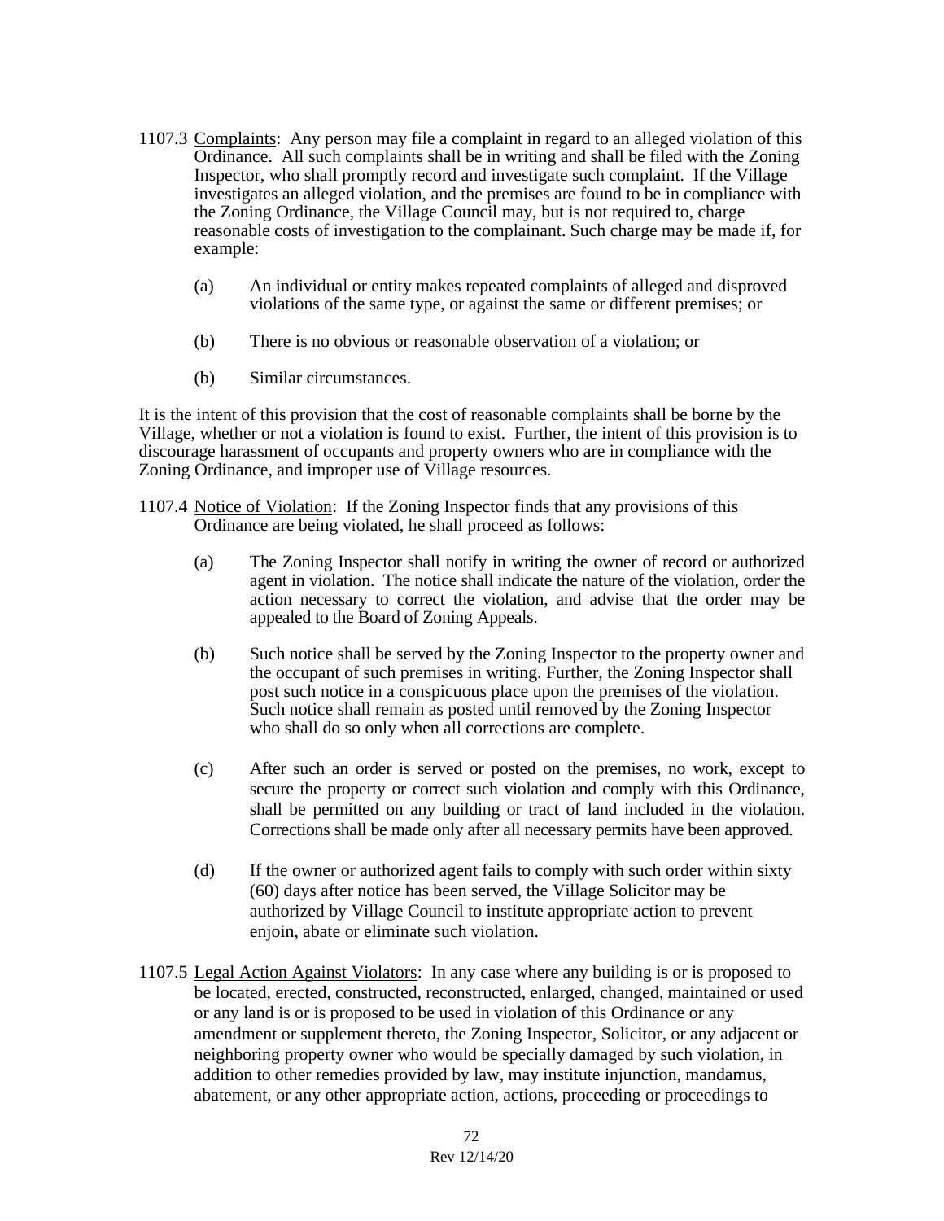1107.3 Complaints: Any person may file a complaint in regard to an alleged violation of this Ordinance. All such complaints shall be in writing and shall be filed with the Zoning Inspector, who shall promptly record and investigate such complaint. If the Village investigates an alleged violation, and the premises are found to be in compliance with the Zoning Ordinance, the Village Council may, but is not required to, charge reasonable costs of investigation to the complainant. Such charge may be made if, for example:

(a) An individual or entity makes repeated complaints of alleged and disproved violations of the same type, or against the same or different premises; or

(b) There is no obvious or reasonable observation of a violation; or

(b) Similar circumstances.

It is the intent of this provision that the cost of reasonable complaints shall be borne by the Village, whether or not a violation is found to exist. Further, the intent of this provision is to discourage harassment of occupants and property owners who are in compliance with the Zoning Ordinance, and improper use of Village resources.

1107.4 Notice of Violation: If the Zoning Inspector finds that any provisions of this Ordinance are being violated, he shall proceed as follows:

(a) The Zoning Inspector shall notify in writing the owner of record or authorized agent in violation. The notice shall indicate the nature of the violation, order the action necessary to correct the violation, and advise that the order may be appealed to the Board of Zoning Appeals.

(b) Such notice shall be served by the Zoning Inspector to the property owner and the occupant of such premises in writing. Further, the Zoning Inspector shall post such notice in a conspicuous place upon the premises of the violation. Such notice shall remain as posted until removed by the Zoning Inspector who shall do so only when all corrections are complete.

(c) After such an order is served or posted on the premises, no work, except to secure the property or correct such violation and comply with this Ordinance, shall be permitted on any building or tract of land included in the violation. Corrections shall be made only after all necessary permits have been approved.

(d) If the owner or authorized agent fails to comply with such order within sixty (60) days after notice has been served, the Village Solicitor may be authorized by Village Council to institute appropriate action to prevent enjoin, abate or eliminate such violation.

1107.5 Legal Action Against Violators: In any case where any building is or is proposed to be located, erected, constructed, reconstructed, enlarged, changed, maintained or used or any land is or is proposed to be used in violation of this Ordinance or any amendment or supplement thereto, the Zoning Inspector, Solicitor, or any adjacent or neighboring property owner who would be specially damaged by such violation, in addition to other remedies provided by law, may institute injunction, mandamus, abatement, or any other appropriate action, actions, proceeding or proceedings to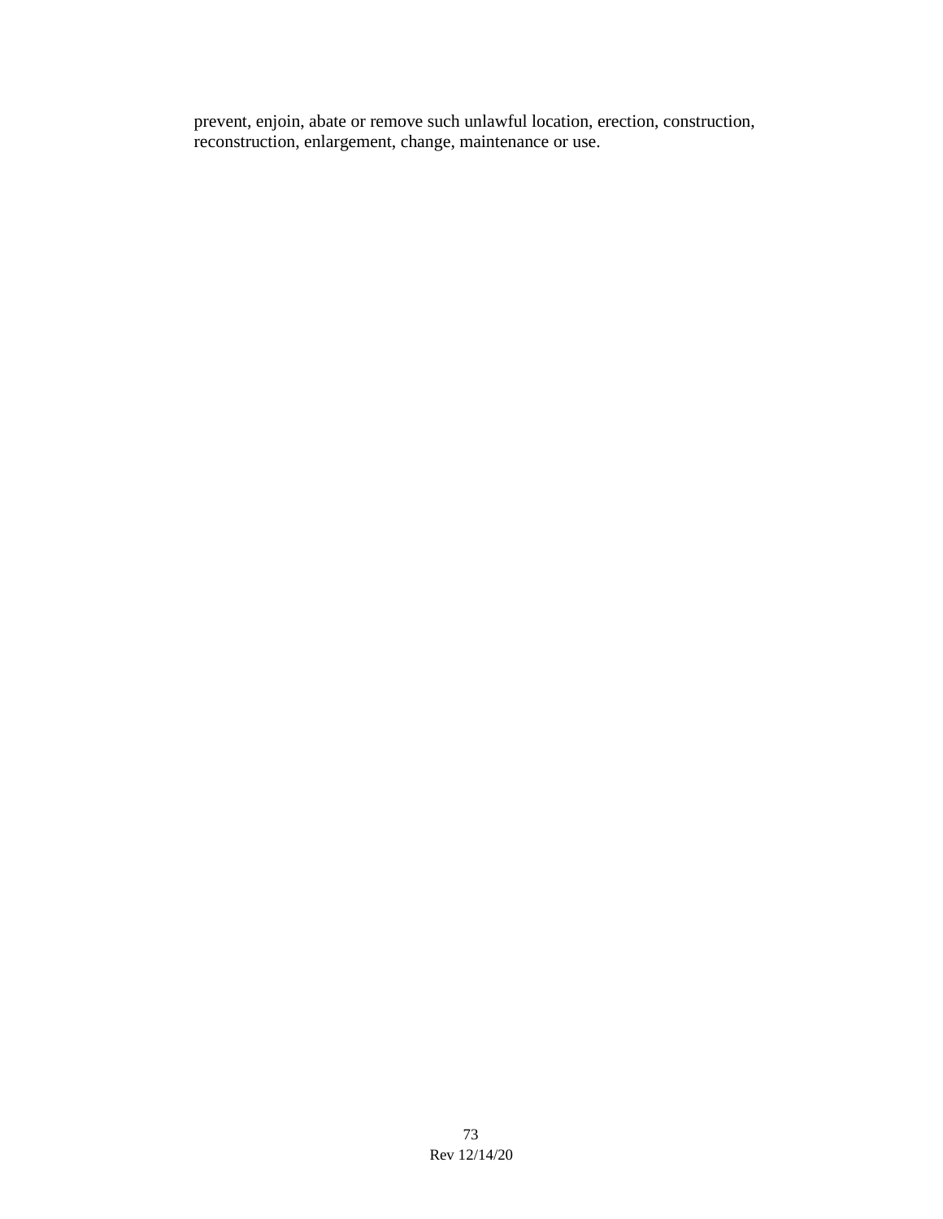prevent, enjoin, abate or remove such unlawful location, erection, construction, reconstruction, enlargement, change, maintenance or use.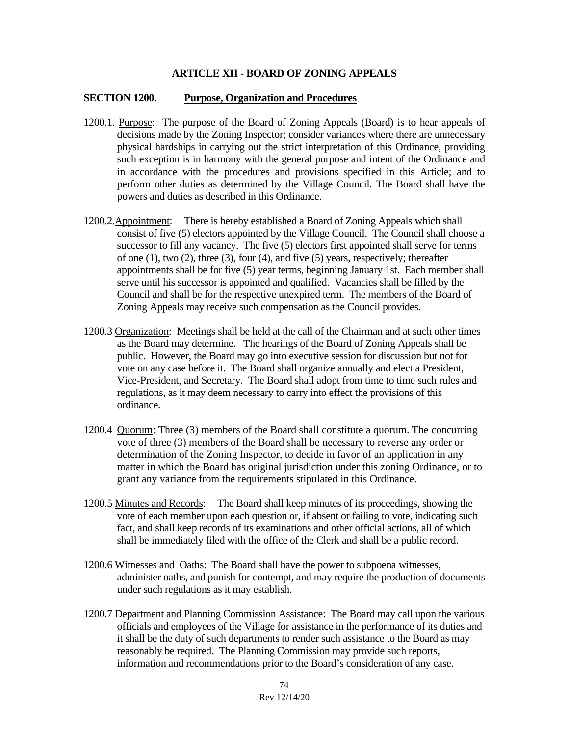## ARTICLE XII - BOARD OF ZONING APPEALS

### SECTION 1200. Purpose, Organization and Procedures

1200.1. Purpose: The purpose of the Board of Zoning Appeals (Board) is to hear appeals of decisions made by the Zoning Inspector; consider variances where there are unnecessary physical hardships in carrying out the strict interpretation of this Ordinance, providing such exception is in harmony with the general purpose and intent of the Ordinance and in accordance with the procedures and provisions specified in this Article; and to perform other duties as determined by the Village Council. The Board shall have the powers and duties as described in this Ordinance.

1200.2. Appointment: There is hereby established a Board of Zoning Appeals which shall consist of five (5) electors appointed by the Village Council. The Council shall choose a successor to fill any vacancy. The five (5) electors first appointed shall serve for terms of one (1), two (2), three (3), four (4), and five (5) years, respectively; thereafter appointments shall be for five (5) year terms, beginning January 1st. Each member shall serve until his successor is appointed and qualified. Vacancies shall be filled by the Council and shall be for the respective unexpired term. The members of the Board of Zoning Appeals may receive such compensation as the Council provides.

1200.3 Organization: Meetings shall be held at the call of the Chairman and at such other times as the Board may determine. The hearings of the Board of Zoning Appeals shall be public. However, the Board may go into executive session for discussion but not for vote on any case before it. The Board shall organize annually and elect a President, Vice-President, and Secretary. The Board shall adopt from time to time such rules and regulations, as it may deem necessary to carry into effect the provisions of this ordinance.

1200.4 Quorum: Three (3) members of the Board shall constitute a quorum. The concurring vote of three (3) members of the Board shall be necessary to reverse any order or determination of the Zoning Inspector, to decide in favor of an application in any matter in which the Board has original jurisdiction under this zoning Ordinance, or to grant any variance from the requirements stipulated in this Ordinance.

1200.5 Minutes and Records: The Board shall keep minutes of its proceedings, showing the vote of each member upon each question or, if absent or failing to vote, indicating such fact, and shall keep records of its examinations and other official actions, all of which shall be immediately filed with the office of the Clerk and shall be a public record.

1200.6 Witnesses and Oaths: The Board shall have the power to subpoena witnesses, administer oaths, and punish for contempt, and may require the production of documents under such regulations as it may establish.

1200.7 Department and Planning Commission Assistance: The Board may call upon the various officials and employees of the Village for assistance in the performance of its duties and it shall be the duty of such departments to render such assistance to the Board as may reasonably be required. The Planning Commission may provide such reports, information and recommendations prior to the Board's consideration of any case.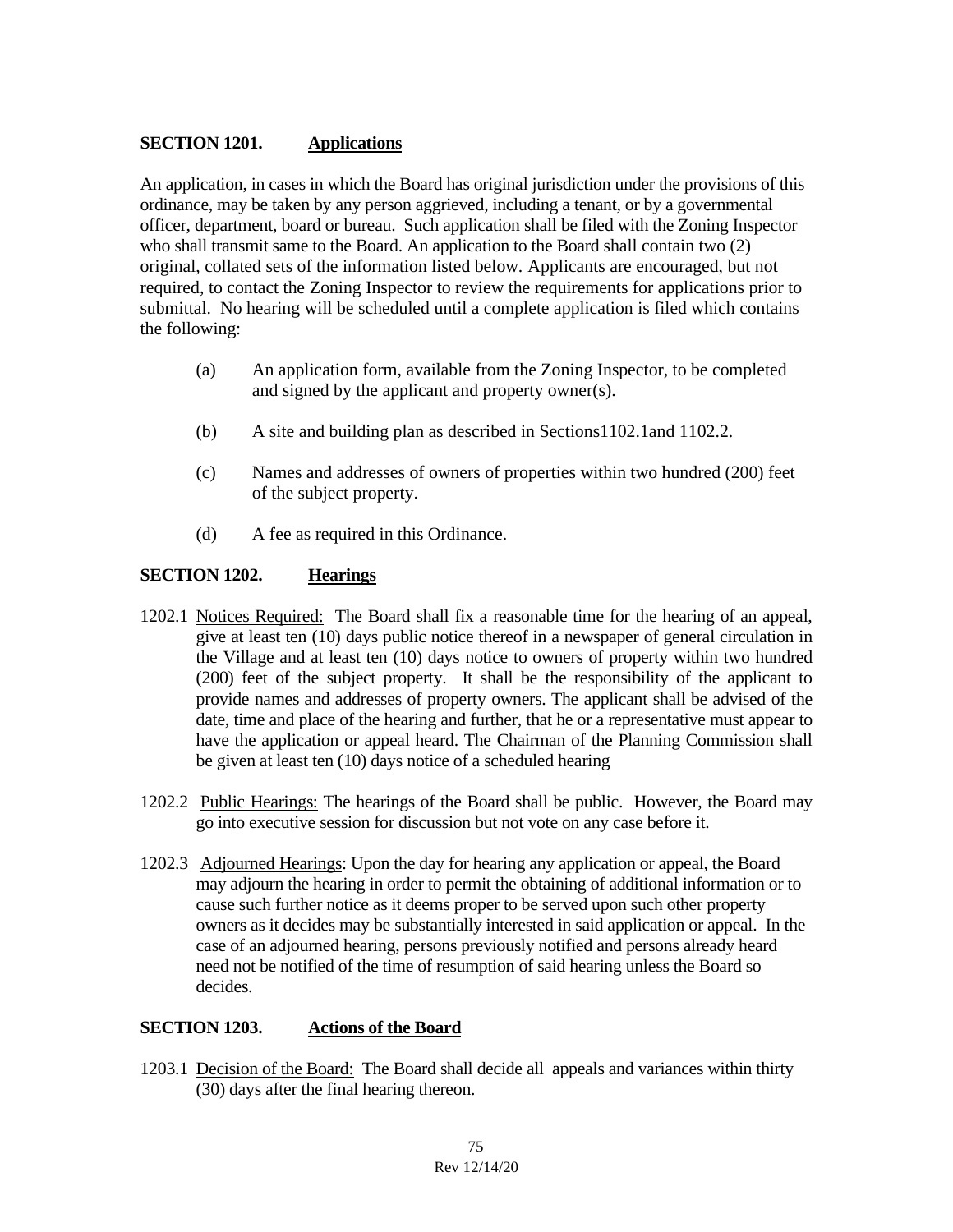## SECTION 1201. Applications

An application, in cases in which the Board has original jurisdiction under the provisions of this ordinance, may be taken by any person aggrieved, including a tenant, or by a governmental officer, department, board or bureau. Such application shall be filed with the Zoning Inspector who shall transmit same to the Board. An application to the Board shall contain two (2) original, collated sets of the information listed below. Applicants are encouraged, but not required, to contact the Zoning Inspector to review the requirements for applications prior to submittal. No hearing will be scheduled until a complete application is filed which contains the following:

- (a) An application form, available from the Zoning Inspector, to be completed and signed by the applicant and property owner(s).
- (b) A site and building plan as described in Sections1102.1and 1102.2.
- (c) Names and addresses of owners of properties within two hundred (200) feet of the subject property.
- (d) A fee as required in this Ordinance.

## SECTION 1202. Hearings

1202.1 Notices Required: The Board shall fix a reasonable time for the hearing of an appeal, give at least ten (10) days public notice thereof in a newspaper of general circulation in the Village and at least ten (10) days notice to owners of property within two hundred (200) feet of the subject property. It shall be the responsibility of the applicant to provide names and addresses of property owners. The applicant shall be advised of the date, time and place of the hearing and further, that he or a representative must appear to have the application or appeal heard. The Chairman of the Planning Commission shall be given at least ten (10) days notice of a scheduled hearing

1202.2 Public Hearings: The hearings of the Board shall be public. However, the Board may go into executive session for discussion but not vote on any case before it.

1202.3 Adjourned Hearings: Upon the day for hearing any application or appeal, the Board may adjourn the hearing in order to permit the obtaining of additional information or to cause such further notice as it deems proper to be served upon such other property owners as it decides may be substantially interested in said application or appeal. In the case of an adjourned hearing, persons previously notified and persons already heard need not be notified of the time of resumption of said hearing unless the Board so decides.

## SECTION 1203. Actions of the Board

1203.1 Decision of the Board: The Board shall decide all appeals and variances within thirty (30) days after the final hearing thereon.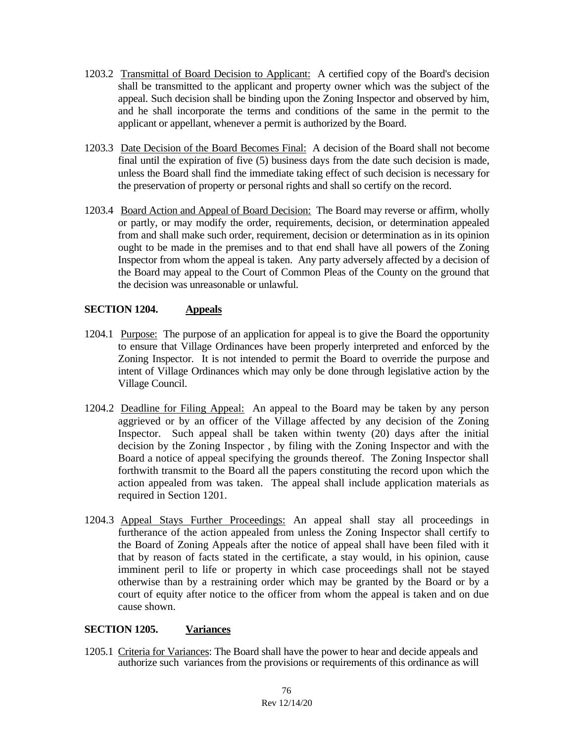1203.2 Transmittal of Board Decision to Applicant: A certified copy of the Board's decision shall be transmitted to the applicant and property owner which was the subject of the appeal. Such decision shall be binding upon the Zoning Inspector and observed by him, and he shall incorporate the terms and conditions of the same in the permit to the applicant or appellant, whenever a permit is authorized by the Board.

1203.3 Date Decision of the Board Becomes Final: A decision of the Board shall not become final until the expiration of five (5) business days from the date such decision is made, unless the Board shall find the immediate taking effect of such decision is necessary for the preservation of property or personal rights and shall so certify on the record.

1203.4 Board Action and Appeal of Board Decision: The Board may reverse or affirm, wholly or partly, or may modify the order, requirements, decision, or determination appealed from and shall make such order, requirement, decision or determination as in its opinion ought to be made in the premises and to that end shall have all powers of the Zoning Inspector from whom the appeal is taken. Any party adversely affected by a decision of the Board may appeal to the Court of Common Pleas of the County on the ground that the decision was unreasonable or unlawful.

## SECTION 1204. Appeals

1204.1 Purpose: The purpose of an application for appeal is to give the Board the opportunity to ensure that Village Ordinances have been properly interpreted and enforced by the Zoning Inspector. It is not intended to permit the Board to override the purpose and intent of Village Ordinances which may only be done through legislative action by the Village Council.

1204.2 Deadline for Filing Appeal: An appeal to the Board may be taken by any person aggrieved or by an officer of the Village affected by any decision of the Zoning Inspector. Such appeal shall be taken within twenty (20) days after the initial decision by the Zoning Inspector , by filing with the Zoning Inspector and with the Board a notice of appeal specifying the grounds thereof. The Zoning Inspector shall forthwith transmit to the Board all the papers constituting the record upon which the action appealed from was taken. The appeal shall include application materials as required in Section 1201.

1204.3 Appeal Stays Further Proceedings: An appeal shall stay all proceedings in furtherance of the action appealed from unless the Zoning Inspector shall certify to the Board of Zoning Appeals after the notice of appeal shall have been filed with it that by reason of facts stated in the certificate, a stay would, in his opinion, cause imminent peril to life or property in which case proceedings shall not be stayed otherwise than by a restraining order which may be granted by the Board or by a court of equity after notice to the officer from whom the appeal is taken and on due cause shown.

## SECTION 1205. Variances

1205.1 Criteria for Variances: The Board shall have the power to hear and decide appeals and authorize such variances from the provisions or requirements of this ordinance as will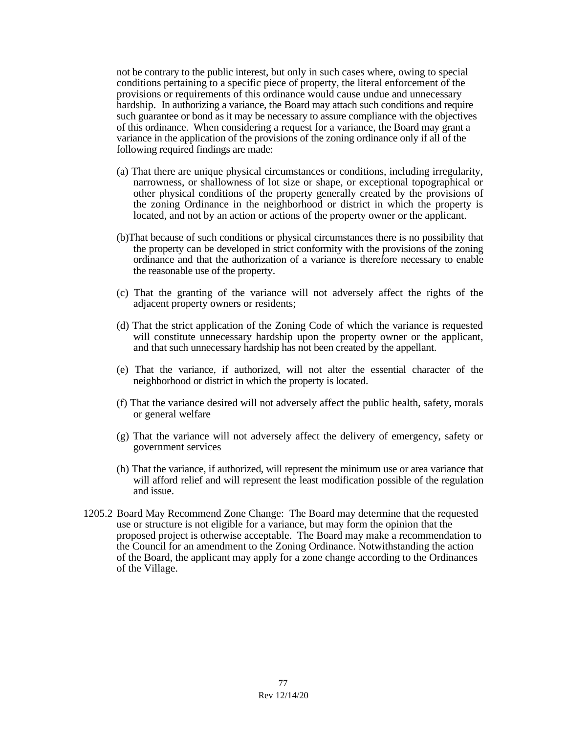not be contrary to the public interest, but only in such cases where, owing to special conditions pertaining to a specific piece of property, the literal enforcement of the provisions or requirements of this ordinance would cause undue and unnecessary hardship. In authorizing a variance, the Board may attach such conditions and require such guarantee or bond as it may be necessary to assure compliance with the objectives of this ordinance. When considering a request for a variance, the Board may grant a variance in the application of the provisions of the zoning ordinance only if all of the following required findings are made:

(a) That there are unique physical circumstances or conditions, including irregularity, narrowness, or shallowness of lot size or shape, or exceptional topographical or other physical conditions of the property generally created by the provisions of the zoning Ordinance in the neighborhood or district in which the property is located, and not by an action or actions of the property owner or the applicant.

(b)That because of such conditions or physical circumstances there is no possibility that the property can be developed in strict conformity with the provisions of the zoning ordinance and that the authorization of a variance is therefore necessary to enable the reasonable use of the property.

(c) That the granting of the variance will not adversely affect the rights of the adjacent property owners or residents;

(d) That the strict application of the Zoning Code of which the variance is requested will constitute unnecessary hardship upon the property owner or the applicant, and that such unnecessary hardship has not been created by the appellant.

(e) That the variance, if authorized, will not alter the essential character of the neighborhood or district in which the property is located.

(f) That the variance desired will not adversely affect the public health, safety, morals or general welfare

(g) That the variance will not adversely affect the delivery of emergency, safety or government services

(h) That the variance, if authorized, will represent the minimum use or area variance that will afford relief and will represent the least modification possible of the regulation and issue.

1205.2 Board May Recommend Zone Change: The Board may determine that the requested use or structure is not eligible for a variance, but may form the opinion that the proposed project is otherwise acceptable. The Board may make a recommendation to the Council for an amendment to the Zoning Ordinance. Notwithstanding the action of the Board, the applicant may apply for a zone change according to the Ordinances of the Village.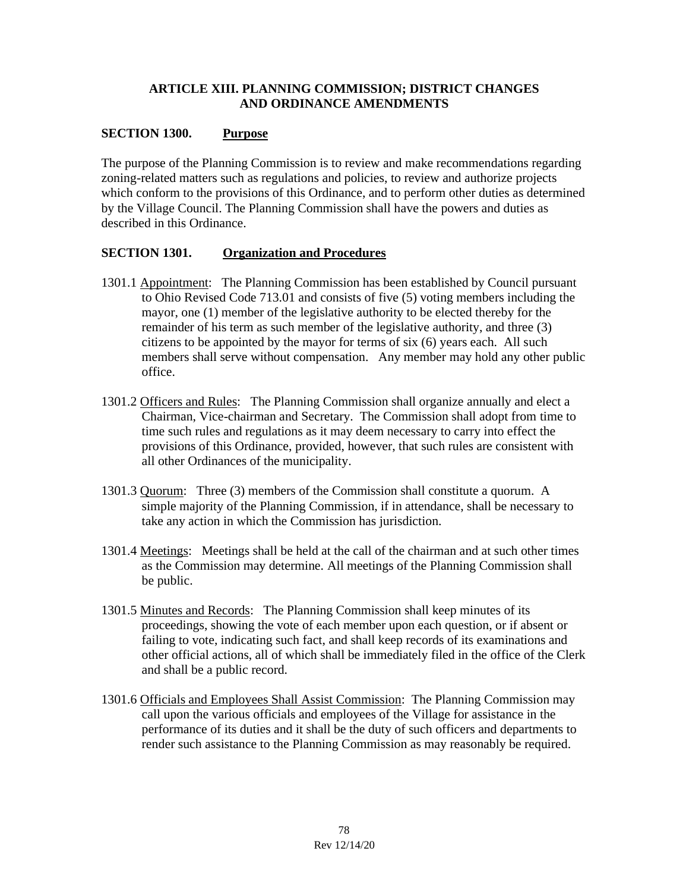## ARTICLE XIII. PLANNING COMMISSION; DISTRICT CHANGES AND ORDINANCE AMENDMENTS

### SECTION 1300. Purpose

The purpose of the Planning Commission is to review and make recommendations regarding zoning-related matters such as regulations and policies, to review and authorize projects which conform to the provisions of this Ordinance, and to perform other duties as determined by the Village Council. The Planning Commission shall have the powers and duties as described in this Ordinance.

### SECTION 1301. Organization and Procedures

1301.1 Appointment: The Planning Commission has been established by Council pursuant to Ohio Revised Code 713.01 and consists of five (5) voting members including the mayor, one (1) member of the legislative authority to be elected thereby for the remainder of his term as such member of the legislative authority, and three (3) citizens to be appointed by the mayor for terms of six (6) years each. All such members shall serve without compensation. Any member may hold any other public office.

1301.2 Officers and Rules: The Planning Commission shall organize annually and elect a Chairman, Vice-chairman and Secretary. The Commission shall adopt from time to time such rules and regulations as it may deem necessary to carry into effect the provisions of this Ordinance, provided, however, that such rules are consistent with all other Ordinances of the municipality.

1301.3 Quorum: Three (3) members of the Commission shall constitute a quorum. A simple majority of the Planning Commission, if in attendance, shall be necessary to take any action in which the Commission has jurisdiction.

1301.4 Meetings: Meetings shall be held at the call of the chairman and at such other times as the Commission may determine. All meetings of the Planning Commission shall be public.

1301.5 Minutes and Records: The Planning Commission shall keep minutes of its proceedings, showing the vote of each member upon each question, or if absent or failing to vote, indicating such fact, and shall keep records of its examinations and other official actions, all of which shall be immediately filed in the office of the Clerk and shall be a public record.

1301.6 Officials and Employees Shall Assist Commission: The Planning Commission may call upon the various officials and employees of the Village for assistance in the performance of its duties and it shall be the duty of such officers and departments to render such assistance to the Planning Commission as may reasonably be required.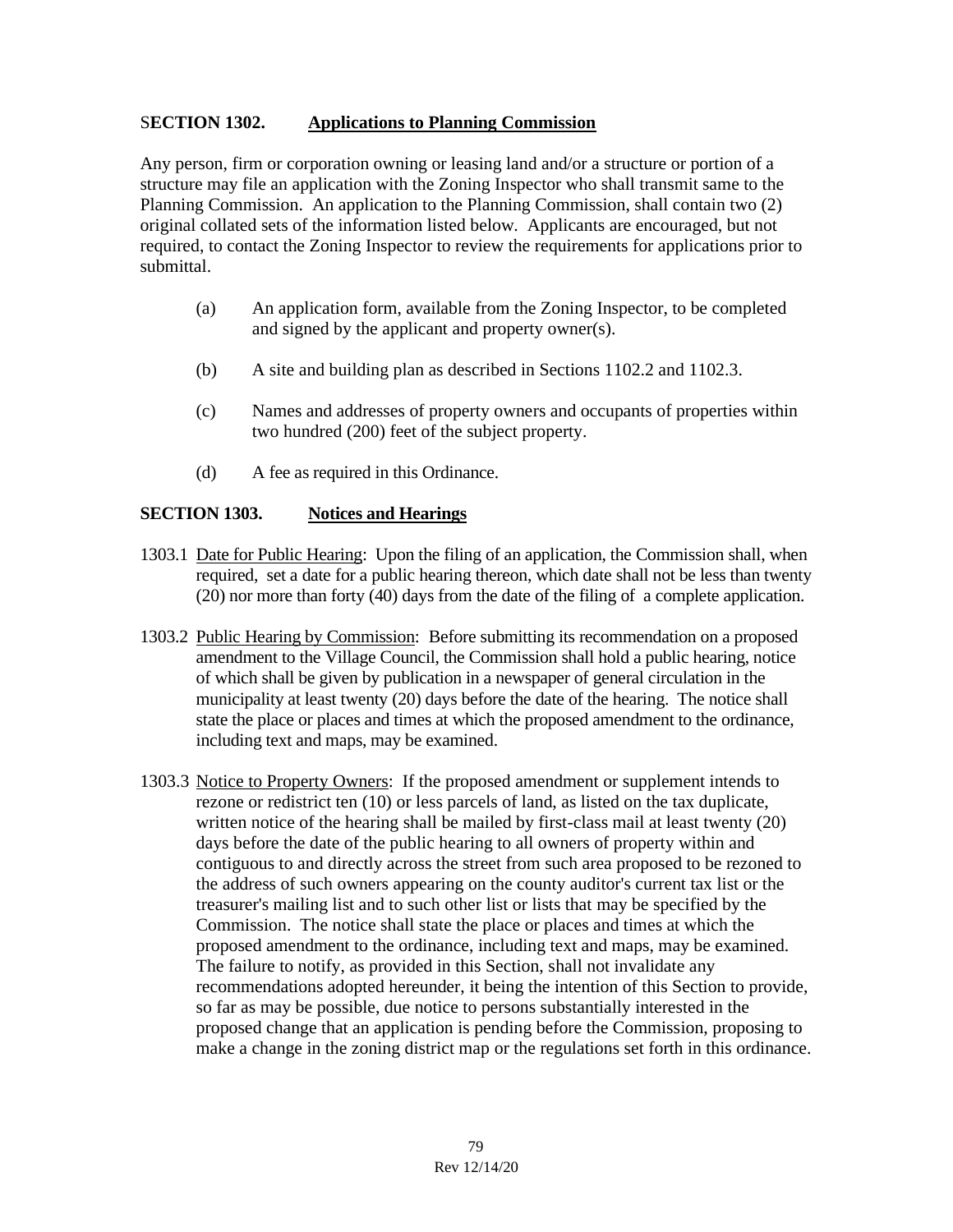## SECTION 1302. Applications to Planning Commission

Any person, firm or corporation owning or leasing land and/or a structure or portion of a structure may file an application with the Zoning Inspector who shall transmit same to the Planning Commission. An application to the Planning Commission, shall contain two (2) original collated sets of the information listed below. Applicants are encouraged, but not required, to contact the Zoning Inspector to review the requirements for applications prior to submittal.

(a) An application form, available from the Zoning Inspector, to be completed and signed by the applicant and property owner(s).

(b) A site and building plan as described in Sections 1102.2 and 1102.3.

(c) Names and addresses of property owners and occupants of properties within two hundred (200) feet of the subject property.

(d) A fee as required in this Ordinance.

## SECTION 1303. Notices and Hearings

1303.1 Date for Public Hearing: Upon the filing of an application, the Commission shall, when required, set a date for a public hearing thereon, which date shall not be less than twenty (20) nor more than forty (40) days from the date of the filing of a complete application.

1303.2 Public Hearing by Commission: Before submitting its recommendation on a proposed amendment to the Village Council, the Commission shall hold a public hearing, notice of which shall be given by publication in a newspaper of general circulation in the municipality at least twenty (20) days before the date of the hearing. The notice shall state the place or places and times at which the proposed amendment to the ordinance, including text and maps, may be examined.

1303.3 Notice to Property Owners: If the proposed amendment or supplement intends to rezone or redistrict ten (10) or less parcels of land, as listed on the tax duplicate, written notice of the hearing shall be mailed by first-class mail at least twenty (20) days before the date of the public hearing to all owners of property within and contiguous to and directly across the street from such area proposed to be rezoned to the address of such owners appearing on the county auditor's current tax list or the treasurer's mailing list and to such other list or lists that may be specified by the Commission. The notice shall state the place or places and times at which the proposed amendment to the ordinance, including text and maps, may be examined. The failure to notify, as provided in this Section, shall not invalidate any recommendations adopted hereunder, it being the intention of this Section to provide, so far as may be possible, due notice to persons substantially interested in the proposed change that an application is pending before the Commission, proposing to make a change in the zoning district map or the regulations set forth in this ordinance.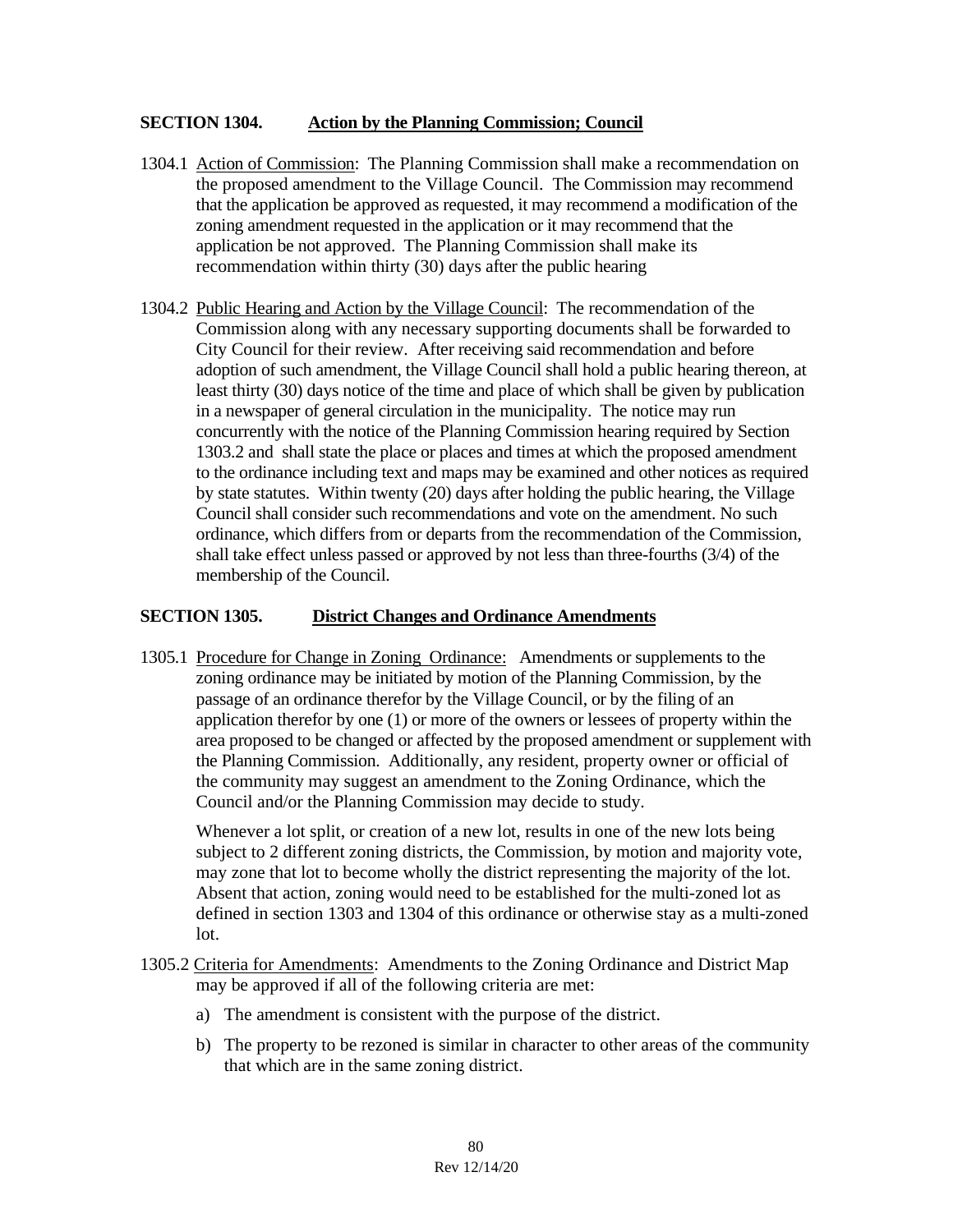## SECTION 1304. Action by the Planning Commission; Council

1304.1 Action of Commission: The Planning Commission shall make a recommendation on the proposed amendment to the Village Council. The Commission may recommend that the application be approved as requested, it may recommend a modification of the zoning amendment requested in the application or it may recommend that the application be not approved. The Planning Commission shall make its recommendation within thirty (30) days after the public hearing

1304.2 Public Hearing and Action by the Village Council: The recommendation of the Commission along with any necessary supporting documents shall be forwarded to City Council for their review. After receiving said recommendation and before adoption of such amendment, the Village Council shall hold a public hearing thereon, at least thirty (30) days notice of the time and place of which shall be given by publication in a newspaper of general circulation in the municipality. The notice may run concurrently with the notice of the Planning Commission hearing required by Section 1303.2 and shall state the place or places and times at which the proposed amendment to the ordinance including text and maps may be examined and other notices as required by state statutes. Within twenty (20) days after holding the public hearing, the Village Council shall consider such recommendations and vote on the amendment. No such ordinance, which differs from or departs from the recommendation of the Commission, shall take effect unless passed or approved by not less than three-fourths (3/4) of the membership of the Council.

## SECTION 1305. District Changes and Ordinance Amendments

1305.1 Procedure for Change in Zoning Ordinance: Amendments or supplements to the zoning ordinance may be initiated by motion of the Planning Commission, by the passage of an ordinance therefor by the Village Council, or by the filing of an application therefor by one (1) or more of the owners or lessees of property within the area proposed to be changed or affected by the proposed amendment or supplement with the Planning Commission. Additionally, any resident, property owner or official of the community may suggest an amendment to the Zoning Ordinance, which the Council and/or the Planning Commission may decide to study.

Whenever a lot split, or creation of a new lot, results in one of the new lots being subject to 2 different zoning districts, the Commission, by motion and majority vote, may zone that lot to become wholly the district representing the majority of the lot. Absent that action, zoning would need to be established for the multi-zoned lot as defined in section 1303 and 1304 of this ordinance or otherwise stay as a multi-zoned lot.

1305.2 Criteria for Amendments: Amendments to the Zoning Ordinance and District Map may be approved if all of the following criteria are met:

a) The amendment is consistent with the purpose of the district.

b) The property to be rezoned is similar in character to other areas of the community that which are in the same zoning district.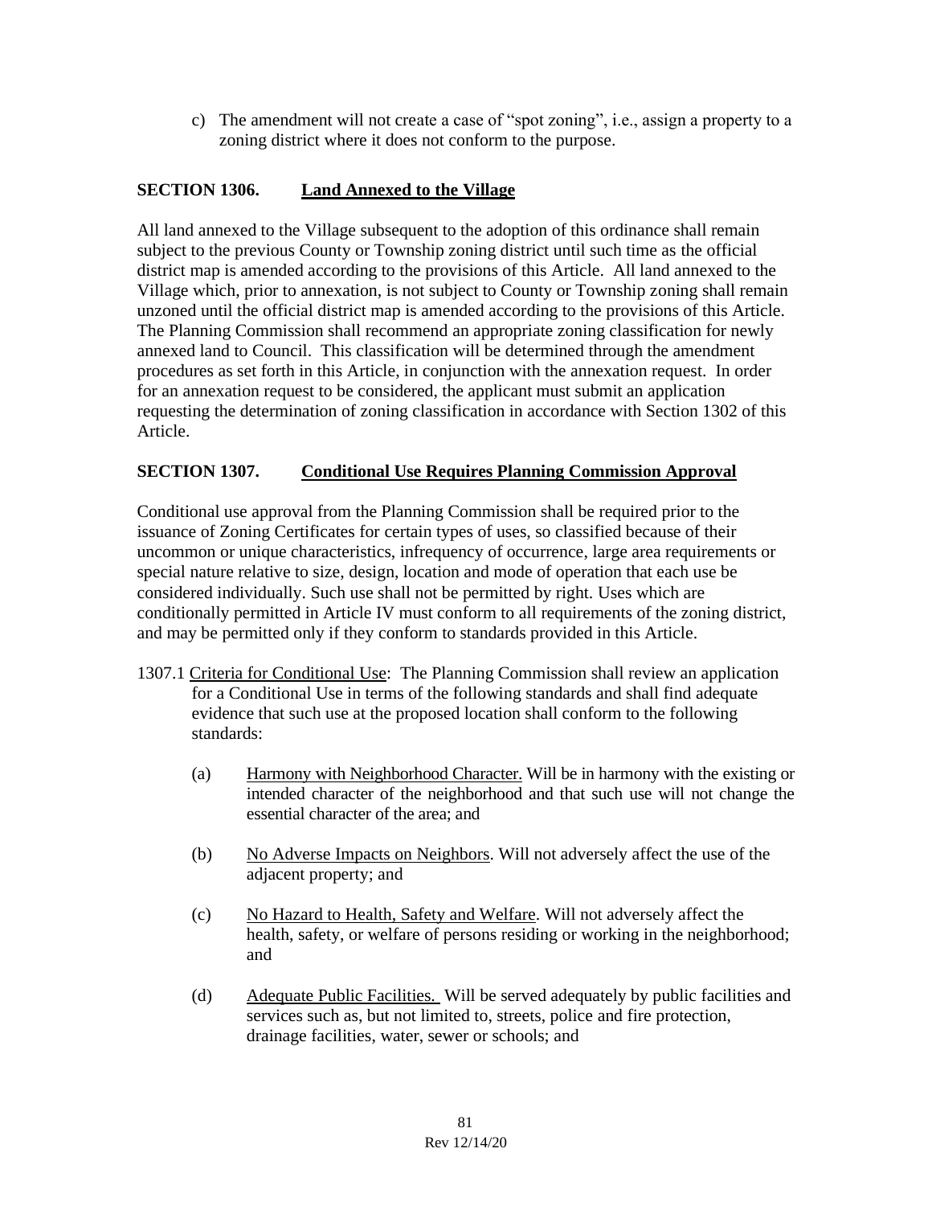c) The amendment will not create a case of "spot zoning", i.e., assign a property to a zoning district where it does not conform to the purpose.

## SECTION 1306. Land Annexed to the Village

All land annexed to the Village subsequent to the adoption of this ordinance shall remain subject to the previous County or Township zoning district until such time as the official district map is amended according to the provisions of this Article. All land annexed to the Village which, prior to annexation, is not subject to County or Township zoning shall remain unzoned until the official district map is amended according to the provisions of this Article. The Planning Commission shall recommend an appropriate zoning classification for newly annexed land to Council. This classification will be determined through the amendment procedures as set forth in this Article, in conjunction with the annexation request. In order for an annexation request to be considered, the applicant must submit an application requesting the determination of zoning classification in accordance with Section 1302 of this Article.

## SECTION 1307. Conditional Use Requires Planning Commission Approval

Conditional use approval from the Planning Commission shall be required prior to the issuance of Zoning Certificates for certain types of uses, so classified because of their uncommon or unique characteristics, infrequency of occurrence, large area requirements or special nature relative to size, design, location and mode of operation that each use be considered individually. Such use shall not be permitted by right. Uses which are conditionally permitted in Article IV must conform to all requirements of the zoning district, and may be permitted only if they conform to standards provided in this Article.

1307.1 Criteria for Conditional Use: The Planning Commission shall review an application for a Conditional Use in terms of the following standards and shall find adequate evidence that such use at the proposed location shall conform to the following standards:

(a) Harmony with Neighborhood Character. Will be in harmony with the existing or intended character of the neighborhood and that such use will not change the essential character of the area; and

(b) No Adverse Impacts on Neighbors. Will not adversely affect the use of the adjacent property; and

(c) No Hazard to Health, Safety and Welfare. Will not adversely affect the health, safety, or welfare of persons residing or working in the neighborhood; and

(d) Adequate Public Facilities. Will be served adequately by public facilities and services such as, but not limited to, streets, police and fire protection, drainage facilities, water, sewer or schools; and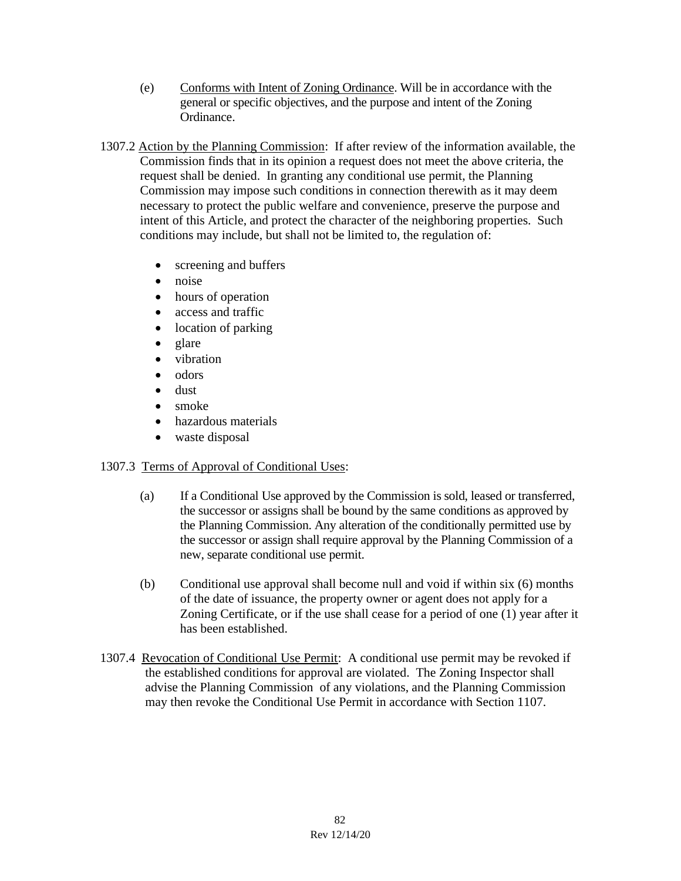(e) Conforms with Intent of Zoning Ordinance. Will be in accordance with the general or specific objectives, and the purpose and intent of the Zoning Ordinance.

1307.2 Action by the Planning Commission: If after review of the information available, the Commission finds that in its opinion a request does not meet the above criteria, the request shall be denied. In granting any conditional use permit, the Planning Commission may impose such conditions in connection therewith as it may deem necessary to protect the public welfare and convenience, preserve the purpose and intent of this Article, and protect the character of the neighboring properties. Such conditions may include, but shall not be limited to, the regulation of:

- screening and buffers
- noise
- hours of operation
- access and traffic
- location of parking
- glare
- vibration
- odors
- dust
- smoke
- hazardous materials
- waste disposal

1307.3 Terms of Approval of Conditional Uses:

(a) If a Conditional Use approved by the Commission is sold, leased or transferred, the successor or assigns shall be bound by the same conditions as approved by the Planning Commission. Any alteration of the conditionally permitted use by the successor or assign shall require approval by the Planning Commission of a new, separate conditional use permit.

(b) Conditional use approval shall become null and void if within six (6) months of the date of issuance, the property owner or agent does not apply for a Zoning Certificate, or if the use shall cease for a period of one (1) year after it has been established.

1307.4 Revocation of Conditional Use Permit: A conditional use permit may be revoked if the established conditions for approval are violated. The Zoning Inspector shall advise the Planning Commission of any violations, and the Planning Commission may then revoke the Conditional Use Permit in accordance with Section 1107.

Rev 12/14/20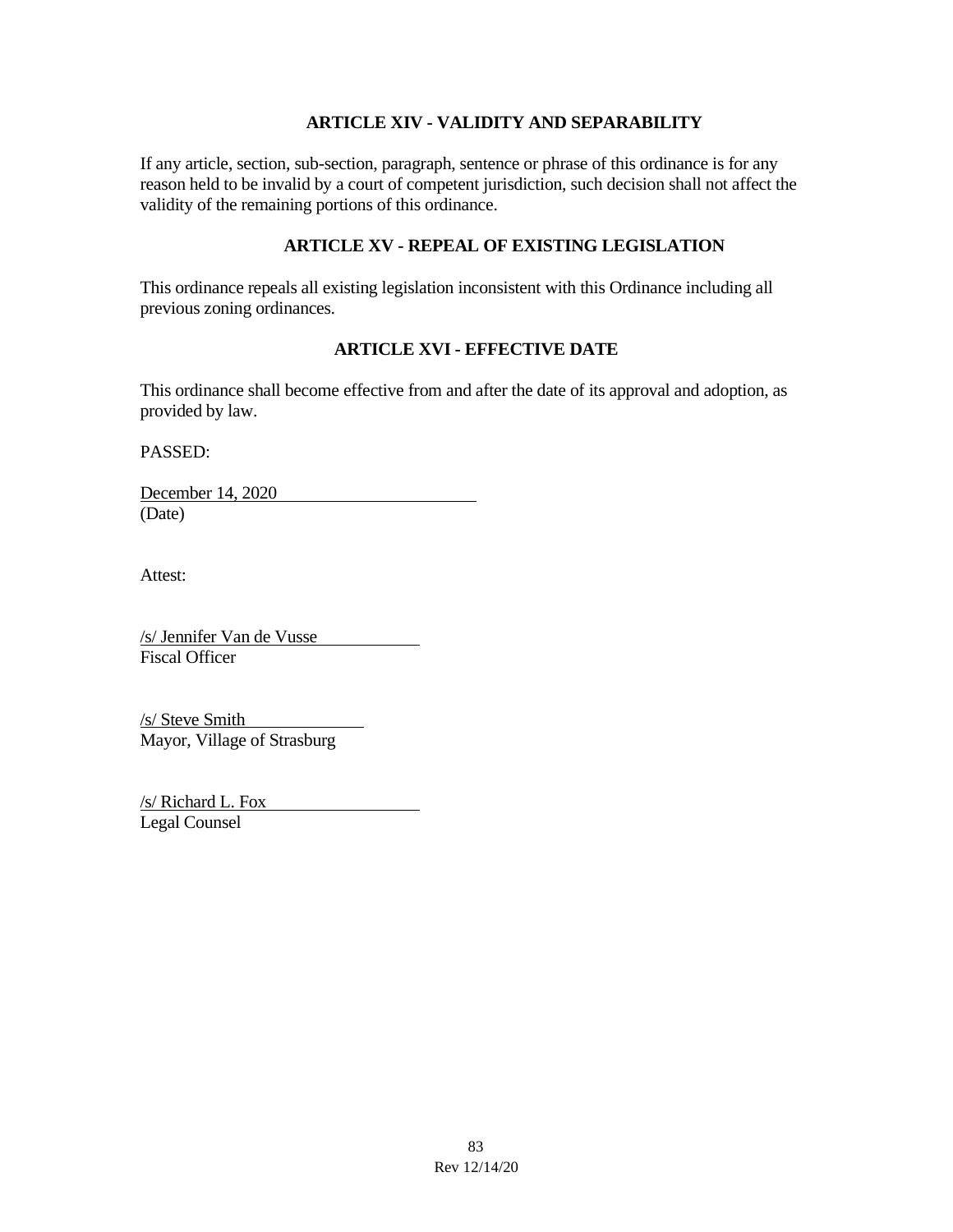## ARTICLE XIV - VALIDITY AND SEPARABILITY

If any article, section, sub-section, paragraph, sentence or phrase of this ordinance is for any reason held to be invalid by a court of competent jurisdiction, such decision shall not affect the validity of the remaining portions of this ordinance.

## ARTICLE XV - REPEAL OF EXISTING LEGISLATION

This ordinance repeals all existing legislation inconsistent with this Ordinance including all previous zoning ordinances.

## ARTICLE XVI - EFFECTIVE DATE

This ordinance shall become effective from and after the date of its approval and adoption, as provided by law.

PASSED:

December 14, 2020
(Date)

Attest:

/s/ Jennifer Van de Vusse
Fiscal Officer

/s/ Steve Smith
Mayor, Village of Strasburg

/s/ Richard L. Fox
Legal Counsel